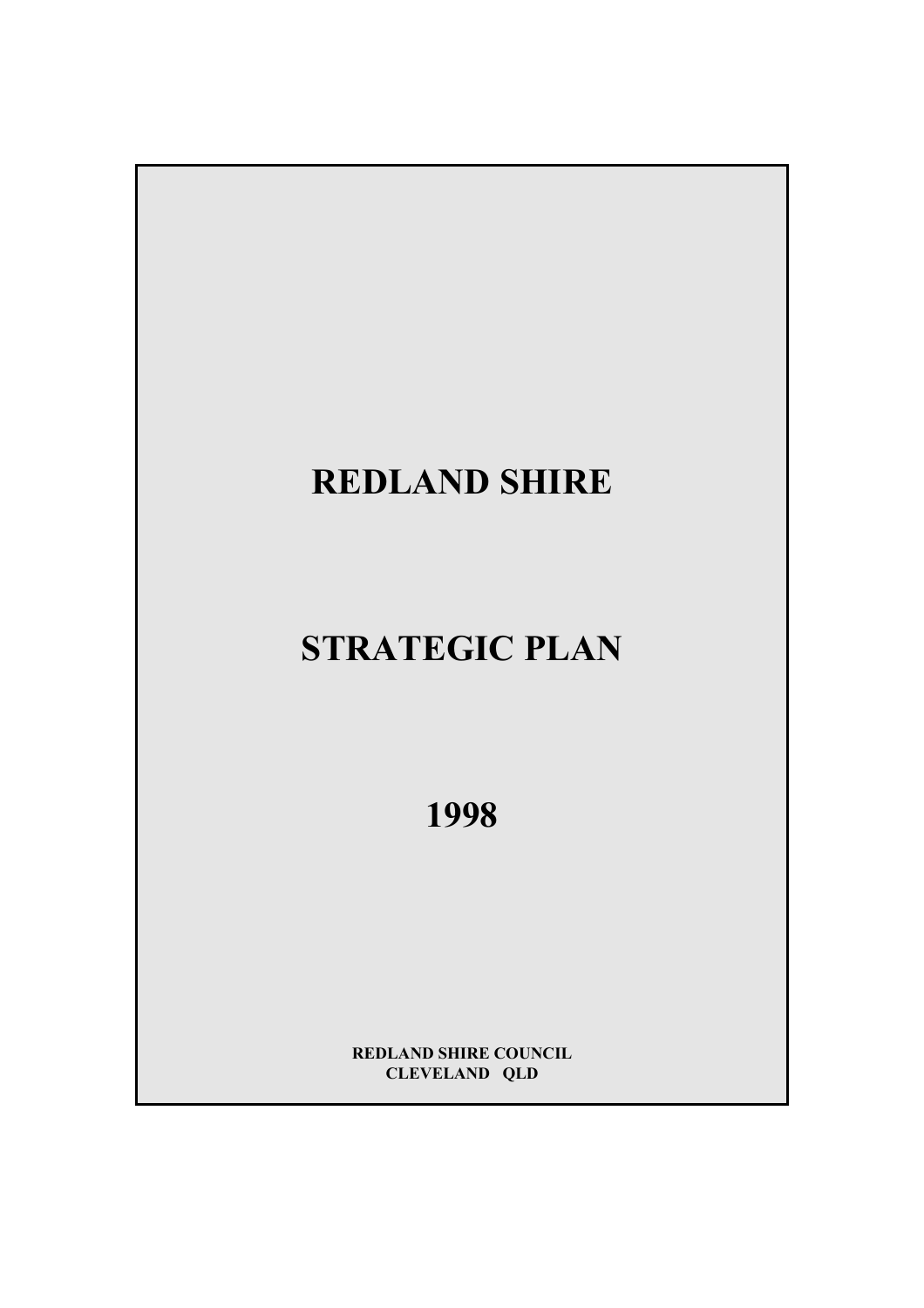# REDLAND SHIRE

# STRATEGIC PLAN

# 1998

**REDLAND SHIRE COUNCIL**
**CLEVELAND QLD**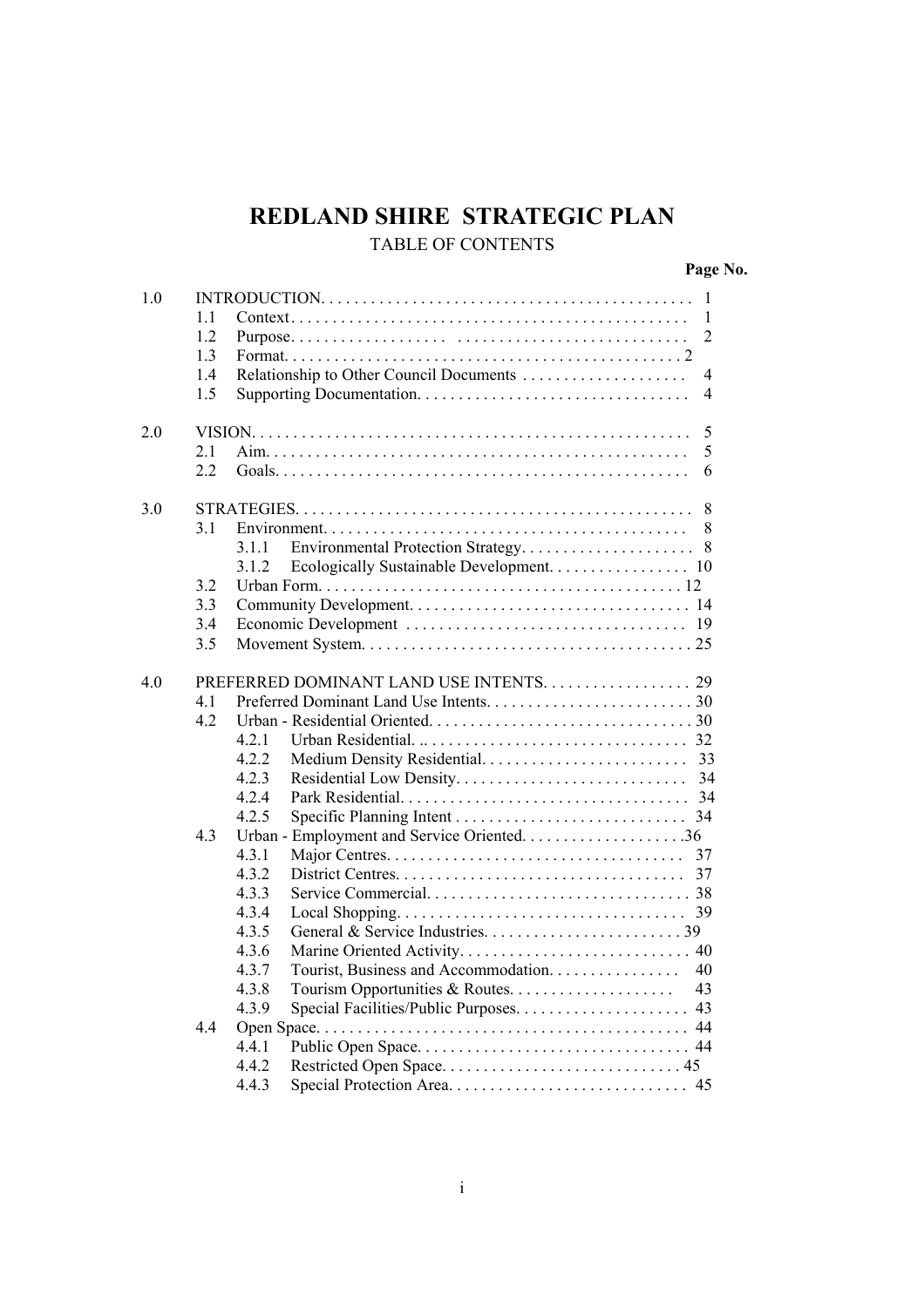# REDLAND SHIRE STRATEGIC PLAN

TABLE OF CONTENTS

| | | | Page No. |
|---|---|---|---|
| 1.0 | INTRODUCTION | | 1 |
| | 1.1 | Context | 1 |
| | 1.2 | Purpose | 2 |
| | 1.3 | Format | 2 |
| | 1.4 | Relationship to Other Council Documents | 4 |
| | 1.5 | Supporting Documentation | 4 |
| 2.0 | VISION | | 5 |
| | 2.1 | Aim | 5 |
| | 2.2 | Goals | 6 |
| 3.0 | STRATEGIES | | 8 |
| | 3.1 | Environment | 8 |
| | | 3.1.1 Environmental Protection Strategy | 8 |
| | | 3.1.2 Ecologically Sustainable Development | 10 |
| | 3.2 | Urban Form | 12 |
| | 3.3 | Community Development | 14 |
| | 3.4 | Economic Development | 19 |
| | 3.5 | Movement System | 25 |
| 4.0 | PREFERRED DOMINANT LAND USE INTENTS | | 29 |
| | 4.1 | Preferred Dominant Land Use Intents | 30 |
| | 4.2 | Urban - Residential Oriented | 30 |
| | | 4.2.1 Urban Residential | 32 |
| | | 4.2.2 Medium Density Residential | 33 |
| | | 4.2.3 Residential Low Density | 34 |
| | | 4.2.4 Park Residential | 34 |
| | | 4.2.5 Specific Planning Intent | 34 |
| | 4.3 | Urban - Employment and Service Oriented | 36 |
| | | 4.3.1 Major Centres | 37 |
| | | 4.3.2 District Centres | 37 |
| | | 4.3.3 Service Commercial | 38 |
| | | 4.3.4 Local Shopping | 39 |
| | | 4.3.5 General & Service Industries | 39 |
| | | 4.3.6 Marine Oriented Activity | 40 |
| | | 4.3.7 Tourist, Business and Accommodation | 40 |
| | | 4.3.8 Tourism Opportunities & Routes | 43 |
| | | 4.3.9 Special Facilities/Public Purposes | 43 |
| | 4.4 | Open Space | 44 |
| | | 4.4.1 Public Open Space | 44 |
| | | 4.4.2 Restricted Open Space | 45 |
| | | 4.4.3 Special Protection Area | 45 |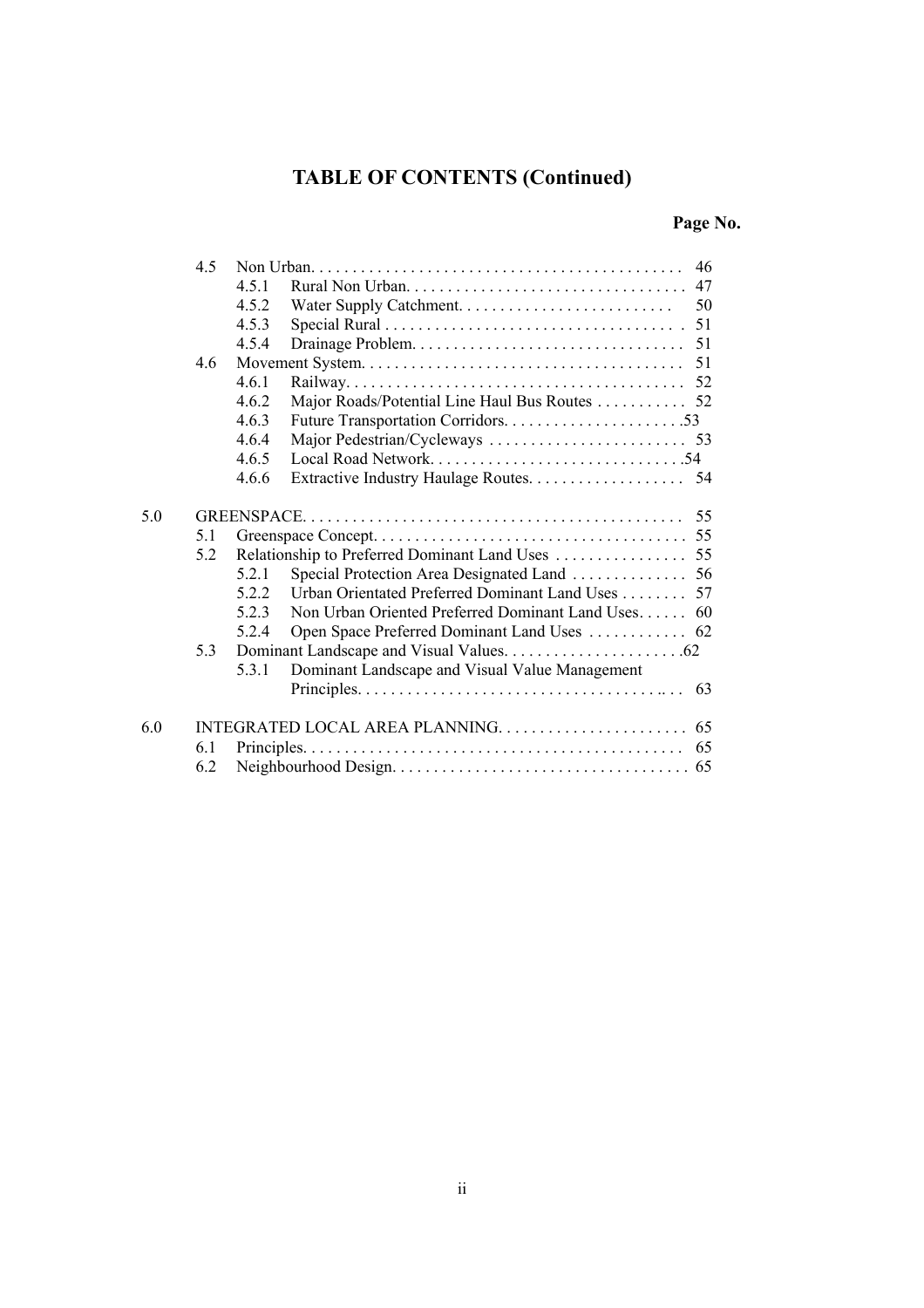## TABLE OF CONTENTS (Continued)

| | | Page No. |
|---|---|---|
| 4.5 | Non Urban | 46 |
| 4.5.1 | Rural Non Urban | 47 |
| 4.5.2 | Water Supply Catchment | 50 |
| 4.5.3 | Special Rural | 51 |
| 4.5.4 | Drainage Problem | 51 |
| 4.6 | Movement System | 51 |
| 4.6.1 | Railway | 52 |
| 4.6.2 | Major Roads/Potential Line Haul Bus Routes | 52 |
| 4.6.3 | Future Transportation Corridors | 53 |
| 4.6.4 | Major Pedestrian/Cycleways | 53 |
| 4.6.5 | Local Road Network | 54 |
| 4.6.6 | Extractive Industry Haulage Routes | 54 |
| 5.0 | GREENSPACE | 55 |
| 5.1 | Greenspace Concept | 55 |
| 5.2 | Relationship to Preferred Dominant Land Uses | 55 |
| 5.2.1 | Special Protection Area Designated Land | 56 |
| 5.2.2 | Urban Orientated Preferred Dominant Land Uses | 57 |
| 5.2.3 | Non Urban Oriented Preferred Dominant Land Uses | 60 |
| 5.2.4 | Open Space Preferred Dominant Land Uses | 62 |
| 5.3 | Dominant Landscape and Visual Values | 62 |
| 5.3.1 | Dominant Landscape and Visual Value Management Principles | 63 |
| 6.0 | INTEGRATED LOCAL AREA PLANNING | 65 |
| 6.1 | Principles | 65 |
| 6.2 | Neighbourhood Design | 65 |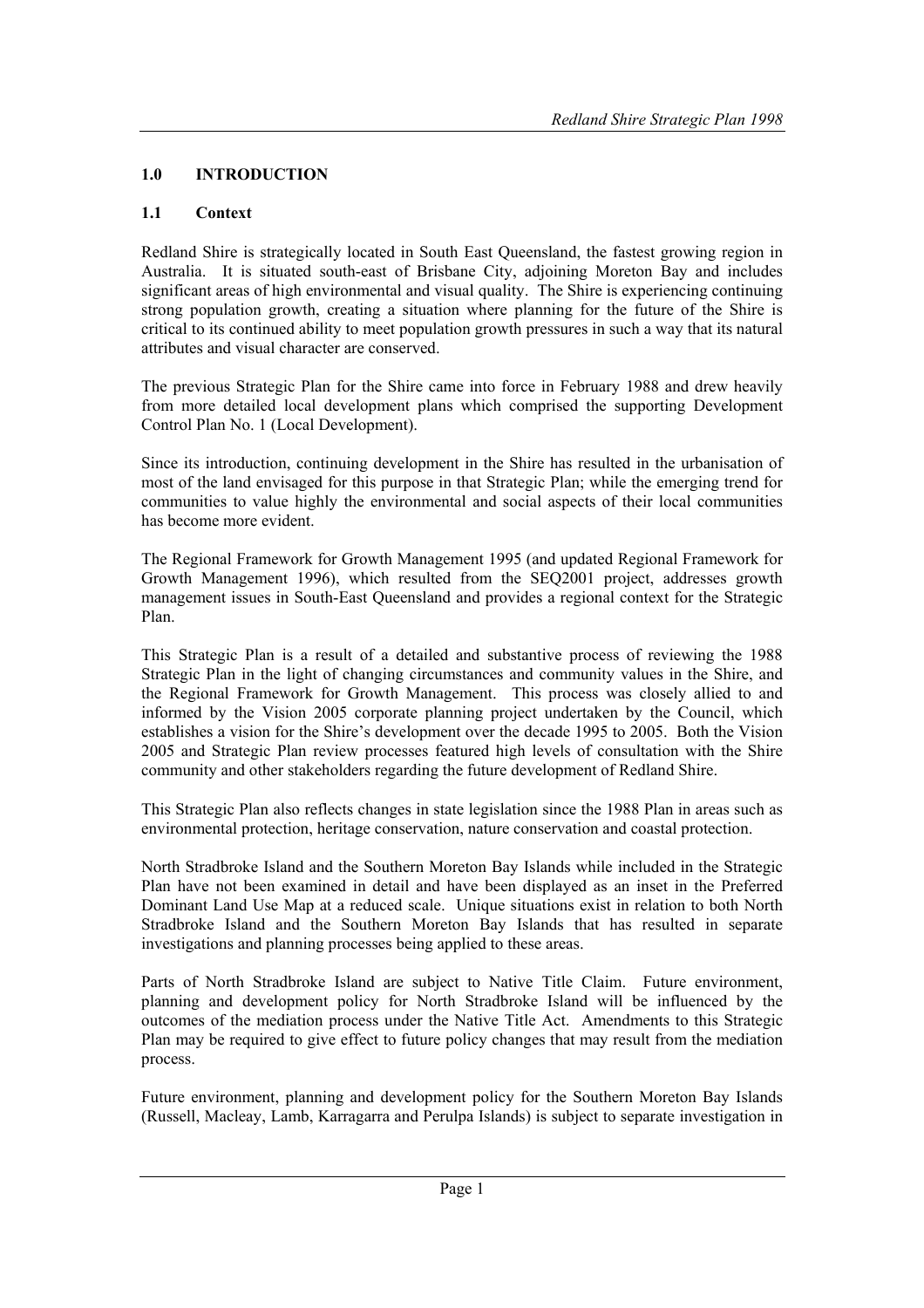## 1.0 INTRODUCTION

### 1.1 Context

Redland Shire is strategically located in South East Queensland, the fastest growing region in Australia. It is situated south-east of Brisbane City, adjoining Moreton Bay and includes significant areas of high environmental and visual quality. The Shire is experiencing continuing strong population growth, creating a situation where planning for the future of the Shire is critical to its continued ability to meet population growth pressures in such a way that its natural attributes and visual character are conserved.

The previous Strategic Plan for the Shire came into force in February 1988 and drew heavily from more detailed local development plans which comprised the supporting Development Control Plan No. 1 (Local Development).

Since its introduction, continuing development in the Shire has resulted in the urbanisation of most of the land envisaged for this purpose in that Strategic Plan; while the emerging trend for communities to value highly the environmental and social aspects of their local communities has become more evident.

The Regional Framework for Growth Management 1995 (and updated Regional Framework for Growth Management 1996), which resulted from the SEQ2001 project, addresses growth management issues in South-East Queensland and provides a regional context for the Strategic Plan.

This Strategic Plan is a result of a detailed and substantive process of reviewing the 1988 Strategic Plan in the light of changing circumstances and community values in the Shire, and the Regional Framework for Growth Management. This process was closely allied to and informed by the Vision 2005 corporate planning project undertaken by the Council, which establishes a vision for the Shire's development over the decade 1995 to 2005. Both the Vision 2005 and Strategic Plan review processes featured high levels of consultation with the Shire community and other stakeholders regarding the future development of Redland Shire.

This Strategic Plan also reflects changes in state legislation since the 1988 Plan in areas such as environmental protection, heritage conservation, nature conservation and coastal protection.

North Stradbroke Island and the Southern Moreton Bay Islands while included in the Strategic Plan have not been examined in detail and have been displayed as an inset in the Preferred Dominant Land Use Map at a reduced scale. Unique situations exist in relation to both North Stradbroke Island and the Southern Moreton Bay Islands that has resulted in separate investigations and planning processes being applied to these areas.

Parts of North Stradbroke Island are subject to Native Title Claim. Future environment, planning and development policy for North Stradbroke Island will be influenced by the outcomes of the mediation process under the Native Title Act. Amendments to this Strategic Plan may be required to give effect to future policy changes that may result from the mediation process.

Future environment, planning and development policy for the Southern Moreton Bay Islands (Russell, Macleay, Lamb, Karragarra and Perulpa Islands) is subject to separate investigation in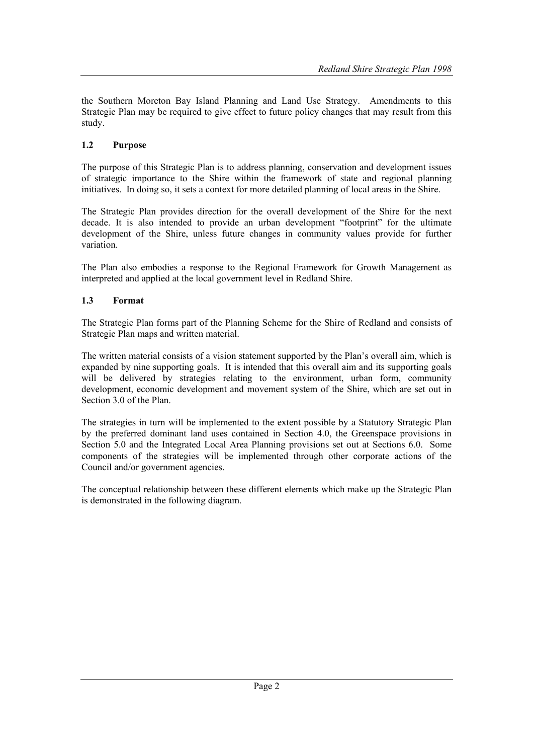the Southern Moreton Bay Island Planning and Land Use Strategy. Amendments to this Strategic Plan may be required to give effect to future policy changes that may result from this study.

### 1.2 Purpose

The purpose of this Strategic Plan is to address planning, conservation and development issues of strategic importance to the Shire within the framework of state and regional planning initiatives. In doing so, it sets a context for more detailed planning of local areas in the Shire.

The Strategic Plan provides direction for the overall development of the Shire for the next decade. It is also intended to provide an urban development "footprint" for the ultimate development of the Shire, unless future changes in community values provide for further variation.

The Plan also embodies a response to the Regional Framework for Growth Management as interpreted and applied at the local government level in Redland Shire.

### 1.3 Format

The Strategic Plan forms part of the Planning Scheme for the Shire of Redland and consists of Strategic Plan maps and written material.

The written material consists of a vision statement supported by the Plan's overall aim, which is expanded by nine supporting goals. It is intended that this overall aim and its supporting goals will be delivered by strategies relating to the environment, urban form, community development, economic development and movement system of the Shire, which are set out in Section 3.0 of the Plan.

The strategies in turn will be implemented to the extent possible by a Statutory Strategic Plan by the preferred dominant land uses contained in Section 4.0, the Greenspace provisions in Section 5.0 and the Integrated Local Area Planning provisions set out at Sections 6.0. Some components of the strategies will be implemented through other corporate actions of the Council and/or government agencies.

The conceptual relationship between these different elements which make up the Strategic Plan is demonstrated in the following diagram.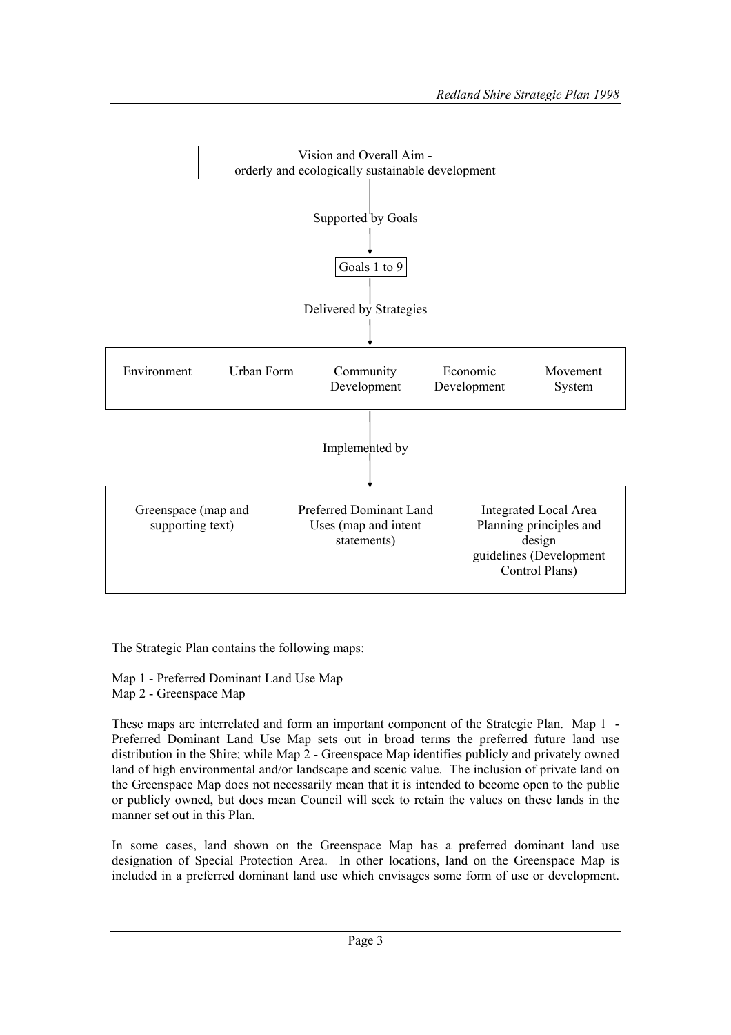Vision and Overall Aim - orderly and ecologically sustainable development

↓ Supported by Goals ↓

Goals 1 to 9

↓ Delivered by Strategies ↓

| Environment | Urban Form | Community Development | Economic Development | Movement System |
|---|---|---|---|---|

↓ Implemented by ↓

| Greenspace (map and supporting text) | Preferred Dominant Land Uses (map and intent statements) | Integrated Local Area Planning principles and design guidelines (Development Control Plans) |
|---|---|---|

The Strategic Plan contains the following maps:

Map 1 - Preferred Dominant Land Use Map
Map 2 - Greenspace Map

These maps are interrelated and form an important component of the Strategic Plan. Map 1 - Preferred Dominant Land Use Map sets out in broad terms the preferred future land use distribution in the Shire; while Map 2 - Greenspace Map identifies publicly and privately owned land of high environmental and/or landscape and scenic value. The inclusion of private land on the Greenspace Map does not necessarily mean that it is intended to become open to the public or publicly owned, but does mean Council will seek to retain the values on these lands in the manner set out in this Plan.

In some cases, land shown on the Greenspace Map has a preferred dominant land use designation of Special Protection Area. In other locations, land on the Greenspace Map is included in a preferred dominant land use which envisages some form of use or development.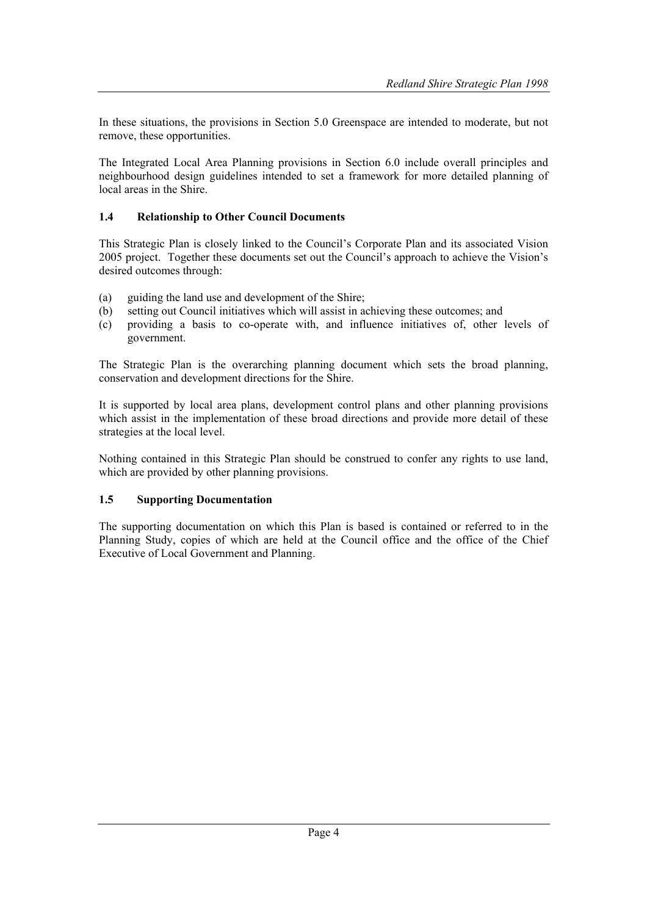In these situations, the provisions in Section 5.0 Greenspace are intended to moderate, but not remove, these opportunities.

The Integrated Local Area Planning provisions in Section 6.0 include overall principles and neighbourhood design guidelines intended to set a framework for more detailed planning of local areas in the Shire.

### 1.4 Relationship to Other Council Documents

This Strategic Plan is closely linked to the Council's Corporate Plan and its associated Vision 2005 project. Together these documents set out the Council's approach to achieve the Vision's desired outcomes through:

(a) guiding the land use and development of the Shire;
(b) setting out Council initiatives which will assist in achieving these outcomes; and
(c) providing a basis to co-operate with, and influence initiatives of, other levels of government.

The Strategic Plan is the overarching planning document which sets the broad planning, conservation and development directions for the Shire.

It is supported by local area plans, development control plans and other planning provisions which assist in the implementation of these broad directions and provide more detail of these strategies at the local level.

Nothing contained in this Strategic Plan should be construed to confer any rights to use land, which are provided by other planning provisions.

### 1.5 Supporting Documentation

The supporting documentation on which this Plan is based is contained or referred to in the Planning Study, copies of which are held at the Council office and the office of the Chief Executive of Local Government and Planning.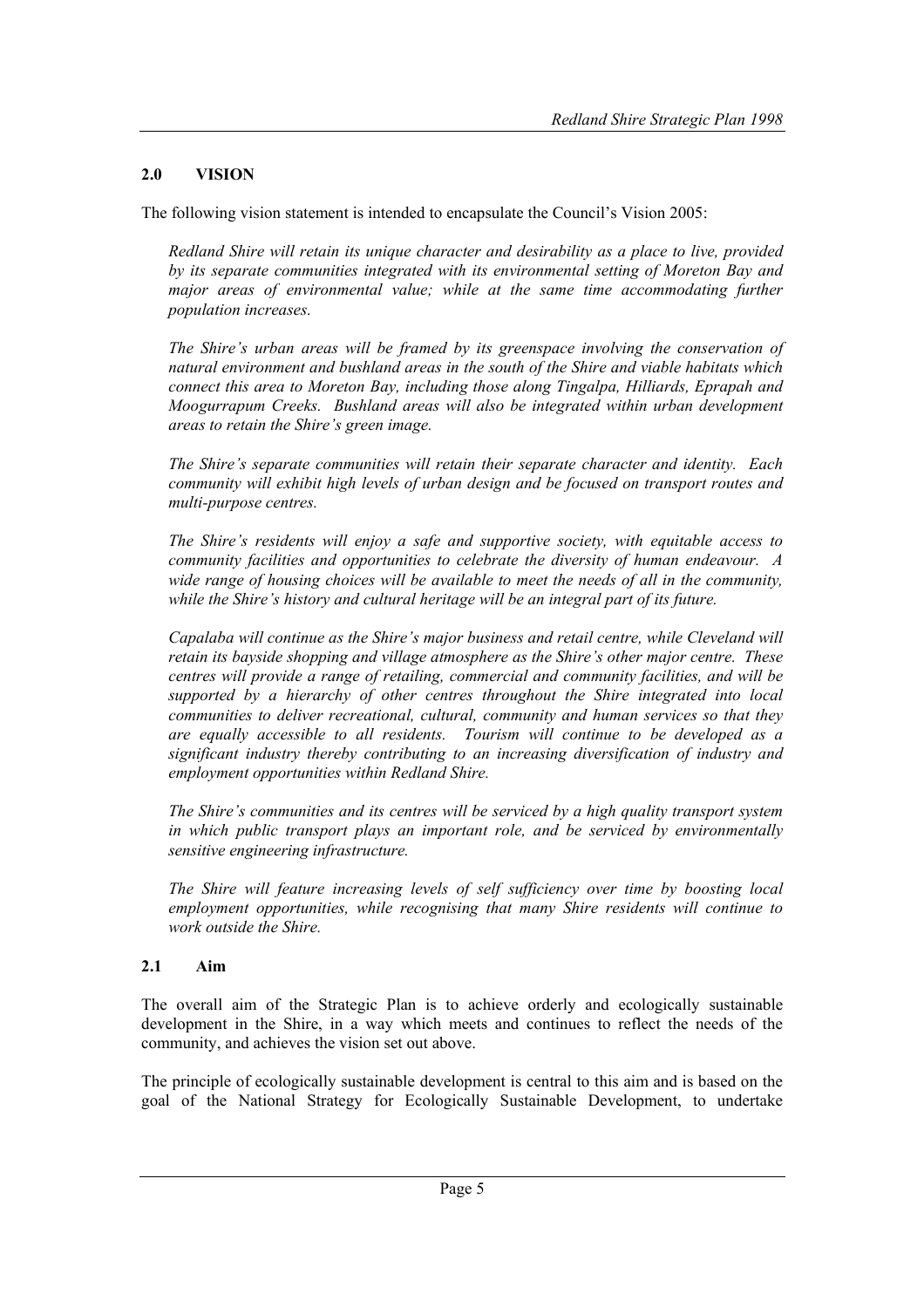## 2.0 VISION

The following vision statement is intended to encapsulate the Council's Vision 2005:

> *Redland Shire will retain its unique character and desirability as a place to live, provided by its separate communities integrated with its environmental setting of Moreton Bay and major areas of environmental value; while at the same time accommodating further population increases.*
>
> *The Shire's urban areas will be framed by its greenspace involving the conservation of natural environment and bushland areas in the south of the Shire and viable habitats which connect this area to Moreton Bay, including those along Tingalpa, Hilliards, Eprapah and Moogurrapum Creeks. Bushland areas will also be integrated within urban development areas to retain the Shire's green image.*
>
> *The Shire's separate communities will retain their separate character and identity. Each community will exhibit high levels of urban design and be focused on transport routes and multi-purpose centres.*
>
> *The Shire's residents will enjoy a safe and supportive society, with equitable access to community facilities and opportunities to celebrate the diversity of human endeavour. A wide range of housing choices will be available to meet the needs of all in the community, while the Shire's history and cultural heritage will be an integral part of its future.*
>
> *Capalaba will continue as the Shire's major business and retail centre, while Cleveland will retain its bayside shopping and village atmosphere as the Shire's other major centre. These centres will provide a range of retailing, commercial and community facilities, and will be supported by a hierarchy of other centres throughout the Shire integrated into local communities to deliver recreational, cultural, community and human services so that they are equally accessible to all residents. Tourism will continue to be developed as a significant industry thereby contributing to an increasing diversification of industry and employment opportunities within Redland Shire.*
>
> *The Shire's communities and its centres will be serviced by a high quality transport system in which public transport plays an important role, and be serviced by environmentally sensitive engineering infrastructure.*
>
> *The Shire will feature increasing levels of self sufficiency over time by boosting local employment opportunities, while recognising that many Shire residents will continue to work outside the Shire.*

### 2.1 Aim

The overall aim of the Strategic Plan is to achieve orderly and ecologically sustainable development in the Shire, in a way which meets and continues to reflect the needs of the community, and achieves the vision set out above.

The principle of ecologically sustainable development is central to this aim and is based on the goal of the National Strategy for Ecologically Sustainable Development, to undertake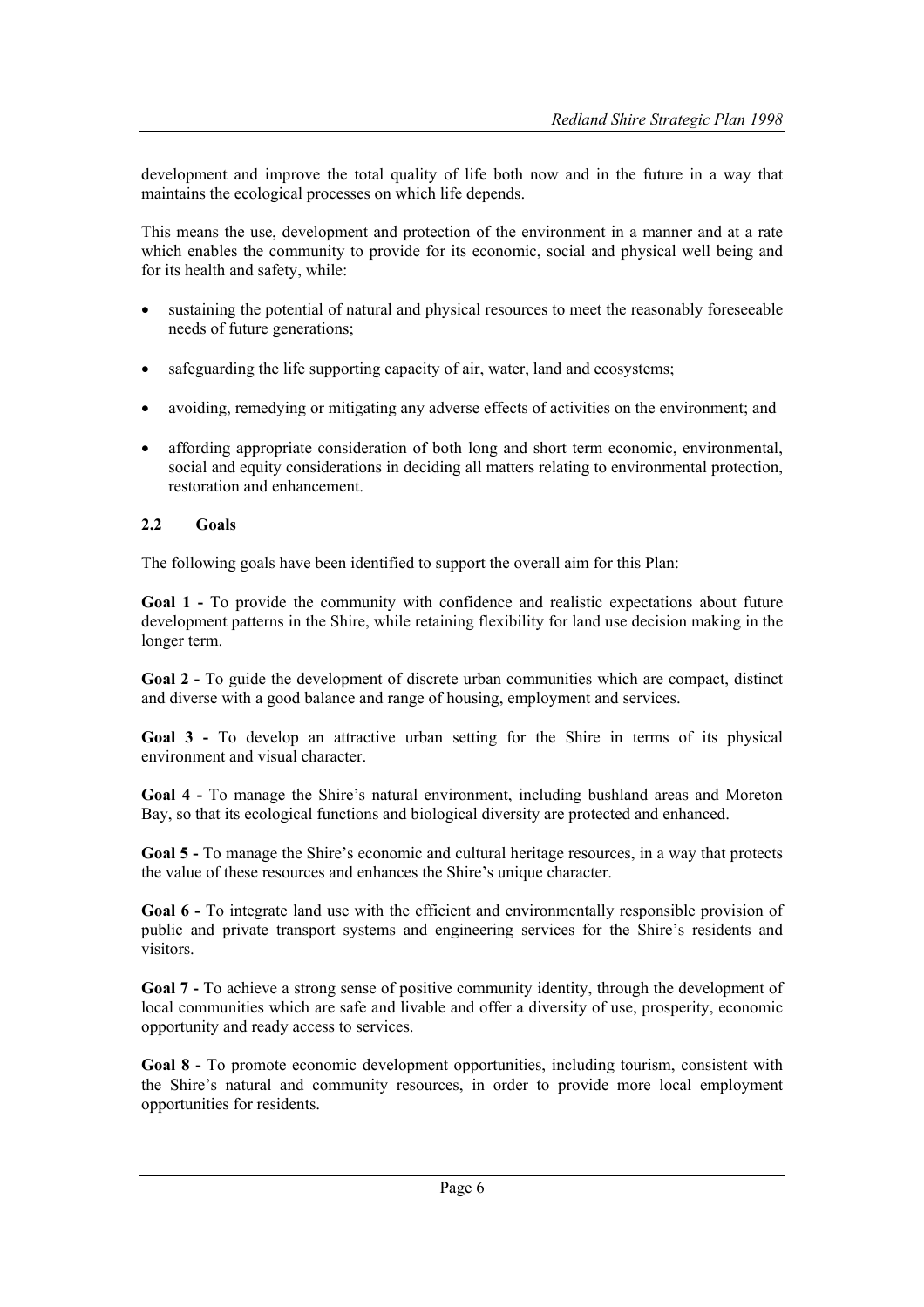development and improve the total quality of life both now and in the future in a way that maintains the ecological processes on which life depends.

This means the use, development and protection of the environment in a manner and at a rate which enables the community to provide for its economic, social and physical well being and for its health and safety, while:

- sustaining the potential of natural and physical resources to meet the reasonably foreseeable needs of future generations;
- safeguarding the life supporting capacity of air, water, land and ecosystems;
- avoiding, remedying or mitigating any adverse effects of activities on the environment; and
- affording appropriate consideration of both long and short term economic, environmental, social and equity considerations in deciding all matters relating to environmental protection, restoration and enhancement.

### 2.2 Goals

The following goals have been identified to support the overall aim for this Plan:

**Goal 1 -** To provide the community with confidence and realistic expectations about future development patterns in the Shire, while retaining flexibility for land use decision making in the longer term.

**Goal 2 -** To guide the development of discrete urban communities which are compact, distinct and diverse with a good balance and range of housing, employment and services.

**Goal 3 -** To develop an attractive urban setting for the Shire in terms of its physical environment and visual character.

**Goal 4 -** To manage the Shire's natural environment, including bushland areas and Moreton Bay, so that its ecological functions and biological diversity are protected and enhanced.

**Goal 5 -** To manage the Shire's economic and cultural heritage resources, in a way that protects the value of these resources and enhances the Shire's unique character.

**Goal 6 -** To integrate land use with the efficient and environmentally responsible provision of public and private transport systems and engineering services for the Shire's residents and visitors.

**Goal 7 -** To achieve a strong sense of positive community identity, through the development of local communities which are safe and livable and offer a diversity of use, prosperity, economic opportunity and ready access to services.

**Goal 8 -** To promote economic development opportunities, including tourism, consistent with the Shire's natural and community resources, in order to provide more local employment opportunities for residents.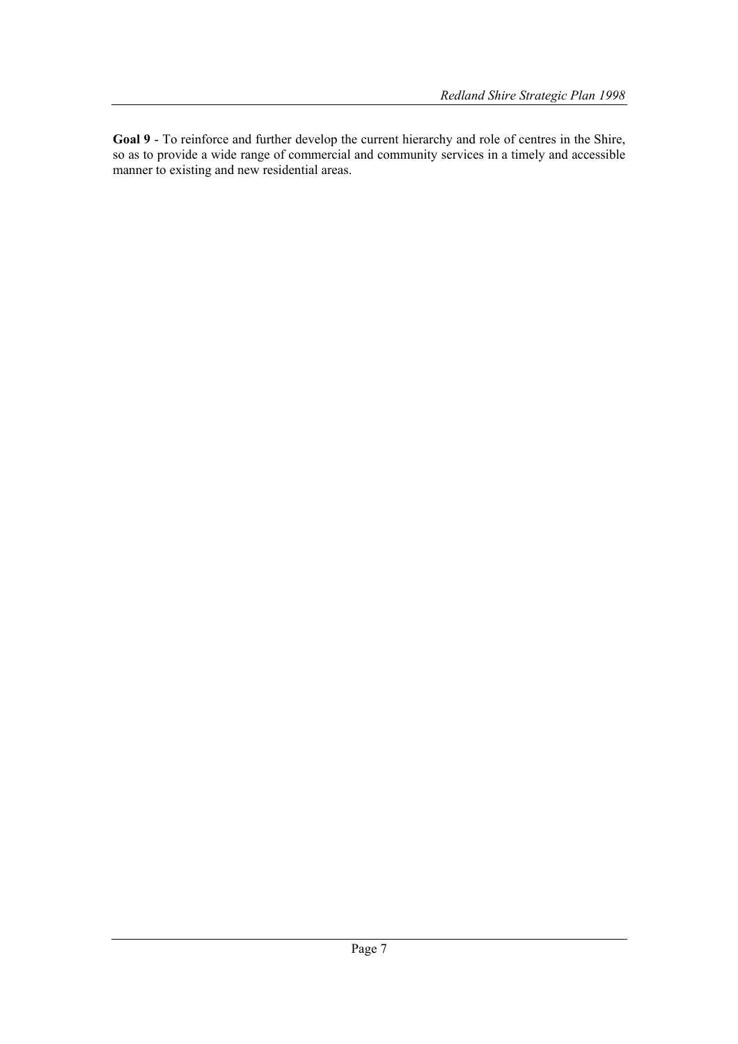**Goal 9** - To reinforce and further develop the current hierarchy and role of centres in the Shire, so as to provide a wide range of commercial and community services in a timely and accessible manner to existing and new residential areas.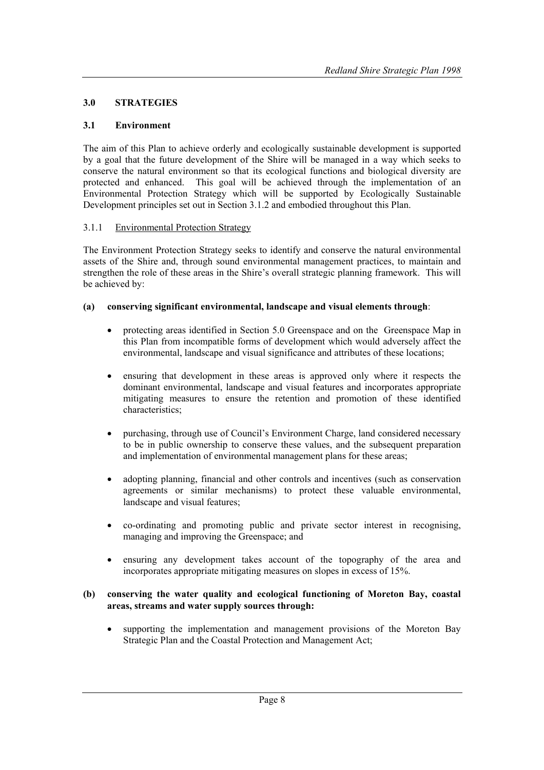## 3.0 STRATEGIES

### 3.1 Environment

The aim of this Plan to achieve orderly and ecologically sustainable development is supported by a goal that the future development of the Shire will be managed in a way which seeks to conserve the natural environment so that its ecological functions and biological diversity are protected and enhanced. This goal will be achieved through the implementation of an Environmental Protection Strategy which will be supported by Ecologically Sustainable Development principles set out in Section 3.1.2 and embodied throughout this Plan.

#### 3.1.1 Environmental Protection Strategy

The Environment Protection Strategy seeks to identify and conserve the natural environmental assets of the Shire and, through sound environmental management practices, to maintain and strengthen the role of these areas in the Shire's overall strategic planning framework. This will be achieved by:

**(a) conserving significant environmental, landscape and visual elements through**:

- protecting areas identified in Section 5.0 Greenspace and on the Greenspace Map in this Plan from incompatible forms of development which would adversely affect the environmental, landscape and visual significance and attributes of these locations;
- ensuring that development in these areas is approved only where it respects the dominant environmental, landscape and visual features and incorporates appropriate mitigating measures to ensure the retention and promotion of these identified characteristics;
- purchasing, through use of Council's Environment Charge, land considered necessary to be in public ownership to conserve these values, and the subsequent preparation and implementation of environmental management plans for these areas;
- adopting planning, financial and other controls and incentives (such as conservation agreements or similar mechanisms) to protect these valuable environmental, landscape and visual features;
- co-ordinating and promoting public and private sector interest in recognising, managing and improving the Greenspace; and
- ensuring any development takes account of the topography of the area and incorporates appropriate mitigating measures on slopes in excess of 15%.

**(b) conserving the water quality and ecological functioning of Moreton Bay, coastal areas, streams and water supply sources through:**

- supporting the implementation and management provisions of the Moreton Bay Strategic Plan and the Coastal Protection and Management Act;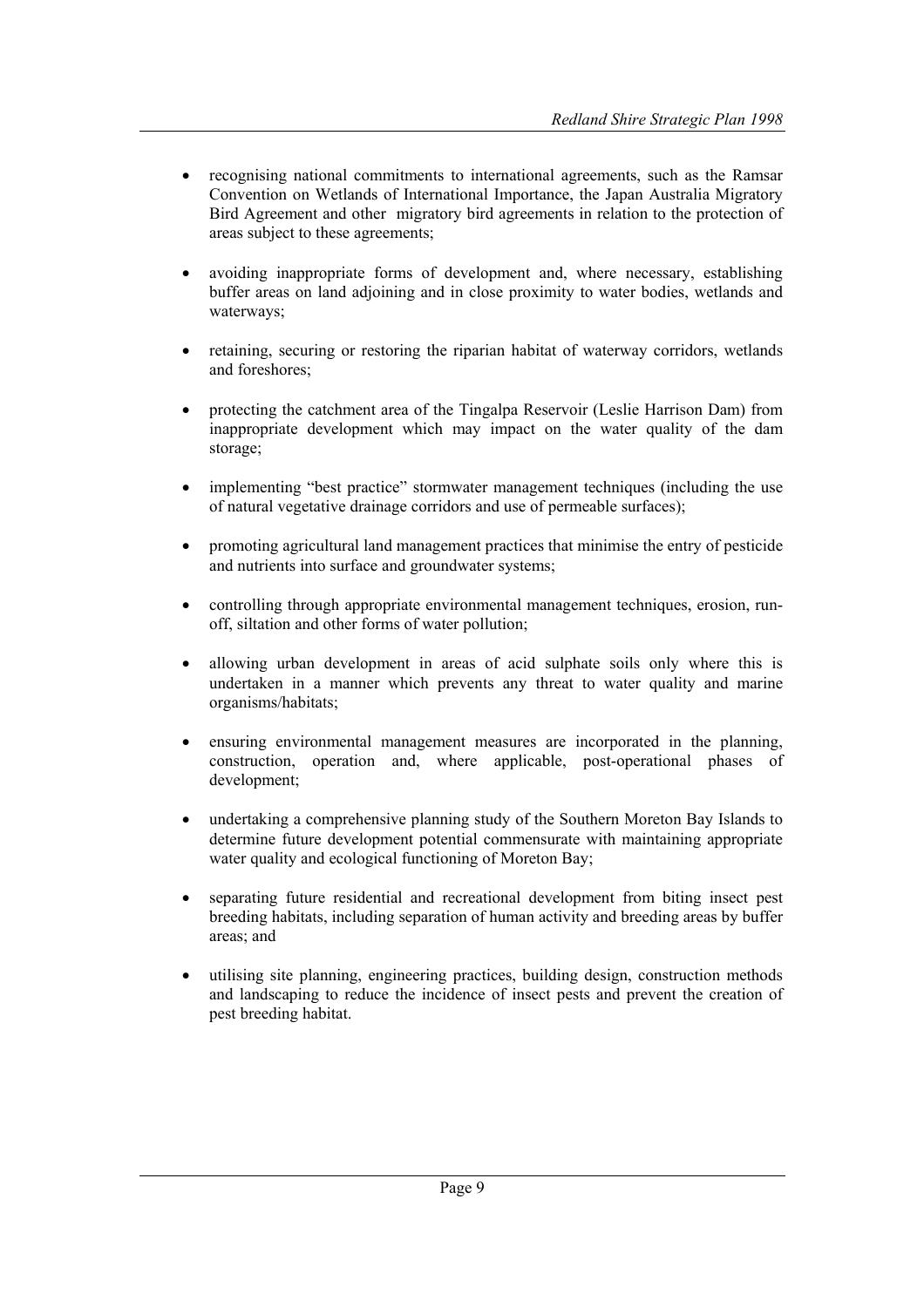- recognising national commitments to international agreements, such as the Ramsar Convention on Wetlands of International Importance, the Japan Australia Migratory Bird Agreement and other migratory bird agreements in relation to the protection of areas subject to these agreements;

- avoiding inappropriate forms of development and, where necessary, establishing buffer areas on land adjoining and in close proximity to water bodies, wetlands and waterways;

- retaining, securing or restoring the riparian habitat of waterway corridors, wetlands and foreshores;

- protecting the catchment area of the Tingalpa Reservoir (Leslie Harrison Dam) from inappropriate development which may impact on the water quality of the dam storage;

- implementing "best practice" stormwater management techniques (including the use of natural vegetative drainage corridors and use of permeable surfaces);

- promoting agricultural land management practices that minimise the entry of pesticide and nutrients into surface and groundwater systems;

- controlling through appropriate environmental management techniques, erosion, run-off, siltation and other forms of water pollution;

- allowing urban development in areas of acid sulphate soils only where this is undertaken in a manner which prevents any threat to water quality and marine organisms/habitats;

- ensuring environmental management measures are incorporated in the planning, construction, operation and, where applicable, post-operational phases of development;

- undertaking a comprehensive planning study of the Southern Moreton Bay Islands to determine future development potential commensurate with maintaining appropriate water quality and ecological functioning of Moreton Bay;

- separating future residential and recreational development from biting insect pest breeding habitats, including separation of human activity and breeding areas by buffer areas; and

- utilising site planning, engineering practices, building design, construction methods and landscaping to reduce the incidence of insect pests and prevent the creation of pest breeding habitat.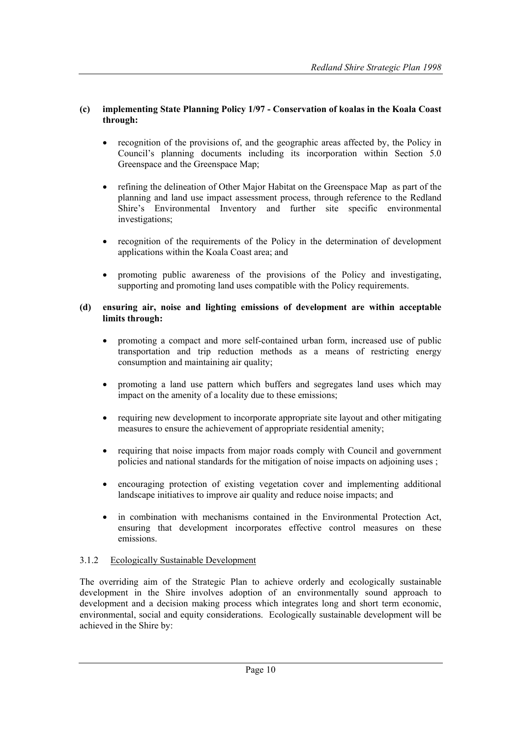**(c) implementing State Planning Policy 1/97 - Conservation of koalas in the Koala Coast through:**

- recognition of the provisions of, and the geographic areas affected by, the Policy in Council's planning documents including its incorporation within Section 5.0 Greenspace and the Greenspace Map;
- refining the delineation of Other Major Habitat on the Greenspace Map as part of the planning and land use impact assessment process, through reference to the Redland Shire's Environmental Inventory and further site specific environmental investigations;
- recognition of the requirements of the Policy in the determination of development applications within the Koala Coast area; and
- promoting public awareness of the provisions of the Policy and investigating, supporting and promoting land uses compatible with the Policy requirements.

**(d) ensuring air, noise and lighting emissions of development are within acceptable limits through:**

- promoting a compact and more self-contained urban form, increased use of public transportation and trip reduction methods as a means of restricting energy consumption and maintaining air quality;
- promoting a land use pattern which buffers and segregates land uses which may impact on the amenity of a locality due to these emissions;
- requiring new development to incorporate appropriate site layout and other mitigating measures to ensure the achievement of appropriate residential amenity;
- requiring that noise impacts from major roads comply with Council and government policies and national standards for the mitigation of noise impacts on adjoining uses ;
- encouraging protection of existing vegetation cover and implementing additional landscape initiatives to improve air quality and reduce noise impacts; and
- in combination with mechanisms contained in the Environmental Protection Act, ensuring that development incorporates effective control measures on these emissions.

### 3.1.2 Ecologically Sustainable Development

The overriding aim of the Strategic Plan to achieve orderly and ecologically sustainable development in the Shire involves adoption of an environmentally sound approach to development and a decision making process which integrates long and short term economic, environmental, social and equity considerations. Ecologically sustainable development will be achieved in the Shire by: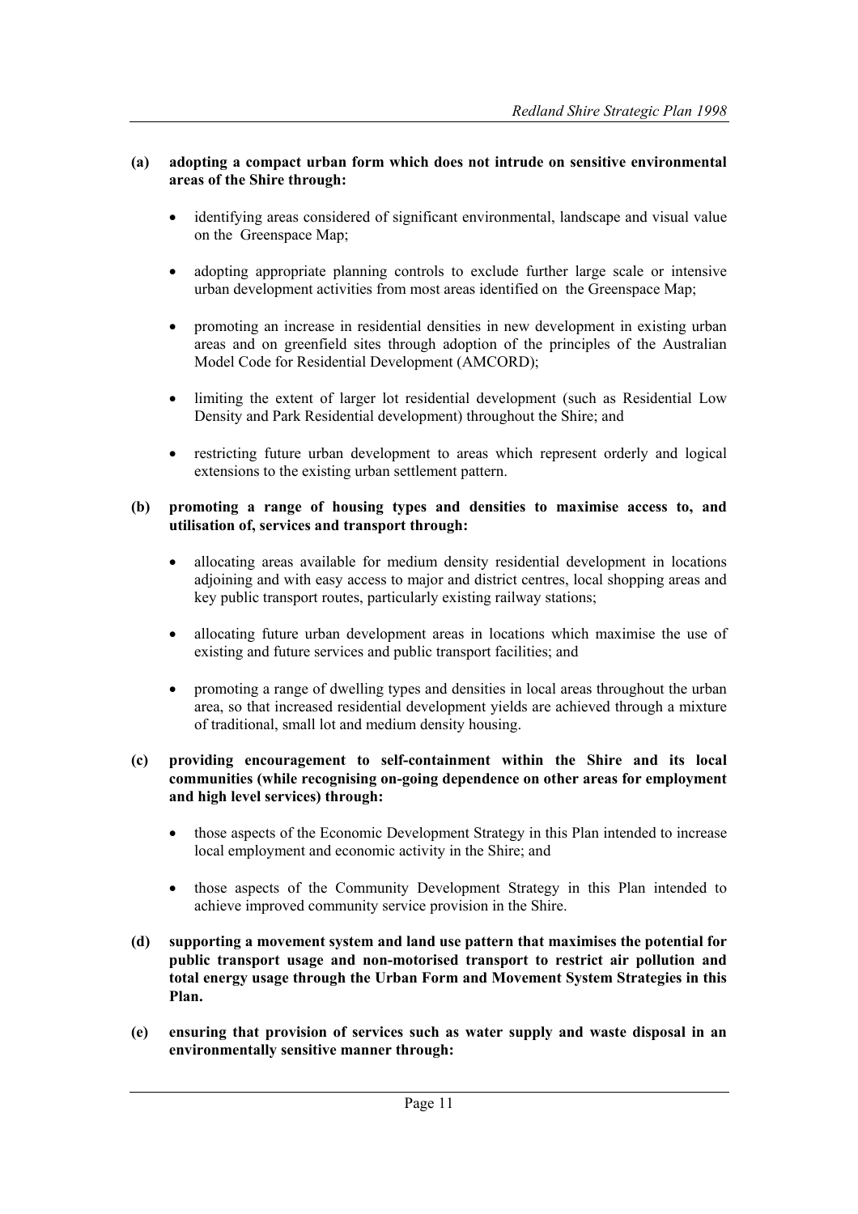**(a) adopting a compact urban form which does not intrude on sensitive environmental areas of the Shire through:**

- identifying areas considered of significant environmental, landscape and visual value on the Greenspace Map;
- adopting appropriate planning controls to exclude further large scale or intensive urban development activities from most areas identified on the Greenspace Map;
- promoting an increase in residential densities in new development in existing urban areas and on greenfield sites through adoption of the principles of the Australian Model Code for Residential Development (AMCORD);
- limiting the extent of larger lot residential development (such as Residential Low Density and Park Residential development) throughout the Shire; and
- restricting future urban development to areas which represent orderly and logical extensions to the existing urban settlement pattern.

**(b) promoting a range of housing types and densities to maximise access to, and utilisation of, services and transport through:**

- allocating areas available for medium density residential development in locations adjoining and with easy access to major and district centres, local shopping areas and key public transport routes, particularly existing railway stations;
- allocating future urban development areas in locations which maximise the use of existing and future services and public transport facilities; and
- promoting a range of dwelling types and densities in local areas throughout the urban area, so that increased residential development yields are achieved through a mixture of traditional, small lot and medium density housing.

**(c) providing encouragement to self-containment within the Shire and its local communities (while recognising on-going dependence on other areas for employment and high level services) through:**

- those aspects of the Economic Development Strategy in this Plan intended to increase local employment and economic activity in the Shire; and
- those aspects of the Community Development Strategy in this Plan intended to achieve improved community service provision in the Shire.

**(d) supporting a movement system and land use pattern that maximises the potential for public transport usage and non-motorised transport to restrict air pollution and total energy usage through the Urban Form and Movement System Strategies in this Plan.**

**(e) ensuring that provision of services such as water supply and waste disposal in an environmentally sensitive manner through:**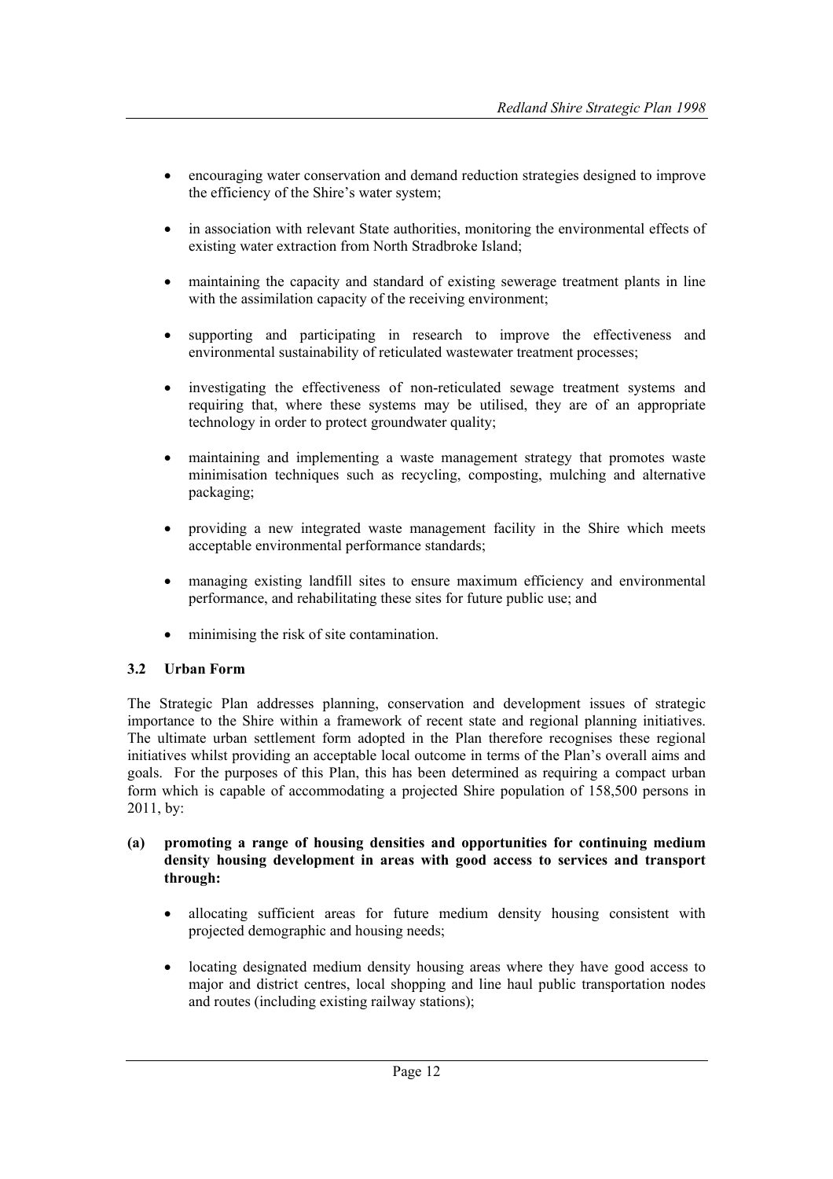- encouraging water conservation and demand reduction strategies designed to improve the efficiency of the Shire's water system;
- in association with relevant State authorities, monitoring the environmental effects of existing water extraction from North Stradbroke Island;
- maintaining the capacity and standard of existing sewerage treatment plants in line with the assimilation capacity of the receiving environment;
- supporting and participating in research to improve the effectiveness and environmental sustainability of reticulated wastewater treatment processes;
- investigating the effectiveness of non-reticulated sewage treatment systems and requiring that, where these systems may be utilised, they are of an appropriate technology in order to protect groundwater quality;
- maintaining and implementing a waste management strategy that promotes waste minimisation techniques such as recycling, composting, mulching and alternative packaging;
- providing a new integrated waste management facility in the Shire which meets acceptable environmental performance standards;
- managing existing landfill sites to ensure maximum efficiency and environmental performance, and rehabilitating these sites for future public use; and
- minimising the risk of site contamination.

### 3.2 Urban Form

The Strategic Plan addresses planning, conservation and development issues of strategic importance to the Shire within a framework of recent state and regional planning initiatives. The ultimate urban settlement form adopted in the Plan therefore recognises these regional initiatives whilst providing an acceptable local outcome in terms of the Plan's overall aims and goals. For the purposes of this Plan, this has been determined as requiring a compact urban form which is capable of accommodating a projected Shire population of 158,500 persons in 2011, by:

**(a) promoting a range of housing densities and opportunities for continuing medium density housing development in areas with good access to services and transport through:**

- allocating sufficient areas for future medium density housing consistent with projected demographic and housing needs;
- locating designated medium density housing areas where they have good access to major and district centres, local shopping and line haul public transportation nodes and routes (including existing railway stations);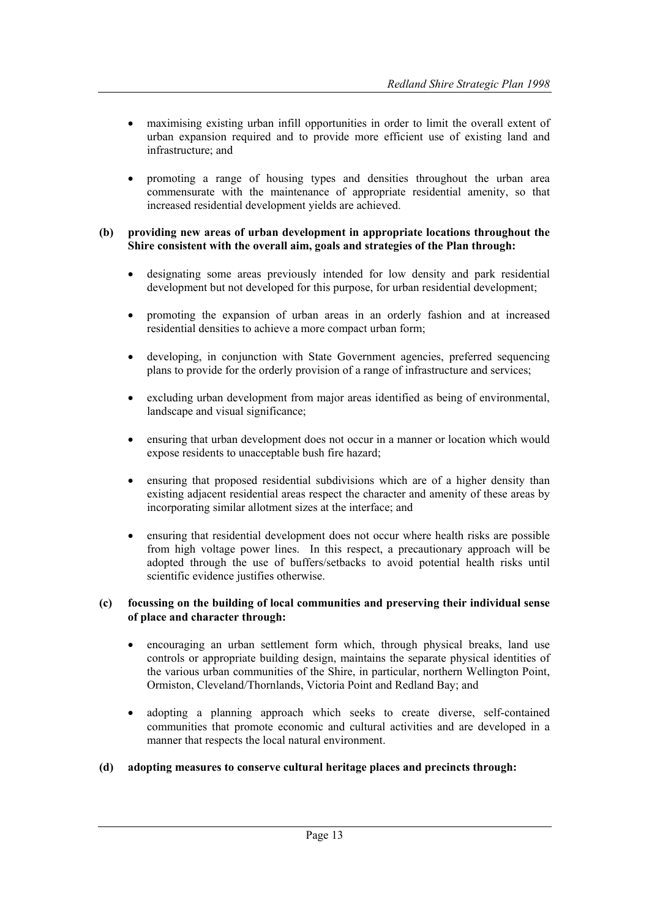- maximising existing urban infill opportunities in order to limit the overall extent of urban expansion required and to provide more efficient use of existing land and infrastructure; and

- promoting a range of housing types and densities throughout the urban area commensurate with the maintenance of appropriate residential amenity, so that increased residential development yields are achieved.

**(b) providing new areas of urban development in appropriate locations throughout the Shire consistent with the overall aim, goals and strategies of the Plan through:**

- designating some areas previously intended for low density and park residential development but not developed for this purpose, for urban residential development;

- promoting the expansion of urban areas in an orderly fashion and at increased residential densities to achieve a more compact urban form;

- developing, in conjunction with State Government agencies, preferred sequencing plans to provide for the orderly provision of a range of infrastructure and services;

- excluding urban development from major areas identified as being of environmental, landscape and visual significance;

- ensuring that urban development does not occur in a manner or location which would expose residents to unacceptable bush fire hazard;

- ensuring that proposed residential subdivisions which are of a higher density than existing adjacent residential areas respect the character and amenity of these areas by incorporating similar allotment sizes at the interface; and

- ensuring that residential development does not occur where health risks are possible from high voltage power lines. In this respect, a precautionary approach will be adopted through the use of buffers/setbacks to avoid potential health risks until scientific evidence justifies otherwise.

**(c) focussing on the building of local communities and preserving their individual sense of place and character through:**

- encouraging an urban settlement form which, through physical breaks, land use controls or appropriate building design, maintains the separate physical identities of the various urban communities of the Shire, in particular, northern Wellington Point, Ormiston, Cleveland/Thornlands, Victoria Point and Redland Bay; and

- adopting a planning approach which seeks to create diverse, self-contained communities that promote economic and cultural activities and are developed in a manner that respects the local natural environment.

**(d) adopting measures to conserve cultural heritage places and precincts through:**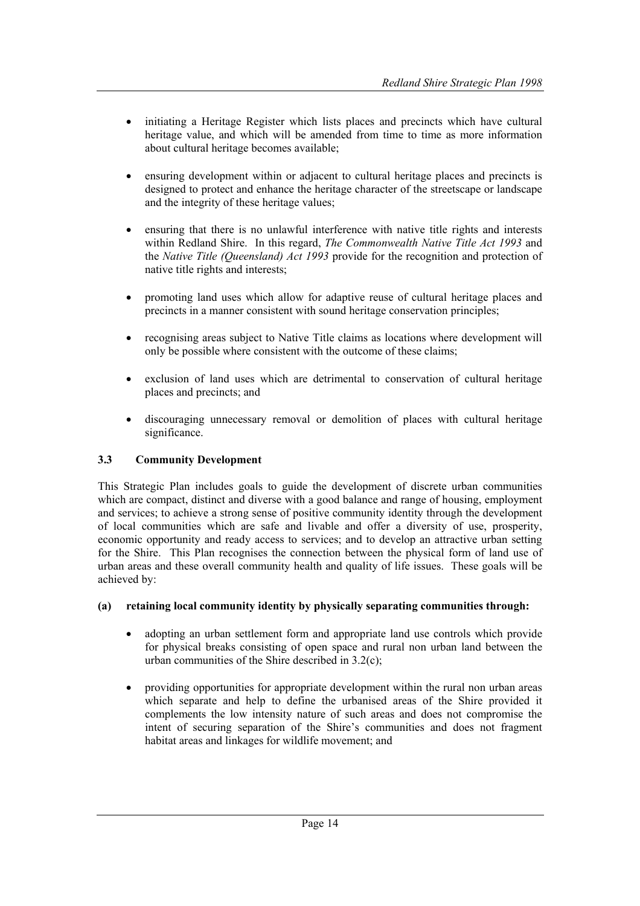- initiating a Heritage Register which lists places and precincts which have cultural heritage value, and which will be amended from time to time as more information about cultural heritage becomes available;

- ensuring development within or adjacent to cultural heritage places and precincts is designed to protect and enhance the heritage character of the streetscape or landscape and the integrity of these heritage values;

- ensuring that there is no unlawful interference with native title rights and interests within Redland Shire. In this regard, *The Commonwealth Native Title Act 1993* and the *Native Title (Queensland) Act 1993* provide for the recognition and protection of native title rights and interests;

- promoting land uses which allow for adaptive reuse of cultural heritage places and precincts in a manner consistent with sound heritage conservation principles;

- recognising areas subject to Native Title claims as locations where development will only be possible where consistent with the outcome of these claims;

- exclusion of land uses which are detrimental to conservation of cultural heritage places and precincts; and

- discouraging unnecessary removal or demolition of places with cultural heritage significance.

### 3.3 Community Development

This Strategic Plan includes goals to guide the development of discrete urban communities which are compact, distinct and diverse with a good balance and range of housing, employment and services; to achieve a strong sense of positive community identity through the development of local communities which are safe and livable and offer a diversity of use, prosperity, economic opportunity and ready access to services; and to develop an attractive urban setting for the Shire. This Plan recognises the connection between the physical form of land use of urban areas and these overall community health and quality of life issues. These goals will be achieved by:

**(a) retaining local community identity by physically separating communities through:**

- adopting an urban settlement form and appropriate land use controls which provide for physical breaks consisting of open space and rural non urban land between the urban communities of the Shire described in 3.2(c);

- providing opportunities for appropriate development within the rural non urban areas which separate and help to define the urbanised areas of the Shire provided it complements the low intensity nature of such areas and does not compromise the intent of securing separation of the Shire's communities and does not fragment habitat areas and linkages for wildlife movement; and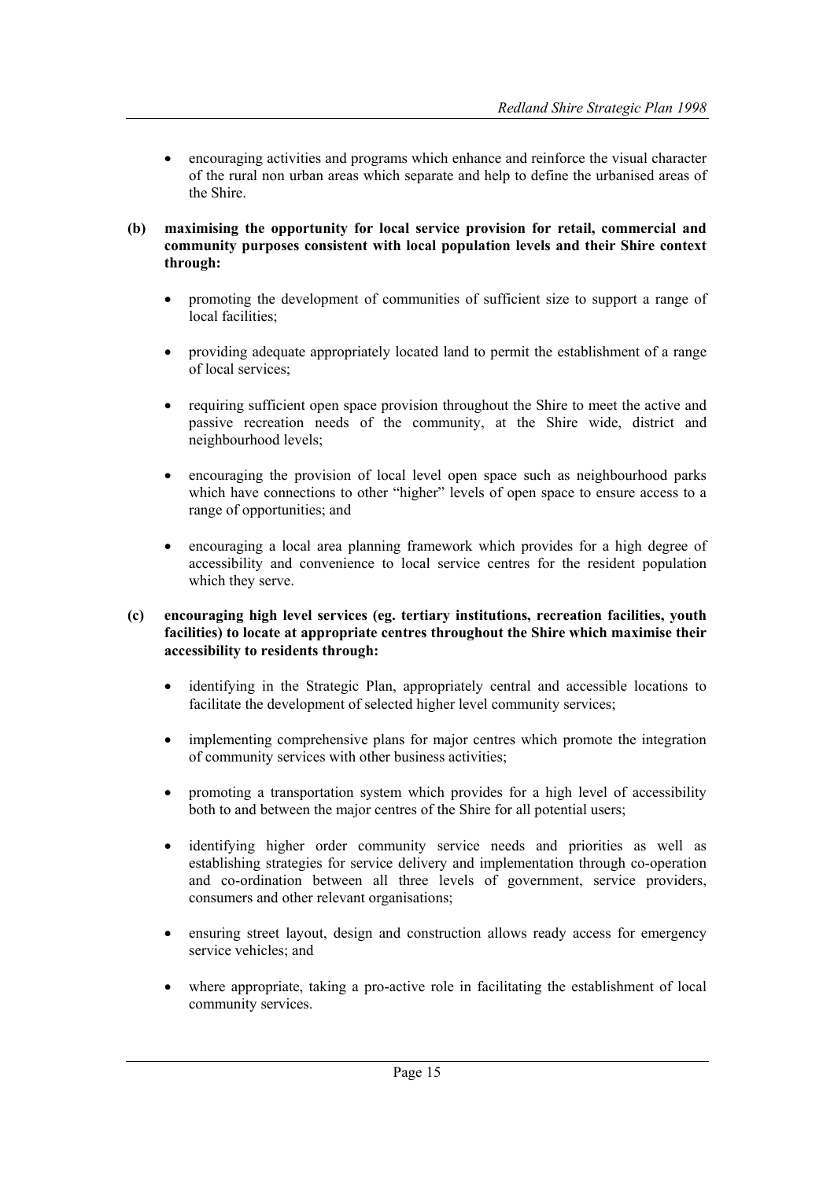- encouraging activities and programs which enhance and reinforce the visual character of the rural non urban areas which separate and help to define the urbanised areas of the Shire.

**(b) maximising the opportunity for local service provision for retail, commercial and community purposes consistent with local population levels and their Shire context through:**

- promoting the development of communities of sufficient size to support a range of local facilities;
- providing adequate appropriately located land to permit the establishment of a range of local services;
- requiring sufficient open space provision throughout the Shire to meet the active and passive recreation needs of the community, at the Shire wide, district and neighbourhood levels;
- encouraging the provision of local level open space such as neighbourhood parks which have connections to other "higher" levels of open space to ensure access to a range of opportunities; and
- encouraging a local area planning framework which provides for a high degree of accessibility and convenience to local service centres for the resident population which they serve.

**(c) encouraging high level services (eg. tertiary institutions, recreation facilities, youth facilities) to locate at appropriate centres throughout the Shire which maximise their accessibility to residents through:**

- identifying in the Strategic Plan, appropriately central and accessible locations to facilitate the development of selected higher level community services;
- implementing comprehensive plans for major centres which promote the integration of community services with other business activities;
- promoting a transportation system which provides for a high level of accessibility both to and between the major centres of the Shire for all potential users;
- identifying higher order community service needs and priorities as well as establishing strategies for service delivery and implementation through co-operation and co-ordination between all three levels of government, service providers, consumers and other relevant organisations;
- ensuring street layout, design and construction allows ready access for emergency service vehicles; and
- where appropriate, taking a pro-active role in facilitating the establishment of local community services.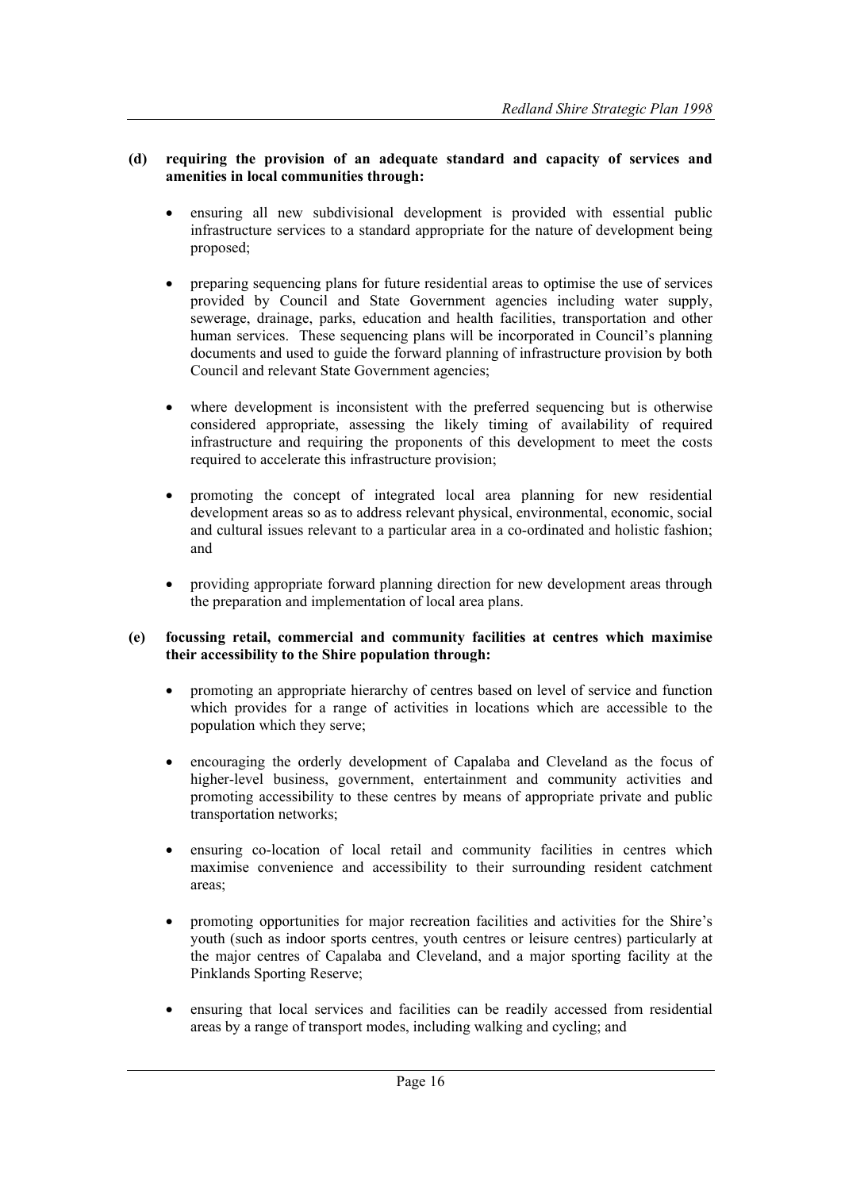**(d) requiring the provision of an adequate standard and capacity of services and amenities in local communities through:**

- ensuring all new subdivisional development is provided with essential public infrastructure services to a standard appropriate for the nature of development being proposed;

- preparing sequencing plans for future residential areas to optimise the use of services provided by Council and State Government agencies including water supply, sewerage, drainage, parks, education and health facilities, transportation and other human services. These sequencing plans will be incorporated in Council's planning documents and used to guide the forward planning of infrastructure provision by both Council and relevant State Government agencies;

- where development is inconsistent with the preferred sequencing but is otherwise considered appropriate, assessing the likely timing of availability of required infrastructure and requiring the proponents of this development to meet the costs required to accelerate this infrastructure provision;

- promoting the concept of integrated local area planning for new residential development areas so as to address relevant physical, environmental, economic, social and cultural issues relevant to a particular area in a co-ordinated and holistic fashion; and

- providing appropriate forward planning direction for new development areas through the preparation and implementation of local area plans.

**(e) focussing retail, commercial and community facilities at centres which maximise their accessibility to the Shire population through:**

- promoting an appropriate hierarchy of centres based on level of service and function which provides for a range of activities in locations which are accessible to the population which they serve;

- encouraging the orderly development of Capalaba and Cleveland as the focus of higher-level business, government, entertainment and community activities and promoting accessibility to these centres by means of appropriate private and public transportation networks;

- ensuring co-location of local retail and community facilities in centres which maximise convenience and accessibility to their surrounding resident catchment areas;

- promoting opportunities for major recreation facilities and activities for the Shire's youth (such as indoor sports centres, youth centres or leisure centres) particularly at the major centres of Capalaba and Cleveland, and a major sporting facility at the Pinklands Sporting Reserve;

- ensuring that local services and facilities can be readily accessed from residential areas by a range of transport modes, including walking and cycling; and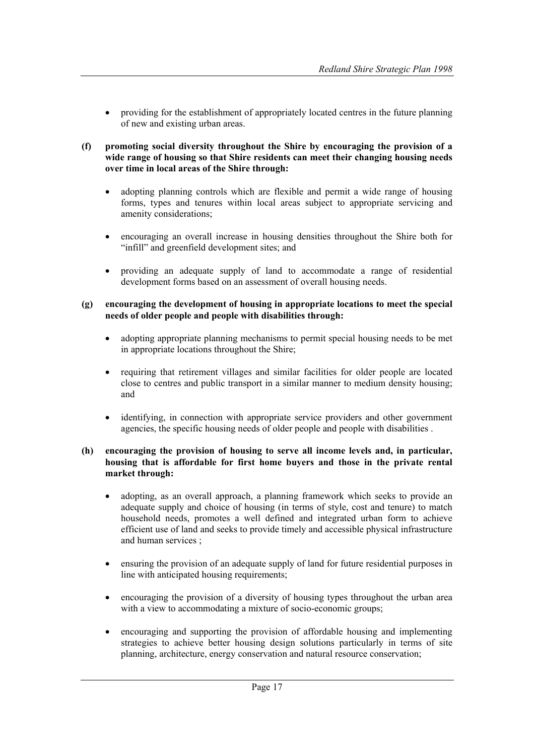- providing for the establishment of appropriately located centres in the future planning of new and existing urban areas.

**(f) promoting social diversity throughout the Shire by encouraging the provision of a wide range of housing so that Shire residents can meet their changing housing needs over time in local areas of the Shire through:**

- adopting planning controls which are flexible and permit a wide range of housing forms, types and tenures within local areas subject to appropriate servicing and amenity considerations;
- encouraging an overall increase in housing densities throughout the Shire both for "infill" and greenfield development sites; and
- providing an adequate supply of land to accommodate a range of residential development forms based on an assessment of overall housing needs.

**(g) encouraging the development of housing in appropriate locations to meet the special needs of older people and people with disabilities through:**

- adopting appropriate planning mechanisms to permit special housing needs to be met in appropriate locations throughout the Shire;
- requiring that retirement villages and similar facilities for older people are located close to centres and public transport in a similar manner to medium density housing; and
- identifying, in connection with appropriate service providers and other government agencies, the specific housing needs of older people and people with disabilities .

**(h) encouraging the provision of housing to serve all income levels and, in particular, housing that is affordable for first home buyers and those in the private rental market through:**

- adopting, as an overall approach, a planning framework which seeks to provide an adequate supply and choice of housing (in terms of style, cost and tenure) to match household needs, promotes a well defined and integrated urban form to achieve efficient use of land and seeks to provide timely and accessible physical infrastructure and human services ;
- ensuring the provision of an adequate supply of land for future residential purposes in line with anticipated housing requirements;
- encouraging the provision of a diversity of housing types throughout the urban area with a view to accommodating a mixture of socio-economic groups;
- encouraging and supporting the provision of affordable housing and implementing strategies to achieve better housing design solutions particularly in terms of site planning, architecture, energy conservation and natural resource conservation;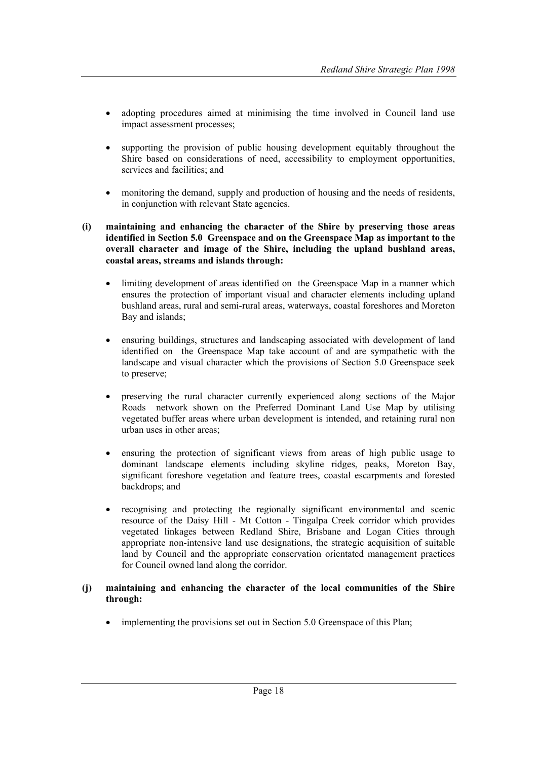- adopting procedures aimed at minimising the time involved in Council land use impact assessment processes;

- supporting the provision of public housing development equitably throughout the Shire based on considerations of need, accessibility to employment opportunities, services and facilities; and

- monitoring the demand, supply and production of housing and the needs of residents, in conjunction with relevant State agencies.

**(i) maintaining and enhancing the character of the Shire by preserving those areas identified in Section 5.0 Greenspace and on the Greenspace Map as important to the overall character and image of the Shire, including the upland bushland areas, coastal areas, streams and islands through:**

- limiting development of areas identified on the Greenspace Map in a manner which ensures the protection of important visual and character elements including upland bushland areas, rural and semi-rural areas, waterways, coastal foreshores and Moreton Bay and islands;

- ensuring buildings, structures and landscaping associated with development of land identified on the Greenspace Map take account of and are sympathetic with the landscape and visual character which the provisions of Section 5.0 Greenspace seek to preserve;

- preserving the rural character currently experienced along sections of the Major Roads network shown on the Preferred Dominant Land Use Map by utilising vegetated buffer areas where urban development is intended, and retaining rural non urban uses in other areas;

- ensuring the protection of significant views from areas of high public usage to dominant landscape elements including skyline ridges, peaks, Moreton Bay, significant foreshore vegetation and feature trees, coastal escarpments and forested backdrops; and

- recognising and protecting the regionally significant environmental and scenic resource of the Daisy Hill - Mt Cotton - Tingalpa Creek corridor which provides vegetated linkages between Redland Shire, Brisbane and Logan Cities through appropriate non-intensive land use designations, the strategic acquisition of suitable land by Council and the appropriate conservation orientated management practices for Council owned land along the corridor.

**(j) maintaining and enhancing the character of the local communities of the Shire through:**

- implementing the provisions set out in Section 5.0 Greenspace of this Plan;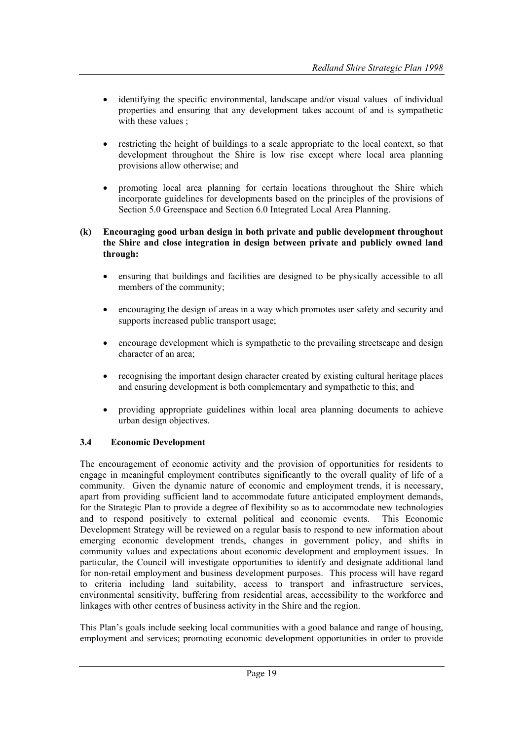- identifying the specific environmental, landscape and/or visual values of individual properties and ensuring that any development takes account of and is sympathetic with these values ;

- restricting the height of buildings to a scale appropriate to the local context, so that development throughout the Shire is low rise except where local area planning provisions allow otherwise; and

- promoting local area planning for certain locations throughout the Shire which incorporate guidelines for developments based on the principles of the provisions of Section 5.0 Greenspace and Section 6.0 Integrated Local Area Planning.

**(k) Encouraging good urban design in both private and public development throughout the Shire and close integration in design between private and publicly owned land through:**

- ensuring that buildings and facilities are designed to be physically accessible to all members of the community;

- encouraging the design of areas in a way which promotes user safety and security and supports increased public transport usage;

- encourage development which is sympathetic to the prevailing streetscape and design character of an area;

- recognising the important design character created by existing cultural heritage places and ensuring development is both complementary and sympathetic to this; and

- providing appropriate guidelines within local area planning documents to achieve urban design objectives.

### 3.4 Economic Development

The encouragement of economic activity and the provision of opportunities for residents to engage in meaningful employment contributes significantly to the overall quality of life of a community. Given the dynamic nature of economic and employment trends, it is necessary, apart from providing sufficient land to accommodate future anticipated employment demands, for the Strategic Plan to provide a degree of flexibility so as to accommodate new technologies and to respond positively to external political and economic events. This Economic Development Strategy will be reviewed on a regular basis to respond to new information about emerging economic development trends, changes in government policy, and shifts in community values and expectations about economic development and employment issues. In particular, the Council will investigate opportunities to identify and designate additional land for non-retail employment and business development purposes. This process will have regard to criteria including land suitability, access to transport and infrastructure services, environmental sensitivity, buffering from residential areas, accessibility to the workforce and linkages with other centres of business activity in the Shire and the region.

This Plan's goals include seeking local communities with a good balance and range of housing, employment and services; promoting economic development opportunities in order to provide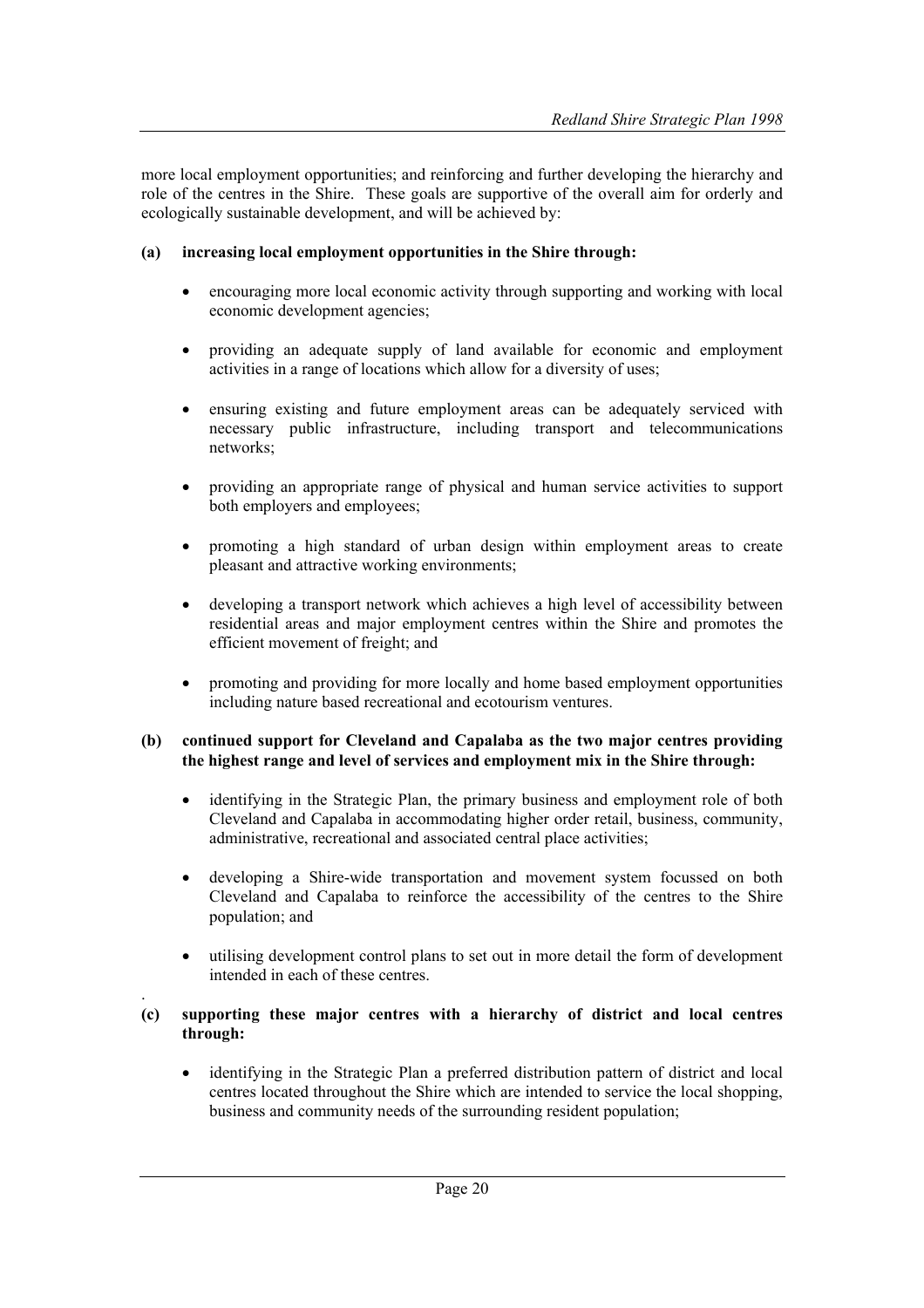more local employment opportunities; and reinforcing and further developing the hierarchy and role of the centres in the Shire. These goals are supportive of the overall aim for orderly and ecologically sustainable development, and will be achieved by:

**(a) increasing local employment opportunities in the Shire through:**

- encouraging more local economic activity through supporting and working with local economic development agencies;
- providing an adequate supply of land available for economic and employment activities in a range of locations which allow for a diversity of uses;
- ensuring existing and future employment areas can be adequately serviced with necessary public infrastructure, including transport and telecommunications networks;
- providing an appropriate range of physical and human service activities to support both employers and employees;
- promoting a high standard of urban design within employment areas to create pleasant and attractive working environments;
- developing a transport network which achieves a high level of accessibility between residential areas and major employment centres within the Shire and promotes the efficient movement of freight; and
- promoting and providing for more locally and home based employment opportunities including nature based recreational and ecotourism ventures.

**(b) continued support for Cleveland and Capalaba as the two major centres providing the highest range and level of services and employment mix in the Shire through:**

- identifying in the Strategic Plan, the primary business and employment role of both Cleveland and Capalaba in accommodating higher order retail, business, community, administrative, recreational and associated central place activities;
- developing a Shire-wide transportation and movement system focussed on both Cleveland and Capalaba to reinforce the accessibility of the centres to the Shire population; and
- utilising development control plans to set out in more detail the form of development intended in each of these centres.

**(c) supporting these major centres with a hierarchy of district and local centres through:**

- identifying in the Strategic Plan a preferred distribution pattern of district and local centres located throughout the Shire which are intended to service the local shopping, business and community needs of the surrounding resident population;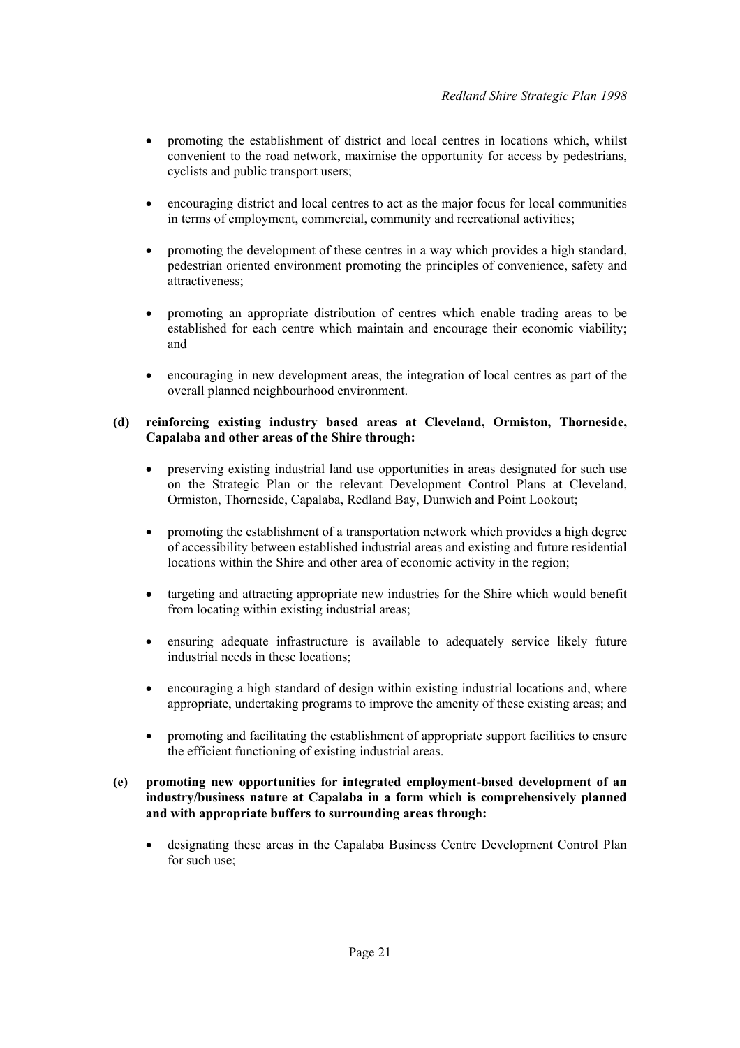- promoting the establishment of district and local centres in locations which, whilst convenient to the road network, maximise the opportunity for access by pedestrians, cyclists and public transport users;

- encouraging district and local centres to act as the major focus for local communities in terms of employment, commercial, community and recreational activities;

- promoting the development of these centres in a way which provides a high standard, pedestrian oriented environment promoting the principles of convenience, safety and attractiveness;

- promoting an appropriate distribution of centres which enable trading areas to be established for each centre which maintain and encourage their economic viability; and

- encouraging in new development areas, the integration of local centres as part of the overall planned neighbourhood environment.

**(d) reinforcing existing industry based areas at Cleveland, Ormiston, Thorneside, Capalaba and other areas of the Shire through:**

- preserving existing industrial land use opportunities in areas designated for such use on the Strategic Plan or the relevant Development Control Plans at Cleveland, Ormiston, Thorneside, Capalaba, Redland Bay, Dunwich and Point Lookout;

- promoting the establishment of a transportation network which provides a high degree of accessibility between established industrial areas and existing and future residential locations within the Shire and other area of economic activity in the region;

- targeting and attracting appropriate new industries for the Shire which would benefit from locating within existing industrial areas;

- ensuring adequate infrastructure is available to adequately service likely future industrial needs in these locations;

- encouraging a high standard of design within existing industrial locations and, where appropriate, undertaking programs to improve the amenity of these existing areas; and

- promoting and facilitating the establishment of appropriate support facilities to ensure the efficient functioning of existing industrial areas.

**(e) promoting new opportunities for integrated employment-based development of an industry/business nature at Capalaba in a form which is comprehensively planned and with appropriate buffers to surrounding areas through:**

- designating these areas in the Capalaba Business Centre Development Control Plan for such use;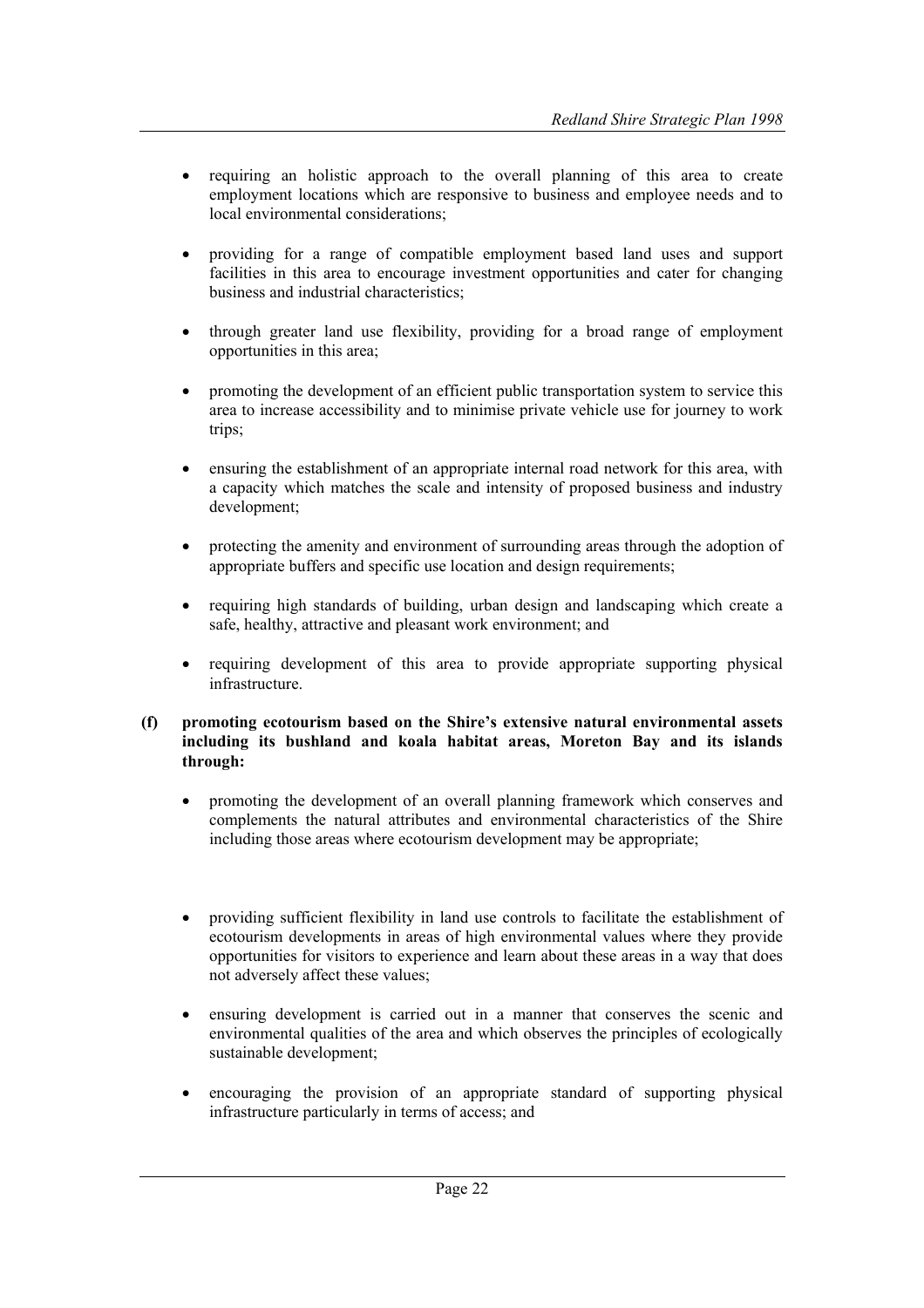- requiring an holistic approach to the overall planning of this area to create employment locations which are responsive to business and employee needs and to local environmental considerations;

- providing for a range of compatible employment based land uses and support facilities in this area to encourage investment opportunities and cater for changing business and industrial characteristics;

- through greater land use flexibility, providing for a broad range of employment opportunities in this area;

- promoting the development of an efficient public transportation system to service this area to increase accessibility and to minimise private vehicle use for journey to work trips;

- ensuring the establishment of an appropriate internal road network for this area, with a capacity which matches the scale and intensity of proposed business and industry development;

- protecting the amenity and environment of surrounding areas through the adoption of appropriate buffers and specific use location and design requirements;

- requiring high standards of building, urban design and landscaping which create a safe, healthy, attractive and pleasant work environment; and

- requiring development of this area to provide appropriate supporting physical infrastructure.

**(f) promoting ecotourism based on the Shire's extensive natural environmental assets including its bushland and koala habitat areas, Moreton Bay and its islands through:**

- promoting the development of an overall planning framework which conserves and complements the natural attributes and environmental characteristics of the Shire including those areas where ecotourism development may be appropriate;

- providing sufficient flexibility in land use controls to facilitate the establishment of ecotourism developments in areas of high environmental values where they provide opportunities for visitors to experience and learn about these areas in a way that does not adversely affect these values;

- ensuring development is carried out in a manner that conserves the scenic and environmental qualities of the area and which observes the principles of ecologically sustainable development;

- encouraging the provision of an appropriate standard of supporting physical infrastructure particularly in terms of access; and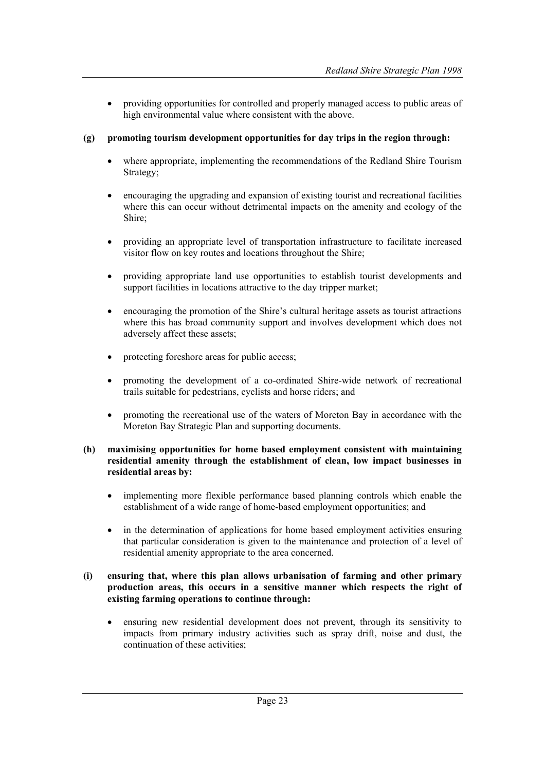- providing opportunities for controlled and properly managed access to public areas of high environmental value where consistent with the above.

**(g) promoting tourism development opportunities for day trips in the region through:**

- where appropriate, implementing the recommendations of the Redland Shire Tourism Strategy;
- encouraging the upgrading and expansion of existing tourist and recreational facilities where this can occur without detrimental impacts on the amenity and ecology of the Shire;
- providing an appropriate level of transportation infrastructure to facilitate increased visitor flow on key routes and locations throughout the Shire;
- providing appropriate land use opportunities to establish tourist developments and support facilities in locations attractive to the day tripper market;
- encouraging the promotion of the Shire's cultural heritage assets as tourist attractions where this has broad community support and involves development which does not adversely affect these assets;
- protecting foreshore areas for public access;
- promoting the development of a co-ordinated Shire-wide network of recreational trails suitable for pedestrians, cyclists and horse riders; and
- promoting the recreational use of the waters of Moreton Bay in accordance with the Moreton Bay Strategic Plan and supporting documents.

**(h) maximising opportunities for home based employment consistent with maintaining residential amenity through the establishment of clean, low impact businesses in residential areas by:**

- implementing more flexible performance based planning controls which enable the establishment of a wide range of home-based employment opportunities; and
- in the determination of applications for home based employment activities ensuring that particular consideration is given to the maintenance and protection of a level of residential amenity appropriate to the area concerned.

**(i) ensuring that, where this plan allows urbanisation of farming and other primary production areas, this occurs in a sensitive manner which respects the right of existing farming operations to continue through:**

- ensuring new residential development does not prevent, through its sensitivity to impacts from primary industry activities such as spray drift, noise and dust, the continuation of these activities;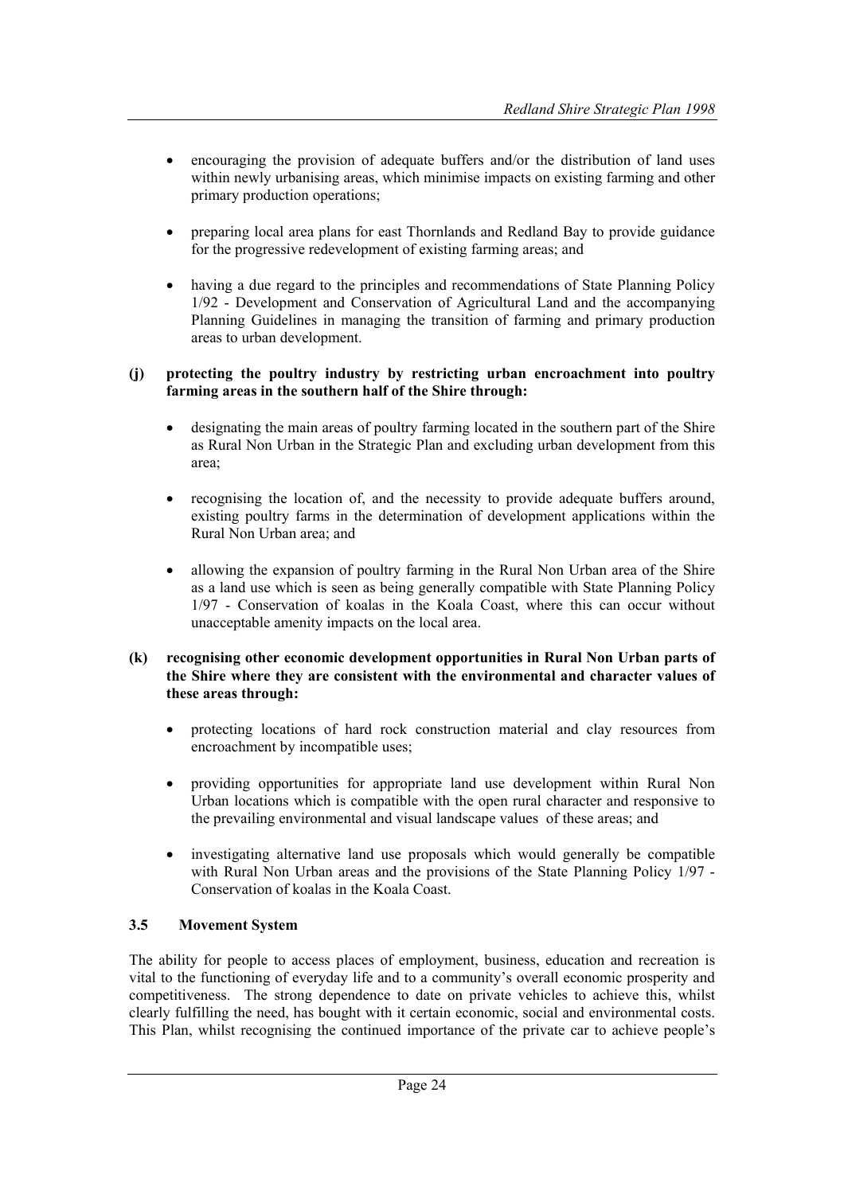- encouraging the provision of adequate buffers and/or the distribution of land uses within newly urbanising areas, which minimise impacts on existing farming and other primary production operations;

- preparing local area plans for east Thornlands and Redland Bay to provide guidance for the progressive redevelopment of existing farming areas; and

- having a due regard to the principles and recommendations of State Planning Policy 1/92 - Development and Conservation of Agricultural Land and the accompanying Planning Guidelines in managing the transition of farming and primary production areas to urban development.

**(j) protecting the poultry industry by restricting urban encroachment into poultry farming areas in the southern half of the Shire through:**

- designating the main areas of poultry farming located in the southern part of the Shire as Rural Non Urban in the Strategic Plan and excluding urban development from this area;

- recognising the location of, and the necessity to provide adequate buffers around, existing poultry farms in the determination of development applications within the Rural Non Urban area; and

- allowing the expansion of poultry farming in the Rural Non Urban area of the Shire as a land use which is seen as being generally compatible with State Planning Policy 1/97 - Conservation of koalas in the Koala Coast, where this can occur without unacceptable amenity impacts on the local area.

**(k) recognising other economic development opportunities in Rural Non Urban parts of the Shire where they are consistent with the environmental and character values of these areas through:**

- protecting locations of hard rock construction material and clay resources from encroachment by incompatible uses;

- providing opportunities for appropriate land use development within Rural Non Urban locations which is compatible with the open rural character and responsive to the prevailing environmental and visual landscape values of these areas; and

- investigating alternative land use proposals which would generally be compatible with Rural Non Urban areas and the provisions of the State Planning Policy 1/97 - Conservation of koalas in the Koala Coast.

### 3.5 Movement System

The ability for people to access places of employment, business, education and recreation is vital to the functioning of everyday life and to a community's overall economic prosperity and competitiveness. The strong dependence to date on private vehicles to achieve this, whilst clearly fulfilling the need, has bought with it certain economic, social and environmental costs. This Plan, whilst recognising the continued importance of the private car to achieve people's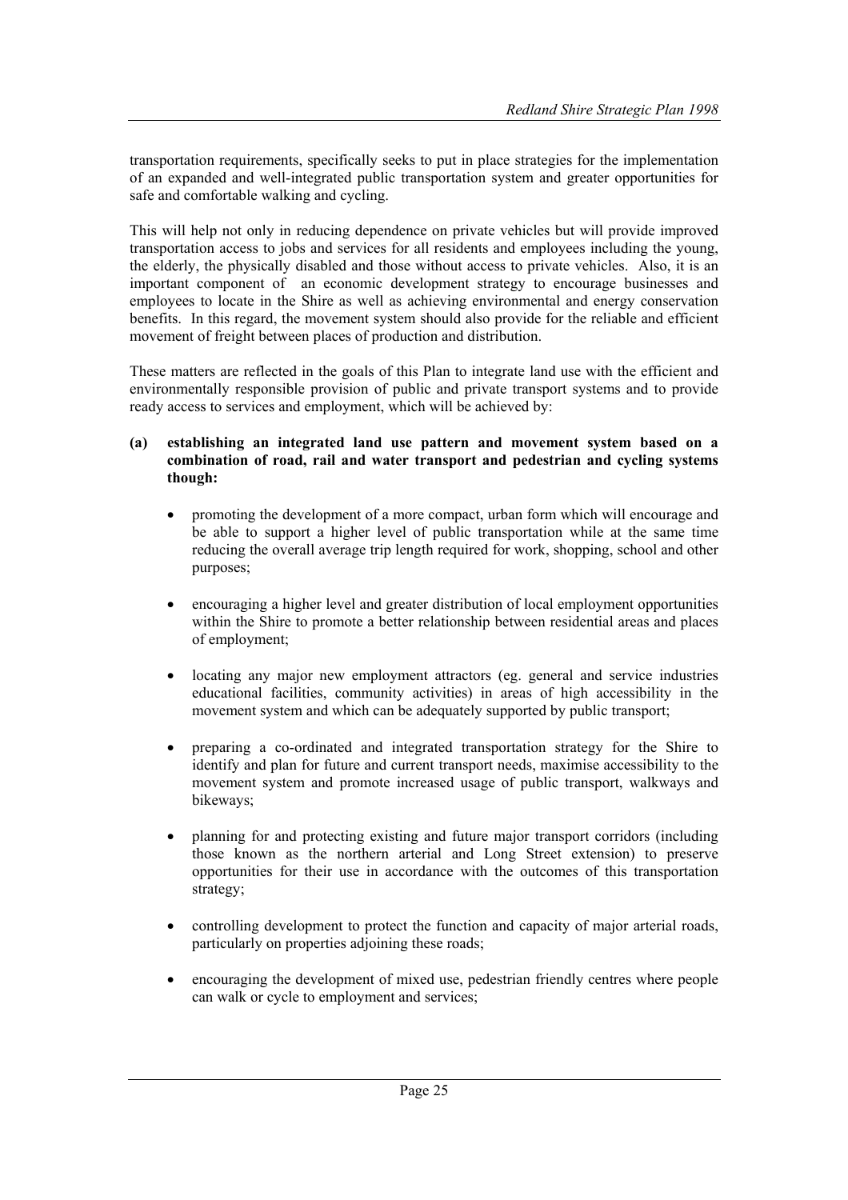transportation requirements, specifically seeks to put in place strategies for the implementation of an expanded and well-integrated public transportation system and greater opportunities for safe and comfortable walking and cycling.

This will help not only in reducing dependence on private vehicles but will provide improved transportation access to jobs and services for all residents and employees including the young, the elderly, the physically disabled and those without access to private vehicles. Also, it is an important component of an economic development strategy to encourage businesses and employees to locate in the Shire as well as achieving environmental and energy conservation benefits. In this regard, the movement system should also provide for the reliable and efficient movement of freight between places of production and distribution.

These matters are reflected in the goals of this Plan to integrate land use with the efficient and environmentally responsible provision of public and private transport systems and to provide ready access to services and employment, which will be achieved by:

**(a) establishing an integrated land use pattern and movement system based on a combination of road, rail and water transport and pedestrian and cycling systems though:**

- promoting the development of a more compact, urban form which will encourage and be able to support a higher level of public transportation while at the same time reducing the overall average trip length required for work, shopping, school and other purposes;

- encouraging a higher level and greater distribution of local employment opportunities within the Shire to promote a better relationship between residential areas and places of employment;

- locating any major new employment attractors (eg. general and service industries educational facilities, community activities) in areas of high accessibility in the movement system and which can be adequately supported by public transport;

- preparing a co-ordinated and integrated transportation strategy for the Shire to identify and plan for future and current transport needs, maximise accessibility to the movement system and promote increased usage of public transport, walkways and bikeways;

- planning for and protecting existing and future major transport corridors (including those known as the northern arterial and Long Street extension) to preserve opportunities for their use in accordance with the outcomes of this transportation strategy;

- controlling development to protect the function and capacity of major arterial roads, particularly on properties adjoining these roads;

- encouraging the development of mixed use, pedestrian friendly centres where people can walk or cycle to employment and services;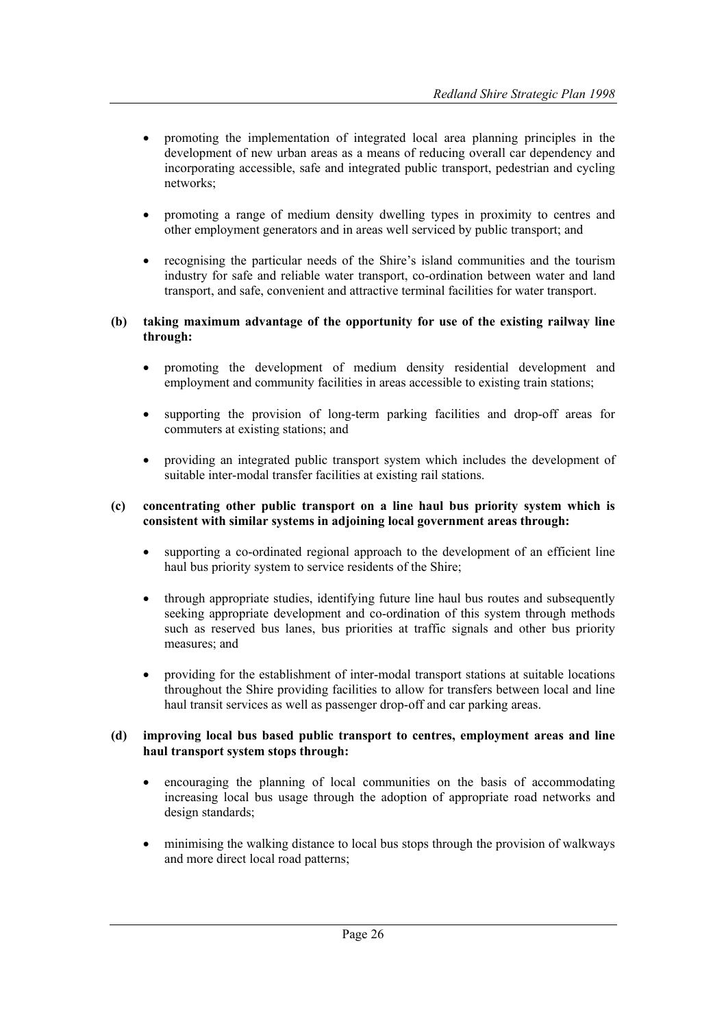- promoting the implementation of integrated local area planning principles in the development of new urban areas as a means of reducing overall car dependency and incorporating accessible, safe and integrated public transport, pedestrian and cycling networks;

- promoting a range of medium density dwelling types in proximity to centres and other employment generators and in areas well serviced by public transport; and

- recognising the particular needs of the Shire's island communities and the tourism industry for safe and reliable water transport, co-ordination between water and land transport, and safe, convenient and attractive terminal facilities for water transport.

**(b) taking maximum advantage of the opportunity for use of the existing railway line through:**

- promoting the development of medium density residential development and employment and community facilities in areas accessible to existing train stations;

- supporting the provision of long-term parking facilities and drop-off areas for commuters at existing stations; and

- providing an integrated public transport system which includes the development of suitable inter-modal transfer facilities at existing rail stations.

**(c) concentrating other public transport on a line haul bus priority system which is consistent with similar systems in adjoining local government areas through:**

- supporting a co-ordinated regional approach to the development of an efficient line haul bus priority system to service residents of the Shire;

- through appropriate studies, identifying future line haul bus routes and subsequently seeking appropriate development and co-ordination of this system through methods such as reserved bus lanes, bus priorities at traffic signals and other bus priority measures; and

- providing for the establishment of inter-modal transport stations at suitable locations throughout the Shire providing facilities to allow for transfers between local and line haul transit services as well as passenger drop-off and car parking areas.

**(d) improving local bus based public transport to centres, employment areas and line haul transport system stops through:**

- encouraging the planning of local communities on the basis of accommodating increasing local bus usage through the adoption of appropriate road networks and design standards;

- minimising the walking distance to local bus stops through the provision of walkways and more direct local road patterns;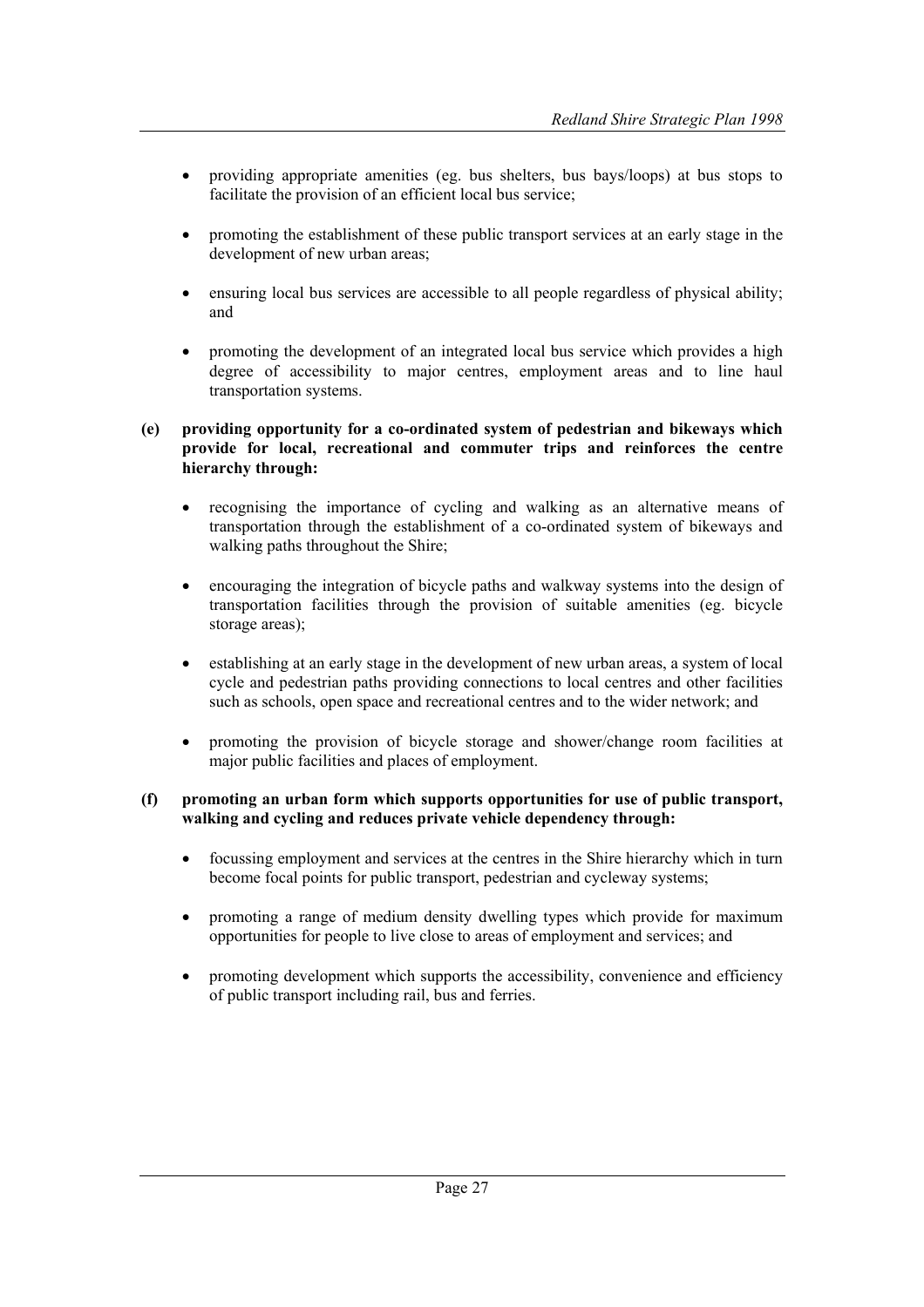- providing appropriate amenities (eg. bus shelters, bus bays/loops) at bus stops to facilitate the provision of an efficient local bus service;

- promoting the establishment of these public transport services at an early stage in the development of new urban areas;

- ensuring local bus services are accessible to all people regardless of physical ability; and

- promoting the development of an integrated local bus service which provides a high degree of accessibility to major centres, employment areas and to line haul transportation systems.

**(e) providing opportunity for a co-ordinated system of pedestrian and bikeways which provide for local, recreational and commuter trips and reinforces the centre hierarchy through:**

- recognising the importance of cycling and walking as an alternative means of transportation through the establishment of a co-ordinated system of bikeways and walking paths throughout the Shire;

- encouraging the integration of bicycle paths and walkway systems into the design of transportation facilities through the provision of suitable amenities (eg. bicycle storage areas);

- establishing at an early stage in the development of new urban areas, a system of local cycle and pedestrian paths providing connections to local centres and other facilities such as schools, open space and recreational centres and to the wider network; and

- promoting the provision of bicycle storage and shower/change room facilities at major public facilities and places of employment.

**(f) promoting an urban form which supports opportunities for use of public transport, walking and cycling and reduces private vehicle dependency through:**

- focussing employment and services at the centres in the Shire hierarchy which in turn become focal points for public transport, pedestrian and cycleway systems;

- promoting a range of medium density dwelling types which provide for maximum opportunities for people to live close to areas of employment and services; and

- promoting development which supports the accessibility, convenience and efficiency of public transport including rail, bus and ferries.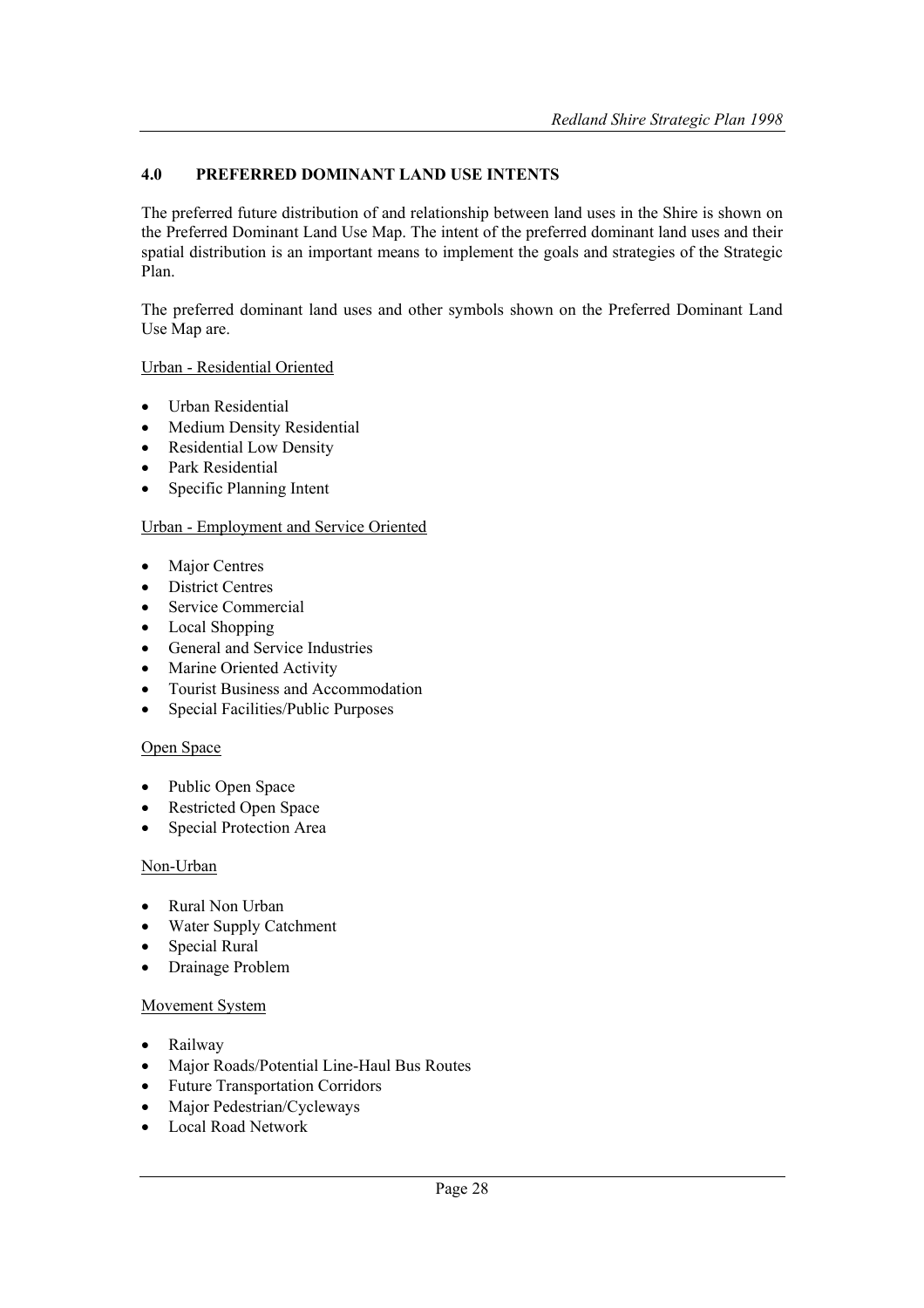## 4.0 PREFERRED DOMINANT LAND USE INTENTS

The preferred future distribution of and relationship between land uses in the Shire is shown on the Preferred Dominant Land Use Map. The intent of the preferred dominant land uses and their spatial distribution is an important means to implement the goals and strategies of the Strategic Plan.

The preferred dominant land uses and other symbols shown on the Preferred Dominant Land Use Map are.

<u>Urban - Residential Oriented</u>

- Urban Residential
- Medium Density Residential
- Residential Low Density
- Park Residential
- Specific Planning Intent

<u>Urban - Employment and Service Oriented</u>

- Major Centres
- District Centres
- Service Commercial
- Local Shopping
- General and Service Industries
- Marine Oriented Activity
- Tourist Business and Accommodation
- Special Facilities/Public Purposes

<u>Open Space</u>

- Public Open Space
- Restricted Open Space
- Special Protection Area

<u>Non-Urban</u>

- Rural Non Urban
- Water Supply Catchment
- Special Rural
- Drainage Problem

<u>Movement System</u>

- Railway
- Major Roads/Potential Line-Haul Bus Routes
- Future Transportation Corridors
- Major Pedestrian/Cycleways
- Local Road Network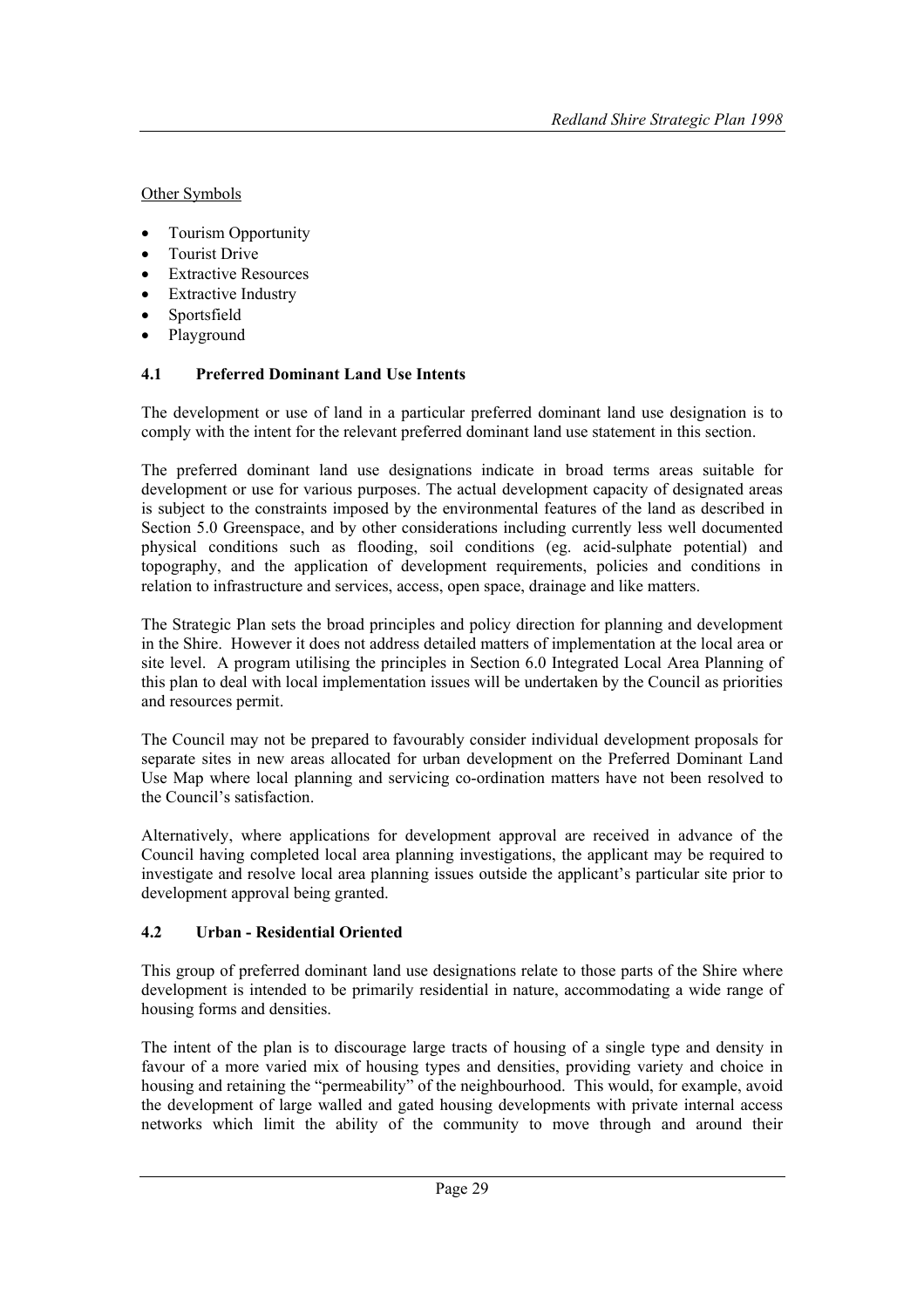Other Symbols

- Tourism Opportunity
- Tourist Drive
- Extractive Resources
- Extractive Industry
- Sportsfield
- Playground

### 4.1 Preferred Dominant Land Use Intents

The development or use of land in a particular preferred dominant land use designation is to comply with the intent for the relevant preferred dominant land use statement in this section.

The preferred dominant land use designations indicate in broad terms areas suitable for development or use for various purposes. The actual development capacity of designated areas is subject to the constraints imposed by the environmental features of the land as described in Section 5.0 Greenspace, and by other considerations including currently less well documented physical conditions such as flooding, soil conditions (eg. acid-sulphate potential) and topography, and the application of development requirements, policies and conditions in relation to infrastructure and services, access, open space, drainage and like matters.

The Strategic Plan sets the broad principles and policy direction for planning and development in the Shire. However it does not address detailed matters of implementation at the local area or site level. A program utilising the principles in Section 6.0 Integrated Local Area Planning of this plan to deal with local implementation issues will be undertaken by the Council as priorities and resources permit.

The Council may not be prepared to favourably consider individual development proposals for separate sites in new areas allocated for urban development on the Preferred Dominant Land Use Map where local planning and servicing co-ordination matters have not been resolved to the Council's satisfaction.

Alternatively, where applications for development approval are received in advance of the Council having completed local area planning investigations, the applicant may be required to investigate and resolve local area planning issues outside the applicant's particular site prior to development approval being granted.

### 4.2 Urban - Residential Oriented

This group of preferred dominant land use designations relate to those parts of the Shire where development is intended to be primarily residential in nature, accommodating a wide range of housing forms and densities.

The intent of the plan is to discourage large tracts of housing of a single type and density in favour of a more varied mix of housing types and densities, providing variety and choice in housing and retaining the "permeability" of the neighbourhood. This would, for example, avoid the development of large walled and gated housing developments with private internal access networks which limit the ability of the community to move through and around their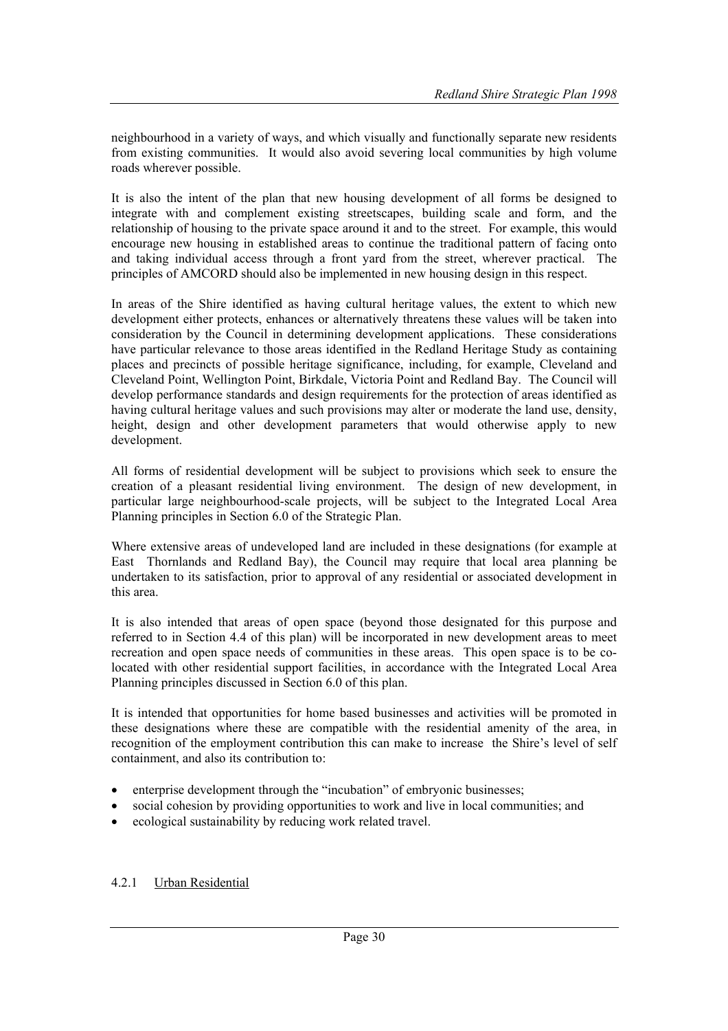neighbourhood in a variety of ways, and which visually and functionally separate new residents from existing communities. It would also avoid severing local communities by high volume roads wherever possible.

It is also the intent of the plan that new housing development of all forms be designed to integrate with and complement existing streetscapes, building scale and form, and the relationship of housing to the private space around it and to the street. For example, this would encourage new housing in established areas to continue the traditional pattern of facing onto and taking individual access through a front yard from the street, wherever practical. The principles of AMCORD should also be implemented in new housing design in this respect.

In areas of the Shire identified as having cultural heritage values, the extent to which new development either protects, enhances or alternatively threatens these values will be taken into consideration by the Council in determining development applications. These considerations have particular relevance to those areas identified in the Redland Heritage Study as containing places and precincts of possible heritage significance, including, for example, Cleveland and Cleveland Point, Wellington Point, Birkdale, Victoria Point and Redland Bay. The Council will develop performance standards and design requirements for the protection of areas identified as having cultural heritage values and such provisions may alter or moderate the land use, density, height, design and other development parameters that would otherwise apply to new development.

All forms of residential development will be subject to provisions which seek to ensure the creation of a pleasant residential living environment. The design of new development, in particular large neighbourhood-scale projects, will be subject to the Integrated Local Area Planning principles in Section 6.0 of the Strategic Plan.

Where extensive areas of undeveloped land are included in these designations (for example at East Thornlands and Redland Bay), the Council may require that local area planning be undertaken to its satisfaction, prior to approval of any residential or associated development in this area.

It is also intended that areas of open space (beyond those designated for this purpose and referred to in Section 4.4 of this plan) will be incorporated in new development areas to meet recreation and open space needs of communities in these areas. This open space is to be co-located with other residential support facilities, in accordance with the Integrated Local Area Planning principles discussed in Section 6.0 of this plan.

It is intended that opportunities for home based businesses and activities will be promoted in these designations where these are compatible with the residential amenity of the area, in recognition of the employment contribution this can make to increase the Shire's level of self containment, and also its contribution to:

- enterprise development through the "incubation" of embryonic businesses;
- social cohesion by providing opportunities to work and live in local communities; and
- ecological sustainability by reducing work related travel.

#### 4.2.1 Urban Residential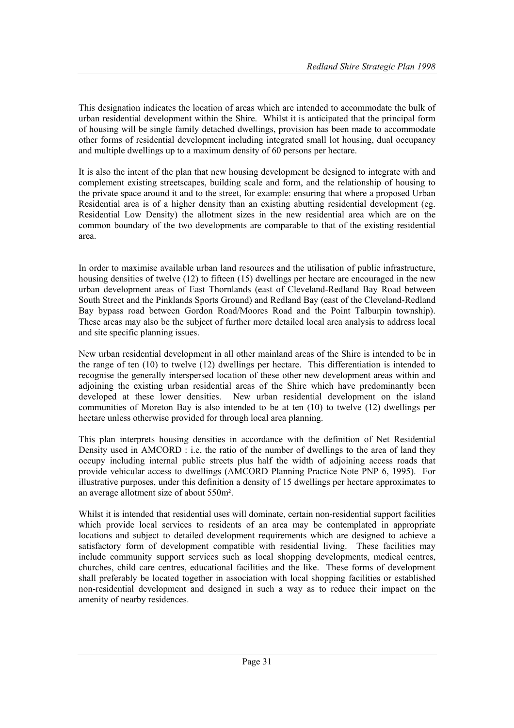This designation indicates the location of areas which are intended to accommodate the bulk of urban residential development within the Shire. Whilst it is anticipated that the principal form of housing will be single family detached dwellings, provision has been made to accommodate other forms of residential development including integrated small lot housing, dual occupancy and multiple dwellings up to a maximum density of 60 persons per hectare.

It is also the intent of the plan that new housing development be designed to integrate with and complement existing streetscapes, building scale and form, and the relationship of housing to the private space around it and to the street, for example: ensuring that where a proposed Urban Residential area is of a higher density than an existing abutting residential development (eg. Residential Low Density) the allotment sizes in the new residential area which are on the common boundary of the two developments are comparable to that of the existing residential area.

In order to maximise available urban land resources and the utilisation of public infrastructure, housing densities of twelve (12) to fifteen (15) dwellings per hectare are encouraged in the new urban development areas of East Thornlands (east of Cleveland-Redland Bay Road between South Street and the Pinklands Sports Ground) and Redland Bay (east of the Cleveland-Redland Bay bypass road between Gordon Road/Moores Road and the Point Talburpin township). These areas may also be the subject of further more detailed local area analysis to address local and site specific planning issues.

New urban residential development in all other mainland areas of the Shire is intended to be in the range of ten (10) to twelve (12) dwellings per hectare. This differentiation is intended to recognise the generally interspersed location of these other new development areas within and adjoining the existing urban residential areas of the Shire which have predominantly been developed at these lower densities. New urban residential development on the island communities of Moreton Bay is also intended to be at ten (10) to twelve (12) dwellings per hectare unless otherwise provided for through local area planning.

This plan interprets housing densities in accordance with the definition of Net Residential Density used in AMCORD : i.e, the ratio of the number of dwellings to the area of land they occupy including internal public streets plus half the width of adjoining access roads that provide vehicular access to dwellings (AMCORD Planning Practice Note PNP 6, 1995). For illustrative purposes, under this definition a density of 15 dwellings per hectare approximates to an average allotment size of about 550m².

Whilst it is intended that residential uses will dominate, certain non-residential support facilities which provide local services to residents of an area may be contemplated in appropriate locations and subject to detailed development requirements which are designed to achieve a satisfactory form of development compatible with residential living. These facilities may include community support services such as local shopping developments, medical centres, churches, child care centres, educational facilities and the like. These forms of development shall preferably be located together in association with local shopping facilities or established non-residential development and designed in such a way as to reduce their impact on the amenity of nearby residences.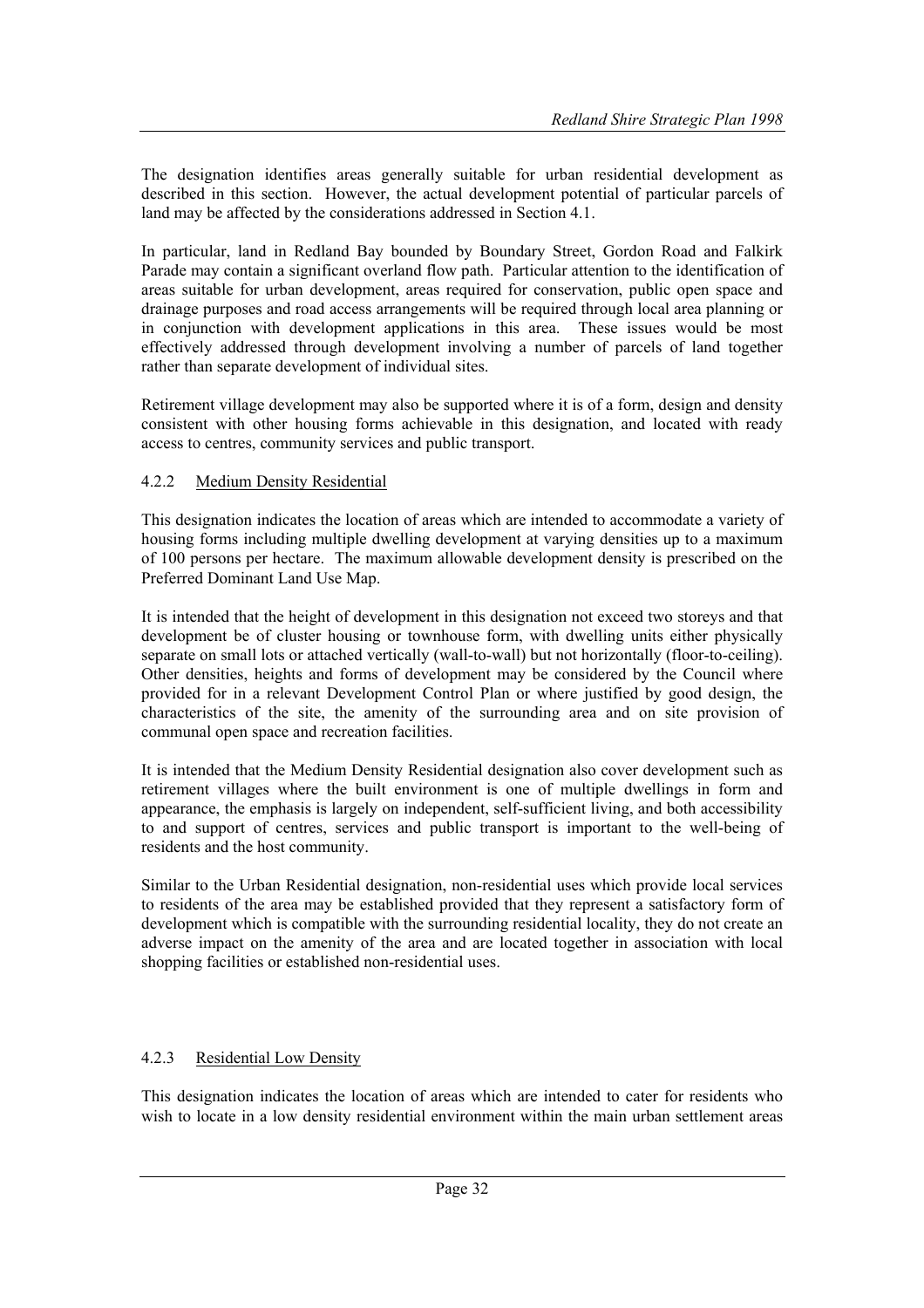The designation identifies areas generally suitable for urban residential development as described in this section. However, the actual development potential of particular parcels of land may be affected by the considerations addressed in Section 4.1.

In particular, land in Redland Bay bounded by Boundary Street, Gordon Road and Falkirk Parade may contain a significant overland flow path. Particular attention to the identification of areas suitable for urban development, areas required for conservation, public open space and drainage purposes and road access arrangements will be required through local area planning or in conjunction with development applications in this area. These issues would be most effectively addressed through development involving a number of parcels of land together rather than separate development of individual sites.

Retirement village development may also be supported where it is of a form, design and density consistent with other housing forms achievable in this designation, and located with ready access to centres, community services and public transport.

#### 4.2.2 Medium Density Residential

This designation indicates the location of areas which are intended to accommodate a variety of housing forms including multiple dwelling development at varying densities up to a maximum of 100 persons per hectare. The maximum allowable development density is prescribed on the Preferred Dominant Land Use Map.

It is intended that the height of development in this designation not exceed two storeys and that development be of cluster housing or townhouse form, with dwelling units either physically separate on small lots or attached vertically (wall-to-wall) but not horizontally (floor-to-ceiling). Other densities, heights and forms of development may be considered by the Council where provided for in a relevant Development Control Plan or where justified by good design, the characteristics of the site, the amenity of the surrounding area and on site provision of communal open space and recreation facilities.

It is intended that the Medium Density Residential designation also cover development such as retirement villages where the built environment is one of multiple dwellings in form and appearance, the emphasis is largely on independent, self-sufficient living, and both accessibility to and support of centres, services and public transport is important to the well-being of residents and the host community.

Similar to the Urban Residential designation, non-residential uses which provide local services to residents of the area may be established provided that they represent a satisfactory form of development which is compatible with the surrounding residential locality, they do not create an adverse impact on the amenity of the area and are located together in association with local shopping facilities or established non-residential uses.

#### 4.2.3 Residential Low Density

This designation indicates the location of areas which are intended to cater for residents who wish to locate in a low density residential environment within the main urban settlement areas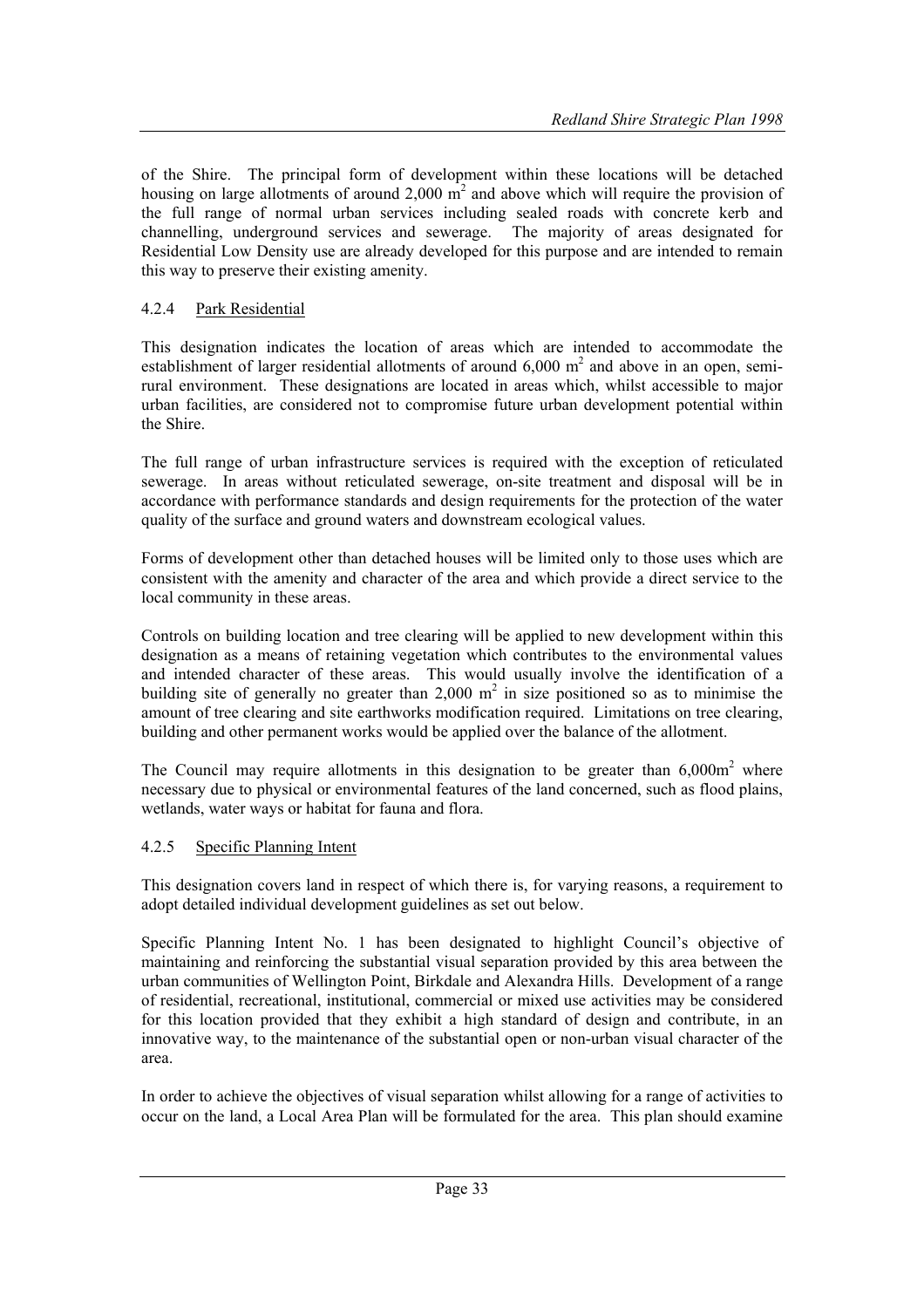of the Shire. The principal form of development within these locations will be detached housing on large allotments of around 2,000 $m^2$ and above which will require the provision of the full range of normal urban services including sealed roads with concrete kerb and channelling, underground services and sewerage. The majority of areas designated for Residential Low Density use are already developed for this purpose and are intended to remain this way to preserve their existing amenity.

#### 4.2.4 Park Residential

This designation indicates the location of areas which are intended to accommodate the establishment of larger residential allotments of around 6,000 $m^2$ and above in an open, semi-rural environment. These designations are located in areas which, whilst accessible to major urban facilities, are considered not to compromise future urban development potential within the Shire.

The full range of urban infrastructure services is required with the exception of reticulated sewerage. In areas without reticulated sewerage, on-site treatment and disposal will be in accordance with performance standards and design requirements for the protection of the water quality of the surface and ground waters and downstream ecological values.

Forms of development other than detached houses will be limited only to those uses which are consistent with the amenity and character of the area and which provide a direct service to the local community in these areas.

Controls on building location and tree clearing will be applied to new development within this designation as a means of retaining vegetation which contributes to the environmental values and intended character of these areas. This would usually involve the identification of a building site of generally no greater than 2,000 $m^2$ in size positioned so as to minimise the amount of tree clearing and site earthworks modification required. Limitations on tree clearing, building and other permanent works would be applied over the balance of the allotment.

The Council may require allotments in this designation to be greater than 6,000$m^2$ where necessary due to physical or environmental features of the land concerned, such as flood plains, wetlands, water ways or habitat for fauna and flora.

#### 4.2.5 Specific Planning Intent

This designation covers land in respect of which there is, for varying reasons, a requirement to adopt detailed individual development guidelines as set out below.

Specific Planning Intent No. 1 has been designated to highlight Council's objective of maintaining and reinforcing the substantial visual separation provided by this area between the urban communities of Wellington Point, Birkdale and Alexandra Hills. Development of a range of residential, recreational, institutional, commercial or mixed use activities may be considered for this location provided that they exhibit a high standard of design and contribute, in an innovative way, to the maintenance of the substantial open or non-urban visual character of the area.

In order to achieve the objectives of visual separation whilst allowing for a range of activities to occur on the land, a Local Area Plan will be formulated for the area. This plan should examine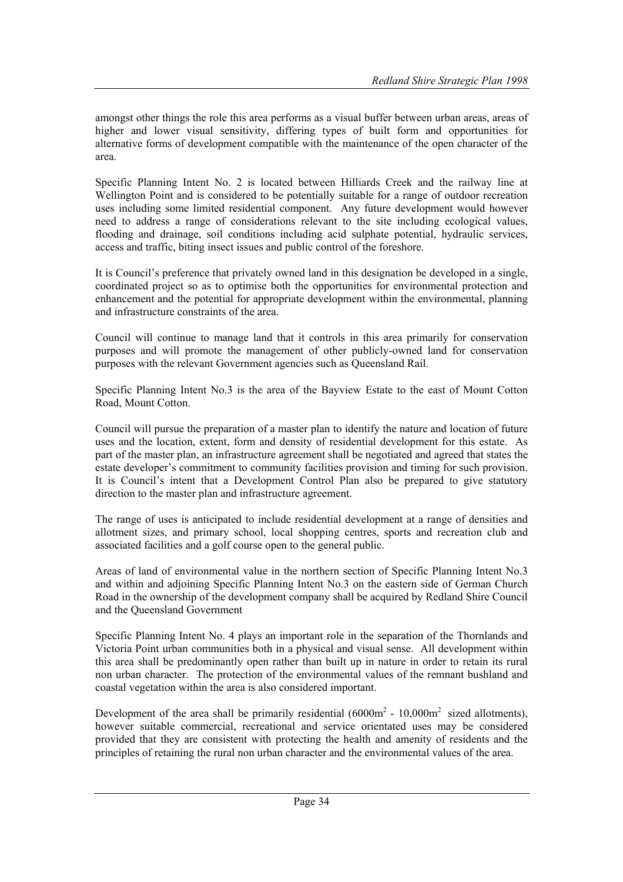amongst other things the role this area performs as a visual buffer between urban areas, areas of higher and lower visual sensitivity, differing types of built form and opportunities for alternative forms of development compatible with the maintenance of the open character of the area.

Specific Planning Intent No. 2 is located between Hilliards Creek and the railway line at Wellington Point and is considered to be potentially suitable for a range of outdoor recreation uses including some limited residential component. Any future development would however need to address a range of considerations relevant to the site including ecological values, flooding and drainage, soil conditions including acid sulphate potential, hydraulic services, access and traffic, biting insect issues and public control of the foreshore.

It is Council's preference that privately owned land in this designation be developed in a single, coordinated project so as to optimise both the opportunities for environmental protection and enhancement and the potential for appropriate development within the environmental, planning and infrastructure constraints of the area.

Council will continue to manage land that it controls in this area primarily for conservation purposes and will promote the management of other publicly-owned land for conservation purposes with the relevant Government agencies such as Queensland Rail.

Specific Planning Intent No.3 is the area of the Bayview Estate to the east of Mount Cotton Road, Mount Cotton.

Council will pursue the preparation of a master plan to identify the nature and location of future uses and the location, extent, form and density of residential development for this estate. As part of the master plan, an infrastructure agreement shall be negotiated and agreed that states the estate developer's commitment to community facilities provision and timing for such provision. It is Council's intent that a Development Control Plan also be prepared to give statutory direction to the master plan and infrastructure agreement.

The range of uses is anticipated to include residential development at a range of densities and allotment sizes, and primary school, local shopping centres, sports and recreation club and associated facilities and a golf course open to the general public.

Areas of land of environmental value in the northern section of Specific Planning Intent No.3 and within and adjoining Specific Planning Intent No.3 on the eastern side of German Church Road in the ownership of the development company shall be acquired by Redland Shire Council and the Queensland Government

Specific Planning Intent No. 4 plays an important role in the separation of the Thornlands and Victoria Point urban communities both in a physical and visual sense. All development within this area shall be predominantly open rather than built up in nature in order to retain its rural non urban character. The protection of the environmental values of the remnant bushland and coastal vegetation within the area is also considered important.

Development of the area shall be primarily residential (6000m$^2$ - 10,000m$^2$ sized allotments), however suitable commercial, recreational and service orientated uses may be considered provided that they are consistent with protecting the health and amenity of residents and the principles of retaining the rural non urban character and the environmental values of the area.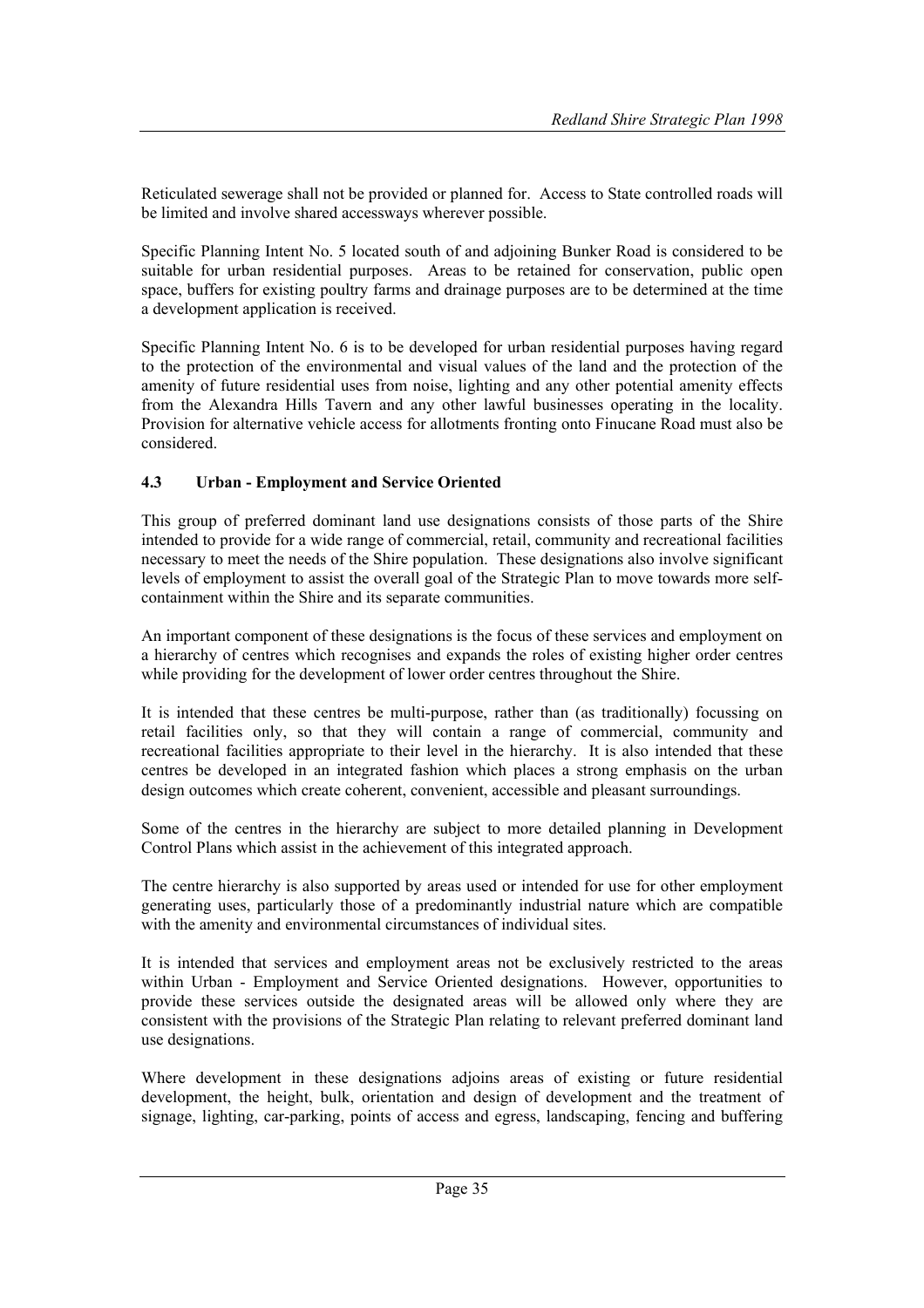Reticulated sewerage shall not be provided or planned for. Access to State controlled roads will be limited and involve shared accessways wherever possible.

Specific Planning Intent No. 5 located south of and adjoining Bunker Road is considered to be suitable for urban residential purposes. Areas to be retained for conservation, public open space, buffers for existing poultry farms and drainage purposes are to be determined at the time a development application is received.

Specific Planning Intent No. 6 is to be developed for urban residential purposes having regard to the protection of the environmental and visual values of the land and the protection of the amenity of future residential uses from noise, lighting and any other potential amenity effects from the Alexandra Hills Tavern and any other lawful businesses operating in the locality. Provision for alternative vehicle access for allotments fronting onto Finucane Road must also be considered.

### 4.3 Urban - Employment and Service Oriented

This group of preferred dominant land use designations consists of those parts of the Shire intended to provide for a wide range of commercial, retail, community and recreational facilities necessary to meet the needs of the Shire population. These designations also involve significant levels of employment to assist the overall goal of the Strategic Plan to move towards more self-containment within the Shire and its separate communities.

An important component of these designations is the focus of these services and employment on a hierarchy of centres which recognises and expands the roles of existing higher order centres while providing for the development of lower order centres throughout the Shire.

It is intended that these centres be multi-purpose, rather than (as traditionally) focussing on retail facilities only, so that they will contain a range of commercial, community and recreational facilities appropriate to their level in the hierarchy. It is also intended that these centres be developed in an integrated fashion which places a strong emphasis on the urban design outcomes which create coherent, convenient, accessible and pleasant surroundings.

Some of the centres in the hierarchy are subject to more detailed planning in Development Control Plans which assist in the achievement of this integrated approach.

The centre hierarchy is also supported by areas used or intended for use for other employment generating uses, particularly those of a predominantly industrial nature which are compatible with the amenity and environmental circumstances of individual sites.

It is intended that services and employment areas not be exclusively restricted to the areas within Urban - Employment and Service Oriented designations. However, opportunities to provide these services outside the designated areas will be allowed only where they are consistent with the provisions of the Strategic Plan relating to relevant preferred dominant land use designations.

Where development in these designations adjoins areas of existing or future residential development, the height, bulk, orientation and design of development and the treatment of signage, lighting, car-parking, points of access and egress, landscaping, fencing and buffering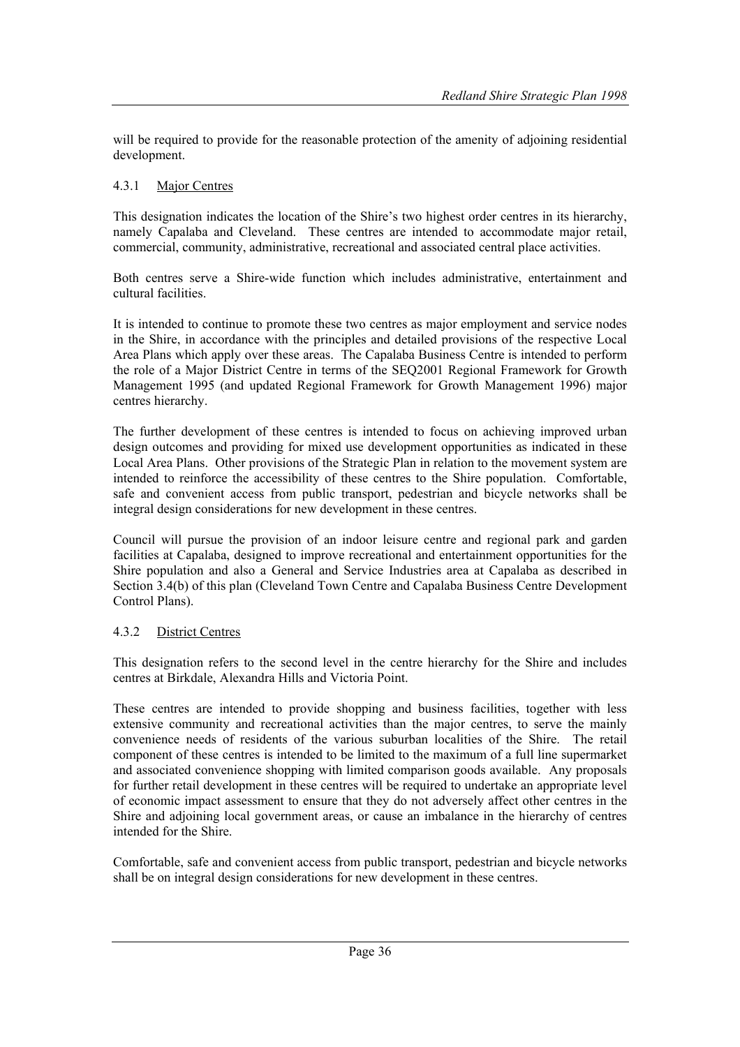will be required to provide for the reasonable protection of the amenity of adjoining residential development.

### 4.3.1 Major Centres

This designation indicates the location of the Shire's two highest order centres in its hierarchy, namely Capalaba and Cleveland. These centres are intended to accommodate major retail, commercial, community, administrative, recreational and associated central place activities.

Both centres serve a Shire-wide function which includes administrative, entertainment and cultural facilities.

It is intended to continue to promote these two centres as major employment and service nodes in the Shire, in accordance with the principles and detailed provisions of the respective Local Area Plans which apply over these areas. The Capalaba Business Centre is intended to perform the role of a Major District Centre in terms of the SEQ2001 Regional Framework for Growth Management 1995 (and updated Regional Framework for Growth Management 1996) major centres hierarchy.

The further development of these centres is intended to focus on achieving improved urban design outcomes and providing for mixed use development opportunities as indicated in these Local Area Plans. Other provisions of the Strategic Plan in relation to the movement system are intended to reinforce the accessibility of these centres to the Shire population. Comfortable, safe and convenient access from public transport, pedestrian and bicycle networks shall be integral design considerations for new development in these centres.

Council will pursue the provision of an indoor leisure centre and regional park and garden facilities at Capalaba, designed to improve recreational and entertainment opportunities for the Shire population and also a General and Service Industries area at Capalaba as described in Section 3.4(b) of this plan (Cleveland Town Centre and Capalaba Business Centre Development Control Plans).

### 4.3.2 District Centres

This designation refers to the second level in the centre hierarchy for the Shire and includes centres at Birkdale, Alexandra Hills and Victoria Point.

These centres are intended to provide shopping and business facilities, together with less extensive community and recreational activities than the major centres, to serve the mainly convenience needs of residents of the various suburban localities of the Shire. The retail component of these centres is intended to be limited to the maximum of a full line supermarket and associated convenience shopping with limited comparison goods available. Any proposals for further retail development in these centres will be required to undertake an appropriate level of economic impact assessment to ensure that they do not adversely affect other centres in the Shire and adjoining local government areas, or cause an imbalance in the hierarchy of centres intended for the Shire.

Comfortable, safe and convenient access from public transport, pedestrian and bicycle networks shall be on integral design considerations for new development in these centres.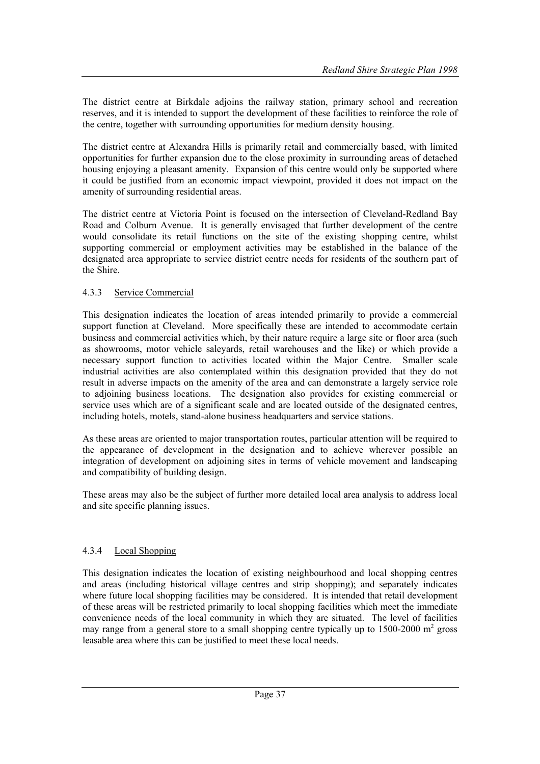The district centre at Birkdale adjoins the railway station, primary school and recreation reserves, and it is intended to support the development of these facilities to reinforce the role of the centre, together with surrounding opportunities for medium density housing.

The district centre at Alexandra Hills is primarily retail and commercially based, with limited opportunities for further expansion due to the close proximity in surrounding areas of detached housing enjoying a pleasant amenity. Expansion of this centre would only be supported where it could be justified from an economic impact viewpoint, provided it does not impact on the amenity of surrounding residential areas.

The district centre at Victoria Point is focused on the intersection of Cleveland-Redland Bay Road and Colburn Avenue. It is generally envisaged that further development of the centre would consolidate its retail functions on the site of the existing shopping centre, whilst supporting commercial or employment activities may be established in the balance of the designated area appropriate to service district centre needs for residents of the southern part of the Shire.

#### 4.3.3 Service Commercial

This designation indicates the location of areas intended primarily to provide a commercial support function at Cleveland. More specifically these are intended to accommodate certain business and commercial activities which, by their nature require a large site or floor area (such as showrooms, motor vehicle saleyards, retail warehouses and the like) or which provide a necessary support function to activities located within the Major Centre. Smaller scale industrial activities are also contemplated within this designation provided that they do not result in adverse impacts on the amenity of the area and can demonstrate a largely service role to adjoining business locations. The designation also provides for existing commercial or service uses which are of a significant scale and are located outside of the designated centres, including hotels, motels, stand-alone business headquarters and service stations.

As these areas are oriented to major transportation routes, particular attention will be required to the appearance of development in the designation and to achieve wherever possible an integration of development on adjoining sites in terms of vehicle movement and landscaping and compatibility of building design.

These areas may also be the subject of further more detailed local area analysis to address local and site specific planning issues.

#### 4.3.4 Local Shopping

This designation indicates the location of existing neighbourhood and local shopping centres and areas (including historical village centres and strip shopping); and separately indicates where future local shopping facilities may be considered. It is intended that retail development of these areas will be restricted primarily to local shopping facilities which meet the immediate convenience needs of the local community in which they are situated. The level of facilities may range from a general store to a small shopping centre typically up to 1500-2000 $m^2$ gross leasable area where this can be justified to meet these local needs.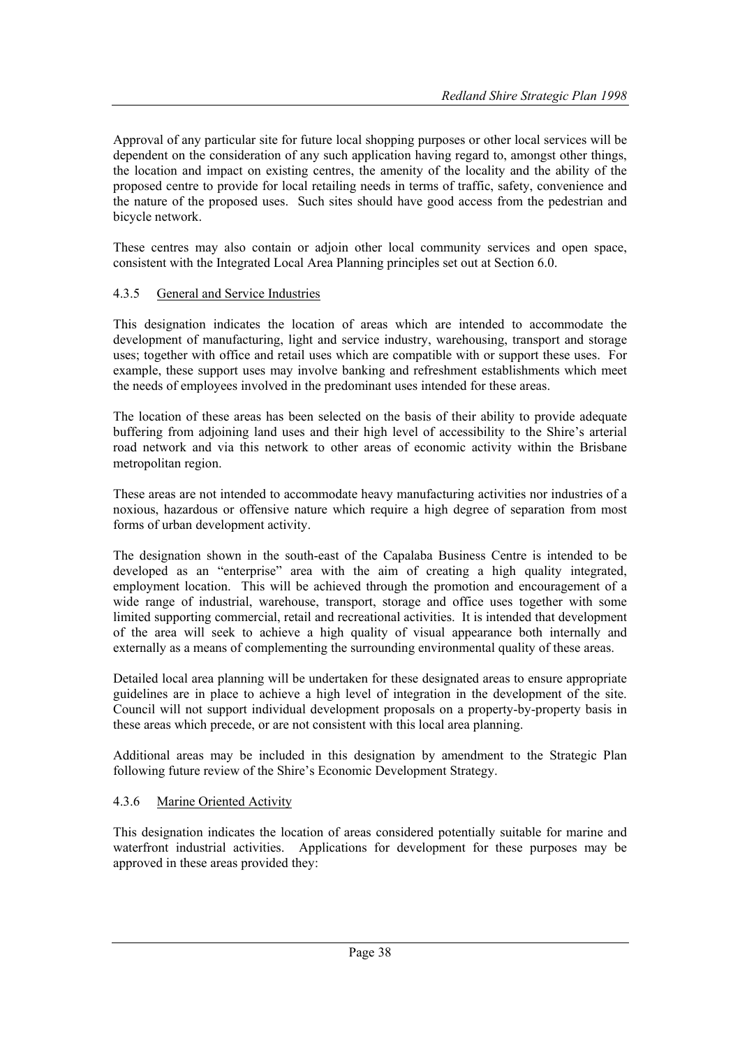Approval of any particular site for future local shopping purposes or other local services will be dependent on the consideration of any such application having regard to, amongst other things, the location and impact on existing centres, the amenity of the locality and the ability of the proposed centre to provide for local retailing needs in terms of traffic, safety, convenience and the nature of the proposed uses. Such sites should have good access from the pedestrian and bicycle network.

These centres may also contain or adjoin other local community services and open space, consistent with the Integrated Local Area Planning principles set out at Section 6.0.

#### 4.3.5 General and Service Industries

This designation indicates the location of areas which are intended to accommodate the development of manufacturing, light and service industry, warehousing, transport and storage uses; together with office and retail uses which are compatible with or support these uses. For example, these support uses may involve banking and refreshment establishments which meet the needs of employees involved in the predominant uses intended for these areas.

The location of these areas has been selected on the basis of their ability to provide adequate buffering from adjoining land uses and their high level of accessibility to the Shire's arterial road network and via this network to other areas of economic activity within the Brisbane metropolitan region.

These areas are not intended to accommodate heavy manufacturing activities nor industries of a noxious, hazardous or offensive nature which require a high degree of separation from most forms of urban development activity.

The designation shown in the south-east of the Capalaba Business Centre is intended to be developed as an "enterprise" area with the aim of creating a high quality integrated, employment location. This will be achieved through the promotion and encouragement of a wide range of industrial, warehouse, transport, storage and office uses together with some limited supporting commercial, retail and recreational activities. It is intended that development of the area will seek to achieve a high quality of visual appearance both internally and externally as a means of complementing the surrounding environmental quality of these areas.

Detailed local area planning will be undertaken for these designated areas to ensure appropriate guidelines are in place to achieve a high level of integration in the development of the site. Council will not support individual development proposals on a property-by-property basis in these areas which precede, or are not consistent with this local area planning.

Additional areas may be included in this designation by amendment to the Strategic Plan following future review of the Shire's Economic Development Strategy.

#### 4.3.6 Marine Oriented Activity

This designation indicates the location of areas considered potentially suitable for marine and waterfront industrial activities. Applications for development for these purposes may be approved in these areas provided they: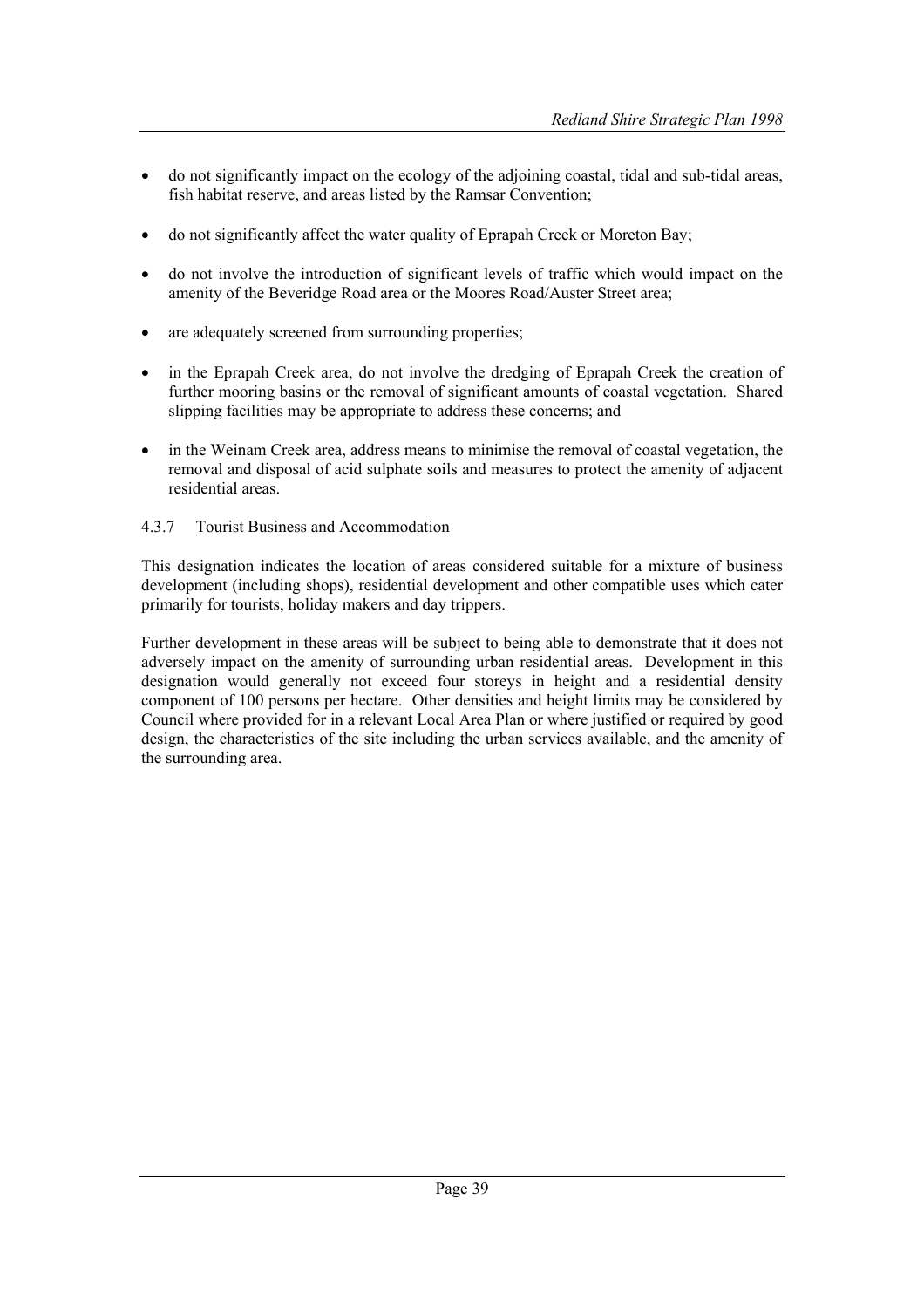- do not significantly impact on the ecology of the adjoining coastal, tidal and sub-tidal areas, fish habitat reserve, and areas listed by the Ramsar Convention;

- do not significantly affect the water quality of Eprapah Creek or Moreton Bay;

- do not involve the introduction of significant levels of traffic which would impact on the amenity of the Beveridge Road area or the Moores Road/Auster Street area;

- are adequately screened from surrounding properties;

- in the Eprapah Creek area, do not involve the dredging of Eprapah Creek the creation of further mooring basins or the removal of significant amounts of coastal vegetation. Shared slipping facilities may be appropriate to address these concerns; and

- in the Weinam Creek area, address means to minimise the removal of coastal vegetation, the removal and disposal of acid sulphate soils and measures to protect the amenity of adjacent residential areas.

#### 4.3.7 Tourist Business and Accommodation

This designation indicates the location of areas considered suitable for a mixture of business development (including shops), residential development and other compatible uses which cater primarily for tourists, holiday makers and day trippers.

Further development in these areas will be subject to being able to demonstrate that it does not adversely impact on the amenity of surrounding urban residential areas. Development in this designation would generally not exceed four storeys in height and a residential density component of 100 persons per hectare. Other densities and height limits may be considered by Council where provided for in a relevant Local Area Plan or where justified or required by good design, the characteristics of the site including the urban services available, and the amenity of the surrounding area.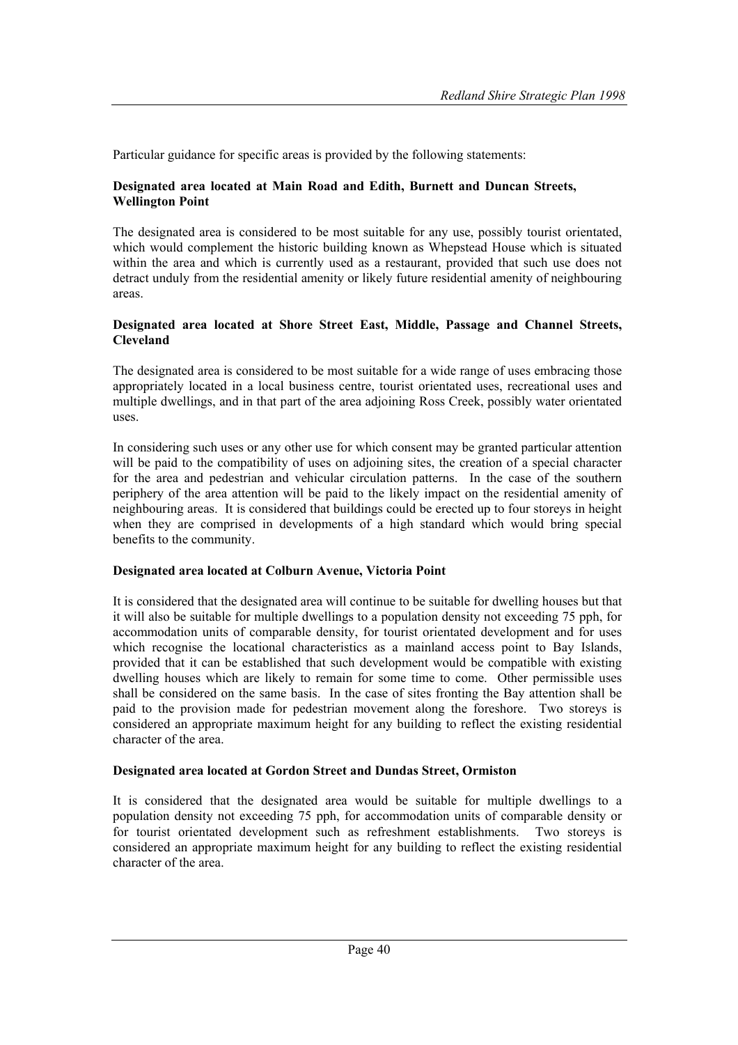Particular guidance for specific areas is provided by the following statements:

**Designated area located at Main Road and Edith, Burnett and Duncan Streets, Wellington Point**

The designated area is considered to be most suitable for any use, possibly tourist orientated, which would complement the historic building known as Whepstead House which is situated within the area and which is currently used as a restaurant, provided that such use does not detract unduly from the residential amenity or likely future residential amenity of neighbouring areas.

**Designated area located at Shore Street East, Middle, Passage and Channel Streets, Cleveland**

The designated area is considered to be most suitable for a wide range of uses embracing those appropriately located in a local business centre, tourist orientated uses, recreational uses and multiple dwellings, and in that part of the area adjoining Ross Creek, possibly water orientated uses.

In considering such uses or any other use for which consent may be granted particular attention will be paid to the compatibility of uses on adjoining sites, the creation of a special character for the area and pedestrian and vehicular circulation patterns. In the case of the southern periphery of the area attention will be paid to the likely impact on the residential amenity of neighbouring areas. It is considered that buildings could be erected up to four storeys in height when they are comprised in developments of a high standard which would bring special benefits to the community.

**Designated area located at Colburn Avenue, Victoria Point**

It is considered that the designated area will continue to be suitable for dwelling houses but that it will also be suitable for multiple dwellings to a population density not exceeding 75 pph, for accommodation units of comparable density, for tourist orientated development and for uses which recognise the locational characteristics as a mainland access point to Bay Islands, provided that it can be established that such development would be compatible with existing dwelling houses which are likely to remain for some time to come. Other permissible uses shall be considered on the same basis. In the case of sites fronting the Bay attention shall be paid to the provision made for pedestrian movement along the foreshore. Two storeys is considered an appropriate maximum height for any building to reflect the existing residential character of the area.

**Designated area located at Gordon Street and Dundas Street, Ormiston**

It is considered that the designated area would be suitable for multiple dwellings to a population density not exceeding 75 pph, for accommodation units of comparable density or for tourist orientated development such as refreshment establishments. Two storeys is considered an appropriate maximum height for any building to reflect the existing residential character of the area.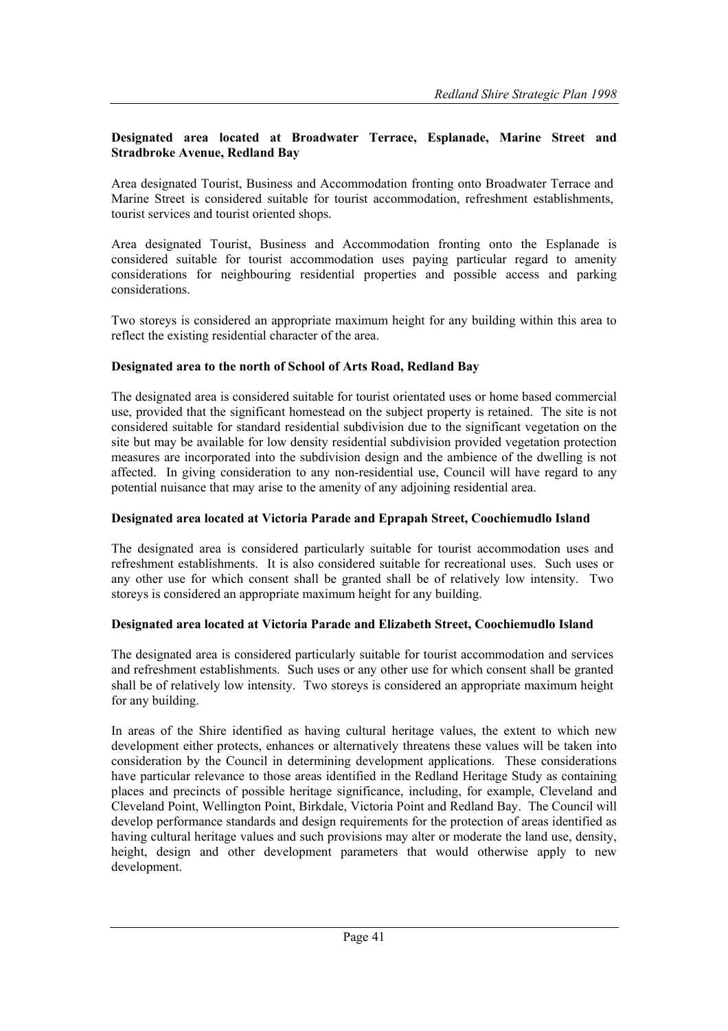**Designated area located at Broadwater Terrace, Esplanade, Marine Street and Stradbroke Avenue, Redland Bay**

Area designated Tourist, Business and Accommodation fronting onto Broadwater Terrace and Marine Street is considered suitable for tourist accommodation, refreshment establishments, tourist services and tourist oriented shops.

Area designated Tourist, Business and Accommodation fronting onto the Esplanade is considered suitable for tourist accommodation uses paying particular regard to amenity considerations for neighbouring residential properties and possible access and parking considerations.

Two storeys is considered an appropriate maximum height for any building within this area to reflect the existing residential character of the area.

**Designated area to the north of School of Arts Road, Redland Bay**

The designated area is considered suitable for tourist orientated uses or home based commercial use, provided that the significant homestead on the subject property is retained. The site is not considered suitable for standard residential subdivision due to the significant vegetation on the site but may be available for low density residential subdivision provided vegetation protection measures are incorporated into the subdivision design and the ambience of the dwelling is not affected. In giving consideration to any non-residential use, Council will have regard to any potential nuisance that may arise to the amenity of any adjoining residential area.

**Designated area located at Victoria Parade and Eprapah Street, Coochiemudlo Island**

The designated area is considered particularly suitable for tourist accommodation uses and refreshment establishments. It is also considered suitable for recreational uses. Such uses or any other use for which consent shall be granted shall be of relatively low intensity. Two storeys is considered an appropriate maximum height for any building.

**Designated area located at Victoria Parade and Elizabeth Street, Coochiemudlo Island**

The designated area is considered particularly suitable for tourist accommodation and services and refreshment establishments. Such uses or any other use for which consent shall be granted shall be of relatively low intensity. Two storeys is considered an appropriate maximum height for any building.

In areas of the Shire identified as having cultural heritage values, the extent to which new development either protects, enhances or alternatively threatens these values will be taken into consideration by the Council in determining development applications. These considerations have particular relevance to those areas identified in the Redland Heritage Study as containing places and precincts of possible heritage significance, including, for example, Cleveland and Cleveland Point, Wellington Point, Birkdale, Victoria Point and Redland Bay. The Council will develop performance standards and design requirements for the protection of areas identified as having cultural heritage values and such provisions may alter or moderate the land use, density, height, design and other development parameters that would otherwise apply to new development.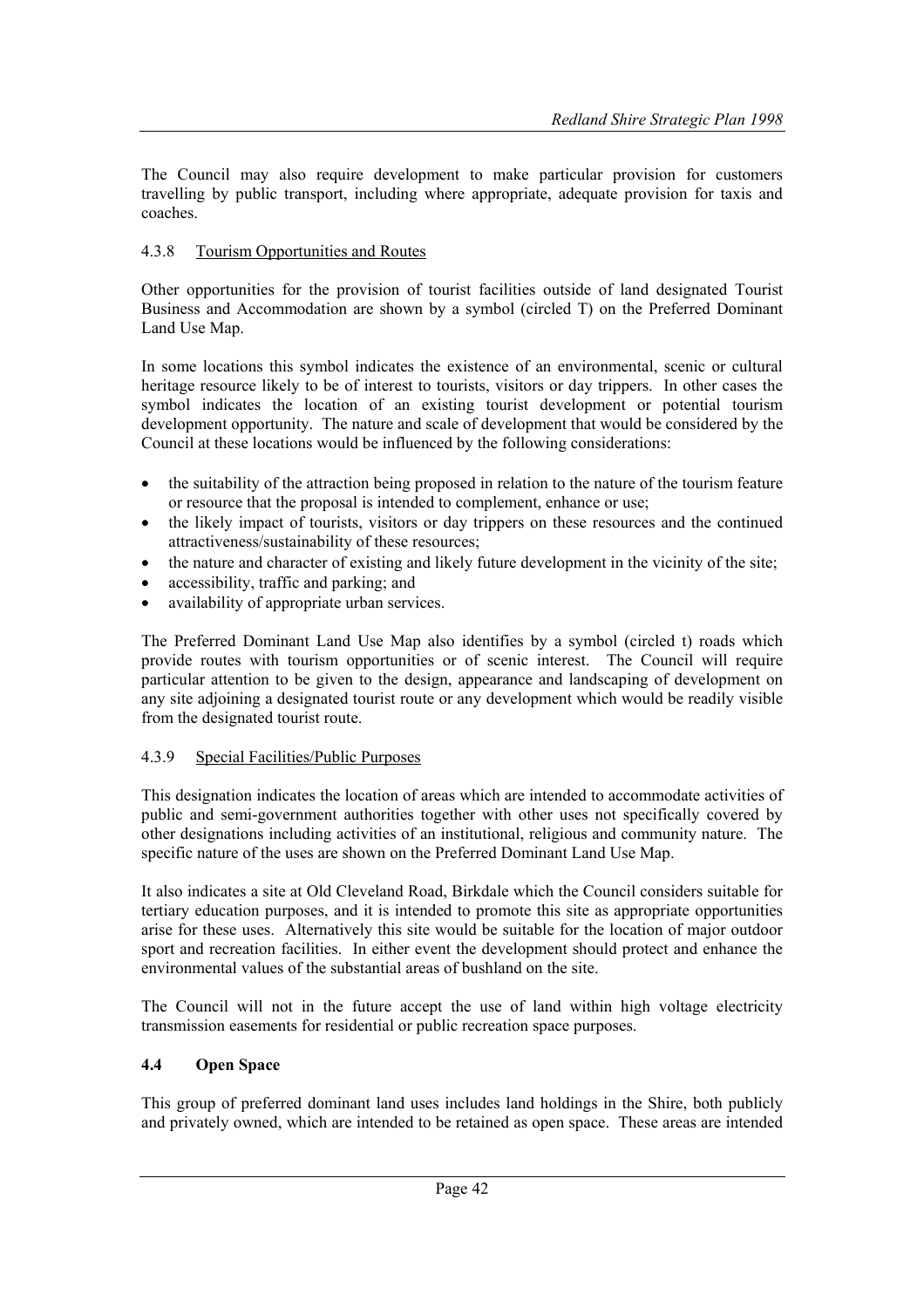The Council may also require development to make particular provision for customers travelling by public transport, including where appropriate, adequate provision for taxis and coaches.

#### 4.3.8 Tourism Opportunities and Routes

Other opportunities for the provision of tourist facilities outside of land designated Tourist Business and Accommodation are shown by a symbol (circled T) on the Preferred Dominant Land Use Map.

In some locations this symbol indicates the existence of an environmental, scenic or cultural heritage resource likely to be of interest to tourists, visitors or day trippers. In other cases the symbol indicates the location of an existing tourist development or potential tourism development opportunity. The nature and scale of development that would be considered by the Council at these locations would be influenced by the following considerations:

- the suitability of the attraction being proposed in relation to the nature of the tourism feature or resource that the proposal is intended to complement, enhance or use;
- the likely impact of tourists, visitors or day trippers on these resources and the continued attractiveness/sustainability of these resources;
- the nature and character of existing and likely future development in the vicinity of the site;
- accessibility, traffic and parking; and
- availability of appropriate urban services.

The Preferred Dominant Land Use Map also identifies by a symbol (circled t) roads which provide routes with tourism opportunities or of scenic interest. The Council will require particular attention to be given to the design, appearance and landscaping of development on any site adjoining a designated tourist route or any development which would be readily visible from the designated tourist route.

#### 4.3.9 Special Facilities/Public Purposes

This designation indicates the location of areas which are intended to accommodate activities of public and semi-government authorities together with other uses not specifically covered by other designations including activities of an institutional, religious and community nature. The specific nature of the uses are shown on the Preferred Dominant Land Use Map.

It also indicates a site at Old Cleveland Road, Birkdale which the Council considers suitable for tertiary education purposes, and it is intended to promote this site as appropriate opportunities arise for these uses. Alternatively this site would be suitable for the location of major outdoor sport and recreation facilities. In either event the development should protect and enhance the environmental values of the substantial areas of bushland on the site.

The Council will not in the future accept the use of land within high voltage electricity transmission easements for residential or public recreation space purposes.

### 4.4 Open Space

This group of preferred dominant land uses includes land holdings in the Shire, both publicly and privately owned, which are intended to be retained as open space. These areas are intended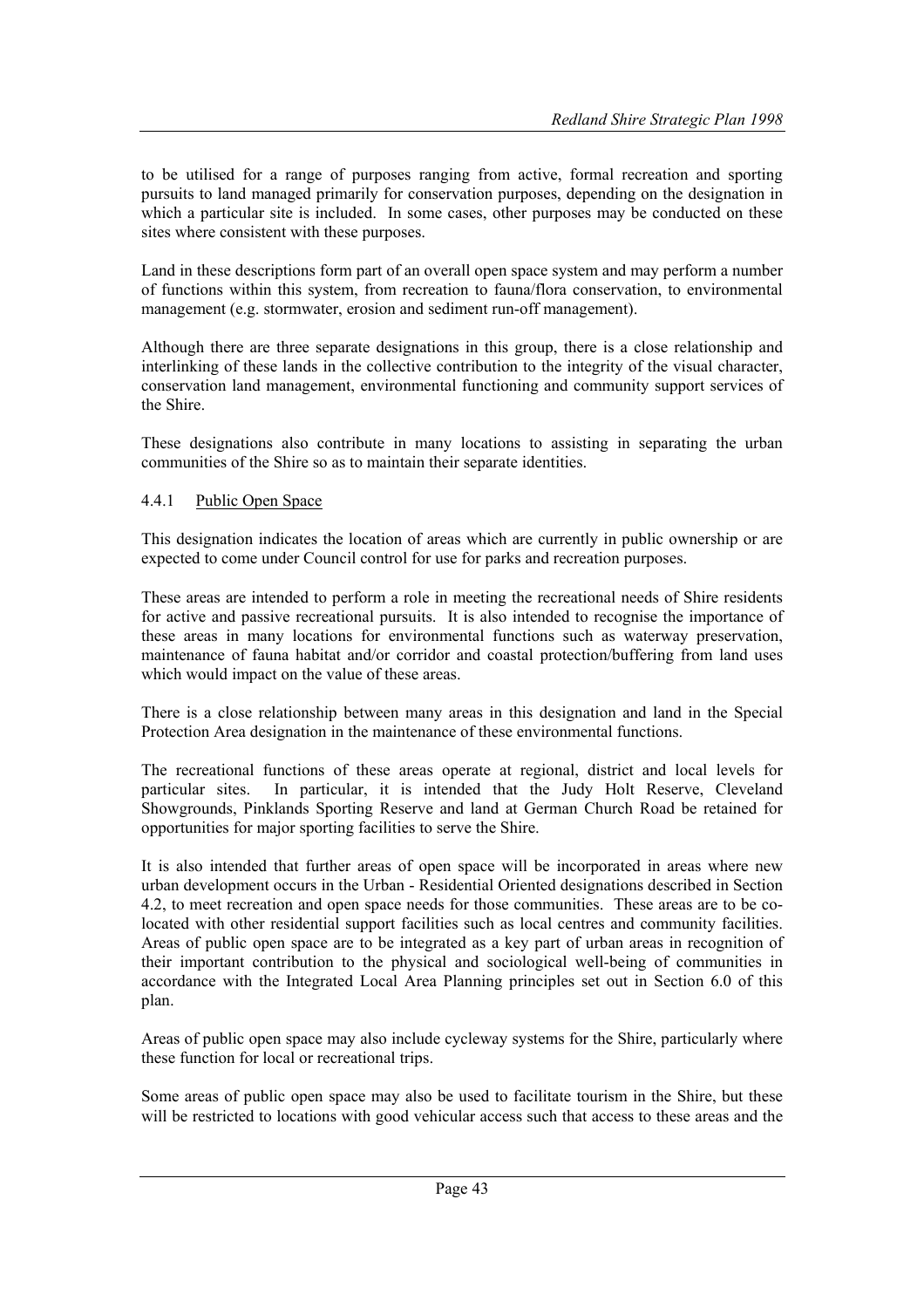to be utilised for a range of purposes ranging from active, formal recreation and sporting pursuits to land managed primarily for conservation purposes, depending on the designation in which a particular site is included. In some cases, other purposes may be conducted on these sites where consistent with these purposes.

Land in these descriptions form part of an overall open space system and may perform a number of functions within this system, from recreation to fauna/flora conservation, to environmental management (e.g. stormwater, erosion and sediment run-off management).

Although there are three separate designations in this group, there is a close relationship and interlinking of these lands in the collective contribution to the integrity of the visual character, conservation land management, environmental functioning and community support services of the Shire.

These designations also contribute in many locations to assisting in separating the urban communities of the Shire so as to maintain their separate identities.

### 4.4.1 Public Open Space

This designation indicates the location of areas which are currently in public ownership or are expected to come under Council control for use for parks and recreation purposes.

These areas are intended to perform a role in meeting the recreational needs of Shire residents for active and passive recreational pursuits. It is also intended to recognise the importance of these areas in many locations for environmental functions such as waterway preservation, maintenance of fauna habitat and/or corridor and coastal protection/buffering from land uses which would impact on the value of these areas.

There is a close relationship between many areas in this designation and land in the Special Protection Area designation in the maintenance of these environmental functions.

The recreational functions of these areas operate at regional, district and local levels for particular sites. In particular, it is intended that the Judy Holt Reserve, Cleveland Showgrounds, Pinklands Sporting Reserve and land at German Church Road be retained for opportunities for major sporting facilities to serve the Shire.

It is also intended that further areas of open space will be incorporated in areas where new urban development occurs in the Urban - Residential Oriented designations described in Section 4.2, to meet recreation and open space needs for those communities. These areas are to be co-located with other residential support facilities such as local centres and community facilities. Areas of public open space are to be integrated as a key part of urban areas in recognition of their important contribution to the physical and sociological well-being of communities in accordance with the Integrated Local Area Planning principles set out in Section 6.0 of this plan.

Areas of public open space may also include cycleway systems for the Shire, particularly where these function for local or recreational trips.

Some areas of public open space may also be used to facilitate tourism in the Shire, but these will be restricted to locations with good vehicular access such that access to these areas and the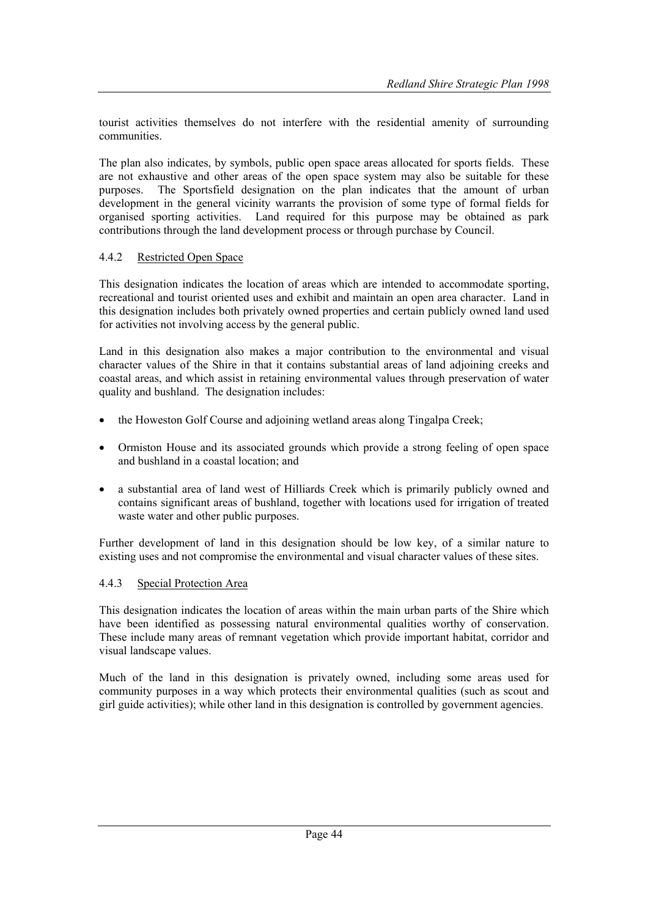tourist activities themselves do not interfere with the residential amenity of surrounding communities.

The plan also indicates, by symbols, public open space areas allocated for sports fields. These are not exhaustive and other areas of the open space system may also be suitable for these purposes. The Sportsfield designation on the plan indicates that the amount of urban development in the general vicinity warrants the provision of some type of formal fields for organised sporting activities. Land required for this purpose may be obtained as park contributions through the land development process or through purchase by Council.

#### 4.4.2 Restricted Open Space

This designation indicates the location of areas which are intended to accommodate sporting, recreational and tourist oriented uses and exhibit and maintain an open area character. Land in this designation includes both privately owned properties and certain publicly owned land used for activities not involving access by the general public.

Land in this designation also makes a major contribution to the environmental and visual character values of the Shire in that it contains substantial areas of land adjoining creeks and coastal areas, and which assist in retaining environmental values through preservation of water quality and bushland. The designation includes:

- the Howeston Golf Course and adjoining wetland areas along Tingalpa Creek;
- Ormiston House and its associated grounds which provide a strong feeling of open space and bushland in a coastal location; and
- a substantial area of land west of Hilliards Creek which is primarily publicly owned and contains significant areas of bushland, together with locations used for irrigation of treated waste water and other public purposes.

Further development of land in this designation should be low key, of a similar nature to existing uses and not compromise the environmental and visual character values of these sites.

#### 4.4.3 Special Protection Area

This designation indicates the location of areas within the main urban parts of the Shire which have been identified as possessing natural environmental qualities worthy of conservation. These include many areas of remnant vegetation which provide important habitat, corridor and visual landscape values.

Much of the land in this designation is privately owned, including some areas used for community purposes in a way which protects their environmental qualities (such as scout and girl guide activities); while other land in this designation is controlled by government agencies.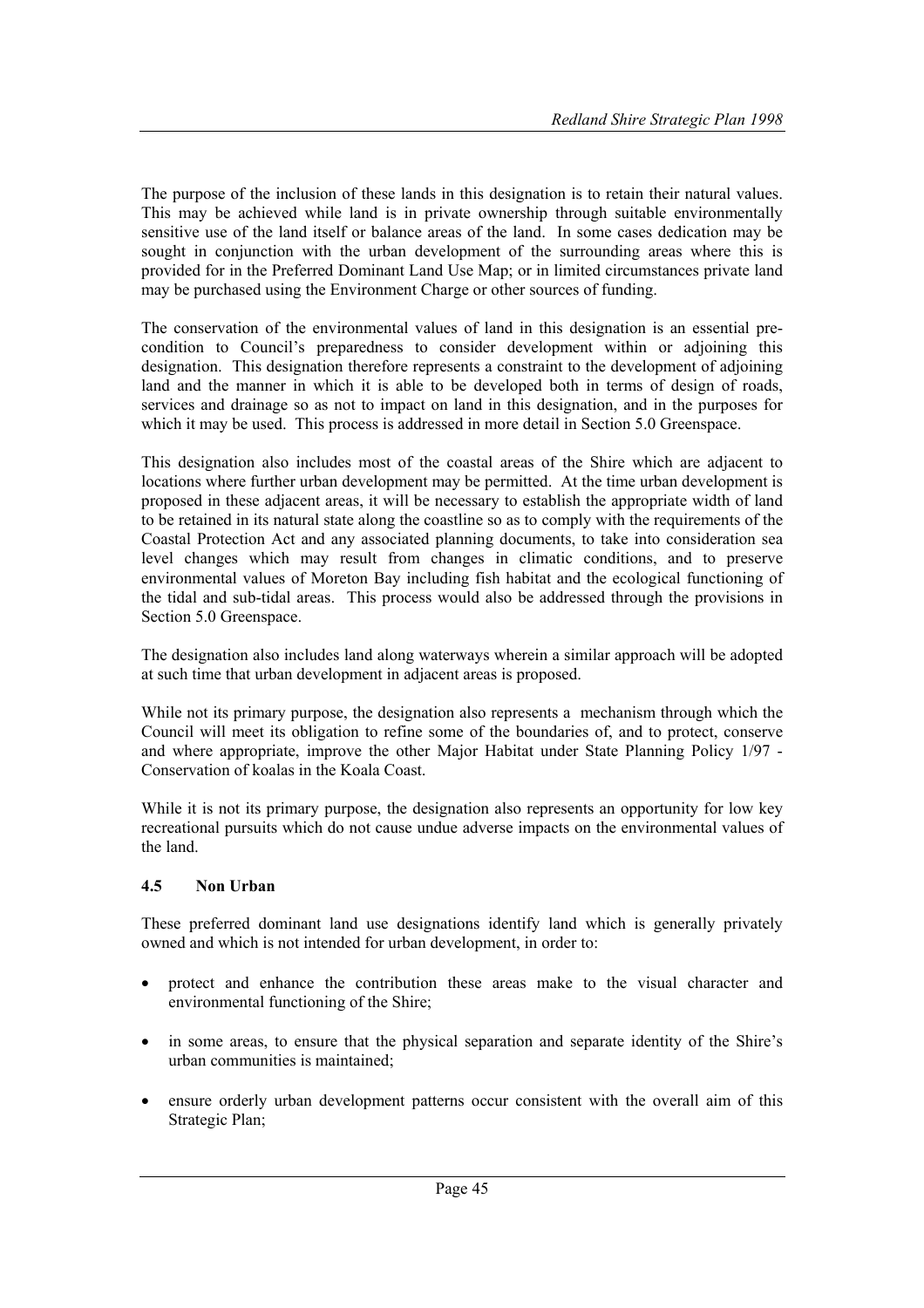The purpose of the inclusion of these lands in this designation is to retain their natural values. This may be achieved while land is in private ownership through suitable environmentally sensitive use of the land itself or balance areas of the land. In some cases dedication may be sought in conjunction with the urban development of the surrounding areas where this is provided for in the Preferred Dominant Land Use Map; or in limited circumstances private land may be purchased using the Environment Charge or other sources of funding.

The conservation of the environmental values of land in this designation is an essential pre-condition to Council's preparedness to consider development within or adjoining this designation. This designation therefore represents a constraint to the development of adjoining land and the manner in which it is able to be developed both in terms of design of roads, services and drainage so as not to impact on land in this designation, and in the purposes for which it may be used. This process is addressed in more detail in Section 5.0 Greenspace.

This designation also includes most of the coastal areas of the Shire which are adjacent to locations where further urban development may be permitted. At the time urban development is proposed in these adjacent areas, it will be necessary to establish the appropriate width of land to be retained in its natural state along the coastline so as to comply with the requirements of the Coastal Protection Act and any associated planning documents, to take into consideration sea level changes which may result from changes in climatic conditions, and to preserve environmental values of Moreton Bay including fish habitat and the ecological functioning of the tidal and sub-tidal areas. This process would also be addressed through the provisions in Section 5.0 Greenspace.

The designation also includes land along waterways wherein a similar approach will be adopted at such time that urban development in adjacent areas is proposed.

While not its primary purpose, the designation also represents a mechanism through which the Council will meet its obligation to refine some of the boundaries of, and to protect, conserve and where appropriate, improve the other Major Habitat under State Planning Policy 1/97 - Conservation of koalas in the Koala Coast.

While it is not its primary purpose, the designation also represents an opportunity for low key recreational pursuits which do not cause undue adverse impacts on the environmental values of the land.

### 4.5 Non Urban

These preferred dominant land use designations identify land which is generally privately owned and which is not intended for urban development, in order to:

- protect and enhance the contribution these areas make to the visual character and environmental functioning of the Shire;
- in some areas, to ensure that the physical separation and separate identity of the Shire's urban communities is maintained;
- ensure orderly urban development patterns occur consistent with the overall aim of this Strategic Plan;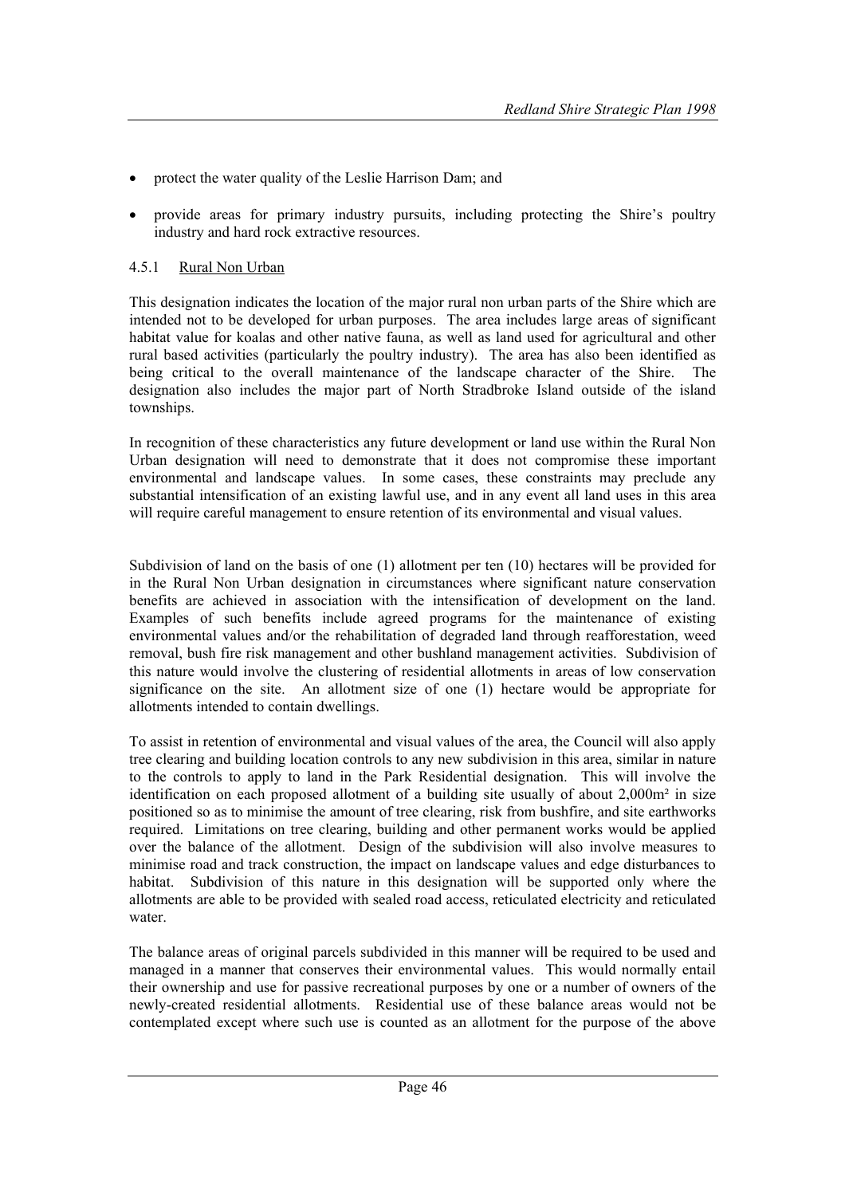- protect the water quality of the Leslie Harrison Dam; and
- provide areas for primary industry pursuits, including protecting the Shire's poultry industry and hard rock extractive resources.

#### 4.5.1 Rural Non Urban

This designation indicates the location of the major rural non urban parts of the Shire which are intended not to be developed for urban purposes. The area includes large areas of significant habitat value for koalas and other native fauna, as well as land used for agricultural and other rural based activities (particularly the poultry industry). The area has also been identified as being critical to the overall maintenance of the landscape character of the Shire. The designation also includes the major part of North Stradbroke Island outside of the island townships.

In recognition of these characteristics any future development or land use within the Rural Non Urban designation will need to demonstrate that it does not compromise these important environmental and landscape values. In some cases, these constraints may preclude any substantial intensification of an existing lawful use, and in any event all land uses in this area will require careful management to ensure retention of its environmental and visual values.

Subdivision of land on the basis of one (1) allotment per ten (10) hectares will be provided for in the Rural Non Urban designation in circumstances where significant nature conservation benefits are achieved in association with the intensification of development on the land. Examples of such benefits include agreed programs for the maintenance of existing environmental values and/or the rehabilitation of degraded land through reafforestation, weed removal, bush fire risk management and other bushland management activities. Subdivision of this nature would involve the clustering of residential allotments in areas of low conservation significance on the site. An allotment size of one (1) hectare would be appropriate for allotments intended to contain dwellings.

To assist in retention of environmental and visual values of the area, the Council will also apply tree clearing and building location controls to any new subdivision in this area, similar in nature to the controls to apply to land in the Park Residential designation. This will involve the identification on each proposed allotment of a building site usually of about 2,000m² in size positioned so as to minimise the amount of tree clearing, risk from bushfire, and site earthworks required. Limitations on tree clearing, building and other permanent works would be applied over the balance of the allotment. Design of the subdivision will also involve measures to minimise road and track construction, the impact on landscape values and edge disturbances to habitat. Subdivision of this nature in this designation will be supported only where the allotments are able to be provided with sealed road access, reticulated electricity and reticulated water.

The balance areas of original parcels subdivided in this manner will be required to be used and managed in a manner that conserves their environmental values. This would normally entail their ownership and use for passive recreational purposes by one or a number of owners of the newly-created residential allotments. Residential use of these balance areas would not be contemplated except where such use is counted as an allotment for the purpose of the above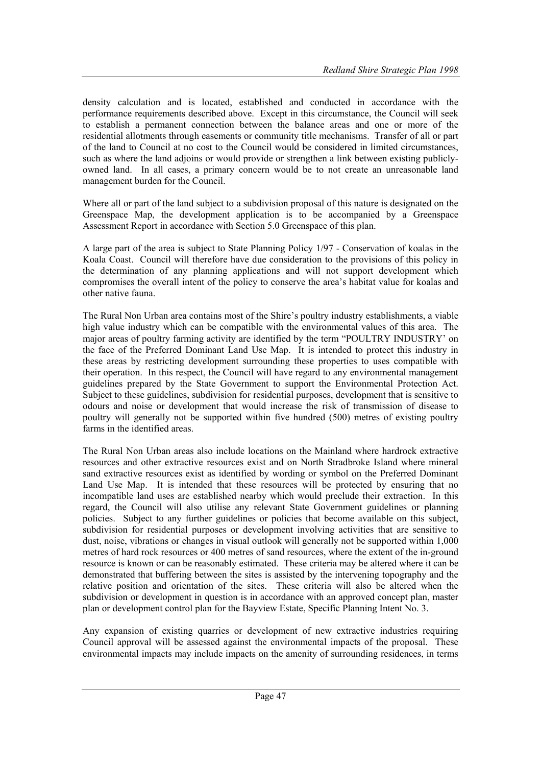density calculation and is located, established and conducted in accordance with the performance requirements described above. Except in this circumstance, the Council will seek to establish a permanent connection between the balance areas and one or more of the residential allotments through easements or community title mechanisms. Transfer of all or part of the land to Council at no cost to the Council would be considered in limited circumstances, such as where the land adjoins or would provide or strengthen a link between existing publicly-owned land. In all cases, a primary concern would be to not create an unreasonable land management burden for the Council.

Where all or part of the land subject to a subdivision proposal of this nature is designated on the Greenspace Map, the development application is to be accompanied by a Greenspace Assessment Report in accordance with Section 5.0 Greenspace of this plan.

A large part of the area is subject to State Planning Policy 1/97 - Conservation of koalas in the Koala Coast. Council will therefore have due consideration to the provisions of this policy in the determination of any planning applications and will not support development which compromises the overall intent of the policy to conserve the area's habitat value for koalas and other native fauna.

The Rural Non Urban area contains most of the Shire's poultry industry establishments, a viable high value industry which can be compatible with the environmental values of this area. The major areas of poultry farming activity are identified by the term "POULTRY INDUSTRY' on the face of the Preferred Dominant Land Use Map. It is intended to protect this industry in these areas by restricting development surrounding these properties to uses compatible with their operation. In this respect, the Council will have regard to any environmental management guidelines prepared by the State Government to support the Environmental Protection Act. Subject to these guidelines, subdivision for residential purposes, development that is sensitive to odours and noise or development that would increase the risk of transmission of disease to poultry will generally not be supported within five hundred (500) metres of existing poultry farms in the identified areas.

The Rural Non Urban areas also include locations on the Mainland where hardrock extractive resources and other extractive resources exist and on North Stradbroke Island where mineral sand extractive resources exist as identified by wording or symbol on the Preferred Dominant Land Use Map. It is intended that these resources will be protected by ensuring that no incompatible land uses are established nearby which would preclude their extraction. In this regard, the Council will also utilise any relevant State Government guidelines or planning policies. Subject to any further guidelines or policies that become available on this subject, subdivision for residential purposes or development involving activities that are sensitive to dust, noise, vibrations or changes in visual outlook will generally not be supported within 1,000 metres of hard rock resources or 400 metres of sand resources, where the extent of the in-ground resource is known or can be reasonably estimated. These criteria may be altered where it can be demonstrated that buffering between the sites is assisted by the intervening topography and the relative position and orientation of the sites. These criteria will also be altered when the subdivision or development in question is in accordance with an approved concept plan, master plan or development control plan for the Bayview Estate, Specific Planning Intent No. 3.

Any expansion of existing quarries or development of new extractive industries requiring Council approval will be assessed against the environmental impacts of the proposal. These environmental impacts may include impacts on the amenity of surrounding residences, in terms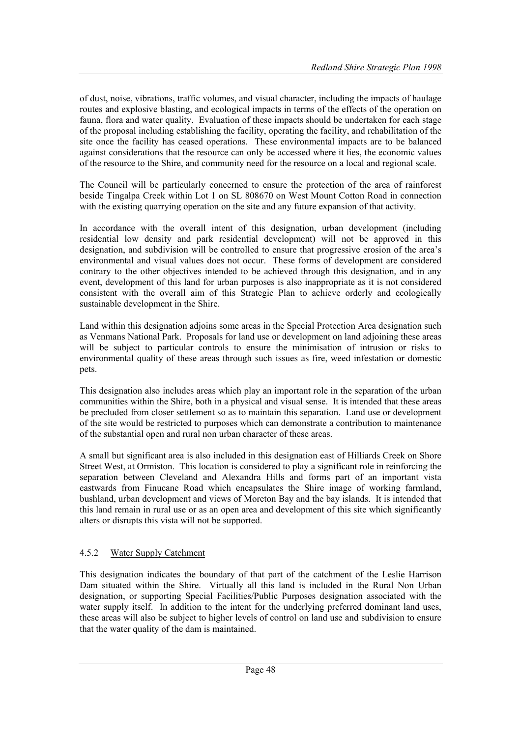of dust, noise, vibrations, traffic volumes, and visual character, including the impacts of haulage routes and explosive blasting, and ecological impacts in terms of the effects of the operation on fauna, flora and water quality. Evaluation of these impacts should be undertaken for each stage of the proposal including establishing the facility, operating the facility, and rehabilitation of the site once the facility has ceased operations. These environmental impacts are to be balanced against considerations that the resource can only be accessed where it lies, the economic values of the resource to the Shire, and community need for the resource on a local and regional scale.

The Council will be particularly concerned to ensure the protection of the area of rainforest beside Tingalpa Creek within Lot 1 on SL 808670 on West Mount Cotton Road in connection with the existing quarrying operation on the site and any future expansion of that activity.

In accordance with the overall intent of this designation, urban development (including residential low density and park residential development) will not be approved in this designation, and subdivision will be controlled to ensure that progressive erosion of the area's environmental and visual values does not occur. These forms of development are considered contrary to the other objectives intended to be achieved through this designation, and in any event, development of this land for urban purposes is also inappropriate as it is not considered consistent with the overall aim of this Strategic Plan to achieve orderly and ecologically sustainable development in the Shire.

Land within this designation adjoins some areas in the Special Protection Area designation such as Venmans National Park. Proposals for land use or development on land adjoining these areas will be subject to particular controls to ensure the minimisation of intrusion or risks to environmental quality of these areas through such issues as fire, weed infestation or domestic pets.

This designation also includes areas which play an important role in the separation of the urban communities within the Shire, both in a physical and visual sense. It is intended that these areas be precluded from closer settlement so as to maintain this separation. Land use or development of the site would be restricted to purposes which can demonstrate a contribution to maintenance of the substantial open and rural non urban character of these areas.

A small but significant area is also included in this designation east of Hilliards Creek on Shore Street West, at Ormiston. This location is considered to play a significant role in reinforcing the separation between Cleveland and Alexandra Hills and forms part of an important vista eastwards from Finucane Road which encapsulates the Shire image of working farmland, bushland, urban development and views of Moreton Bay and the bay islands. It is intended that this land remain in rural use or as an open area and development of this site which significantly alters or disrupts this vista will not be supported.

#### 4.5.2 Water Supply Catchment

This designation indicates the boundary of that part of the catchment of the Leslie Harrison Dam situated within the Shire. Virtually all this land is included in the Rural Non Urban designation, or supporting Special Facilities/Public Purposes designation associated with the water supply itself. In addition to the intent for the underlying preferred dominant land uses, these areas will also be subject to higher levels of control on land use and subdivision to ensure that the water quality of the dam is maintained.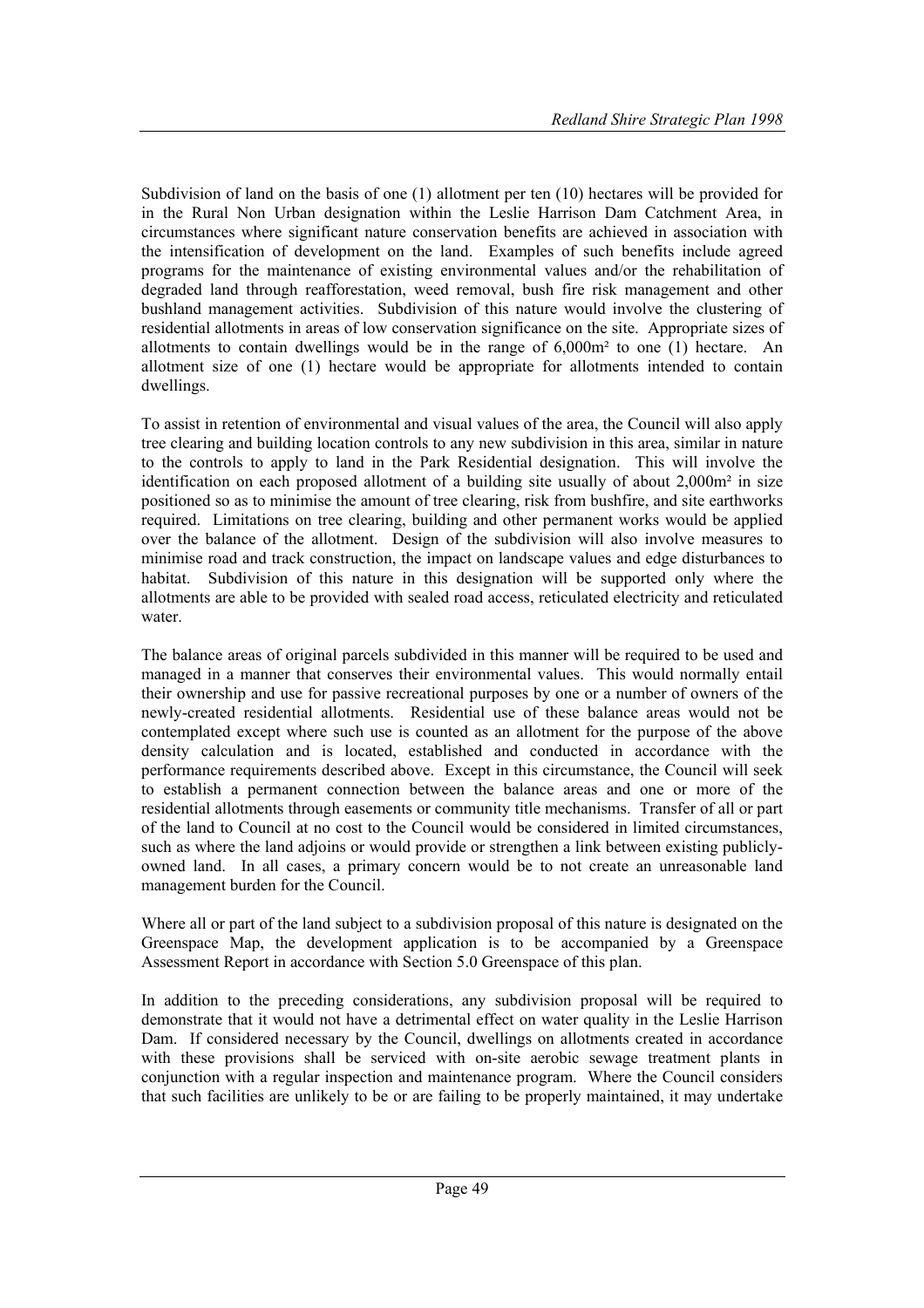Subdivision of land on the basis of one (1) allotment per ten (10) hectares will be provided for in the Rural Non Urban designation within the Leslie Harrison Dam Catchment Area, in circumstances where significant nature conservation benefits are achieved in association with the intensification of development on the land. Examples of such benefits include agreed programs for the maintenance of existing environmental values and/or the rehabilitation of degraded land through reafforestation, weed removal, bush fire risk management and other bushland management activities. Subdivision of this nature would involve the clustering of residential allotments in areas of low conservation significance on the site. Appropriate sizes of allotments to contain dwellings would be in the range of 6,000m² to one (1) hectare. An allotment size of one (1) hectare would be appropriate for allotments intended to contain dwellings.

To assist in retention of environmental and visual values of the area, the Council will also apply tree clearing and building location controls to any new subdivision in this area, similar in nature to the controls to apply to land in the Park Residential designation. This will involve the identification on each proposed allotment of a building site usually of about 2,000m² in size positioned so as to minimise the amount of tree clearing, risk from bushfire, and site earthworks required. Limitations on tree clearing, building and other permanent works would be applied over the balance of the allotment. Design of the subdivision will also involve measures to minimise road and track construction, the impact on landscape values and edge disturbances to habitat. Subdivision of this nature in this designation will be supported only where the allotments are able to be provided with sealed road access, reticulated electricity and reticulated water.

The balance areas of original parcels subdivided in this manner will be required to be used and managed in a manner that conserves their environmental values. This would normally entail their ownership and use for passive recreational purposes by one or a number of owners of the newly-created residential allotments. Residential use of these balance areas would not be contemplated except where such use is counted as an allotment for the purpose of the above density calculation and is located, established and conducted in accordance with the performance requirements described above. Except in this circumstance, the Council will seek to establish a permanent connection between the balance areas and one or more of the residential allotments through easements or community title mechanisms. Transfer of all or part of the land to Council at no cost to the Council would be considered in limited circumstances, such as where the land adjoins or would provide or strengthen a link between existing publicly-owned land. In all cases, a primary concern would be to not create an unreasonable land management burden for the Council.

Where all or part of the land subject to a subdivision proposal of this nature is designated on the Greenspace Map, the development application is to be accompanied by a Greenspace Assessment Report in accordance with Section 5.0 Greenspace of this plan.

In addition to the preceding considerations, any subdivision proposal will be required to demonstrate that it would not have a detrimental effect on water quality in the Leslie Harrison Dam. If considered necessary by the Council, dwellings on allotments created in accordance with these provisions shall be serviced with on-site aerobic sewage treatment plants in conjunction with a regular inspection and maintenance program. Where the Council considers that such facilities are unlikely to be or are failing to be properly maintained, it may undertake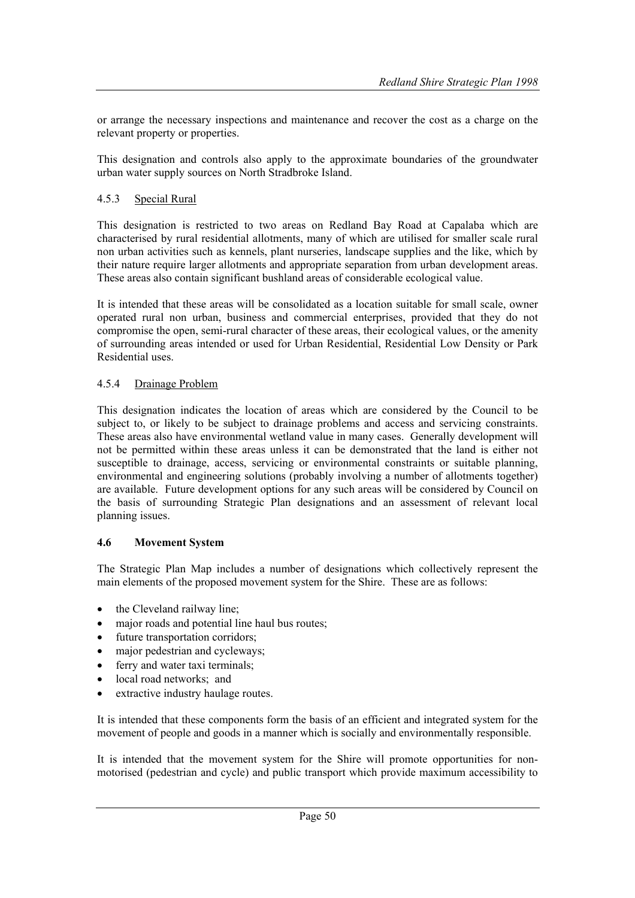or arrange the necessary inspections and maintenance and recover the cost as a charge on the relevant property or properties.

This designation and controls also apply to the approximate boundaries of the groundwater urban water supply sources on North Stradbroke Island.

#### 4.5.3 Special Rural

This designation is restricted to two areas on Redland Bay Road at Capalaba which are characterised by rural residential allotments, many of which are utilised for smaller scale rural non urban activities such as kennels, plant nurseries, landscape supplies and the like, which by their nature require larger allotments and appropriate separation from urban development areas. These areas also contain significant bushland areas of considerable ecological value.

It is intended that these areas will be consolidated as a location suitable for small scale, owner operated rural non urban, business and commercial enterprises, provided that they do not compromise the open, semi-rural character of these areas, their ecological values, or the amenity of surrounding areas intended or used for Urban Residential, Residential Low Density or Park Residential uses.

#### 4.5.4 Drainage Problem

This designation indicates the location of areas which are considered by the Council to be subject to, or likely to be subject to drainage problems and access and servicing constraints. These areas also have environmental wetland value in many cases. Generally development will not be permitted within these areas unless it can be demonstrated that the land is either not susceptible to drainage, access, servicing or environmental constraints or suitable planning, environmental and engineering solutions (probably involving a number of allotments together) are available. Future development options for any such areas will be considered by Council on the basis of surrounding Strategic Plan designations and an assessment of relevant local planning issues.

### 4.6 Movement System

The Strategic Plan Map includes a number of designations which collectively represent the main elements of the proposed movement system for the Shire. These are as follows:

- the Cleveland railway line;
- major roads and potential line haul bus routes;
- future transportation corridors;
- major pedestrian and cycleways;
- ferry and water taxi terminals;
- local road networks; and
- extractive industry haulage routes.

It is intended that these components form the basis of an efficient and integrated system for the movement of people and goods in a manner which is socially and environmentally responsible.

It is intended that the movement system for the Shire will promote opportunities for non-motorised (pedestrian and cycle) and public transport which provide maximum accessibility to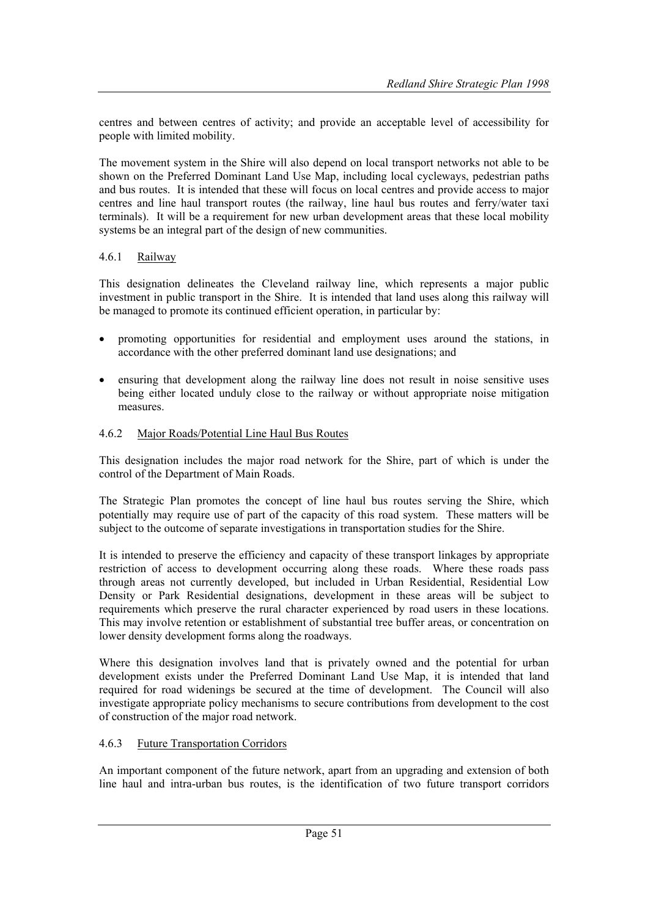centres and between centres of activity; and provide an acceptable level of accessibility for people with limited mobility.

The movement system in the Shire will also depend on local transport networks not able to be shown on the Preferred Dominant Land Use Map, including local cycleways, pedestrian paths and bus routes. It is intended that these will focus on local centres and provide access to major centres and line haul transport routes (the railway, line haul bus routes and ferry/water taxi terminals). It will be a requirement for new urban development areas that these local mobility systems be an integral part of the design of new communities.

#### 4.6.1 Railway

This designation delineates the Cleveland railway line, which represents a major public investment in public transport in the Shire. It is intended that land uses along this railway will be managed to promote its continued efficient operation, in particular by:

- promoting opportunities for residential and employment uses around the stations, in accordance with the other preferred dominant land use designations; and
- ensuring that development along the railway line does not result in noise sensitive uses being either located unduly close to the railway or without appropriate noise mitigation measures.

#### 4.6.2 Major Roads/Potential Line Haul Bus Routes

This designation includes the major road network for the Shire, part of which is under the control of the Department of Main Roads.

The Strategic Plan promotes the concept of line haul bus routes serving the Shire, which potentially may require use of part of the capacity of this road system. These matters will be subject to the outcome of separate investigations in transportation studies for the Shire.

It is intended to preserve the efficiency and capacity of these transport linkages by appropriate restriction of access to development occurring along these roads. Where these roads pass through areas not currently developed, but included in Urban Residential, Residential Low Density or Park Residential designations, development in these areas will be subject to requirements which preserve the rural character experienced by road users in these locations. This may involve retention or establishment of substantial tree buffer areas, or concentration on lower density development forms along the roadways.

Where this designation involves land that is privately owned and the potential for urban development exists under the Preferred Dominant Land Use Map, it is intended that land required for road widenings be secured at the time of development. The Council will also investigate appropriate policy mechanisms to secure contributions from development to the cost of construction of the major road network.

#### 4.6.3 Future Transportation Corridors

An important component of the future network, apart from an upgrading and extension of both line haul and intra-urban bus routes, is the identification of two future transport corridors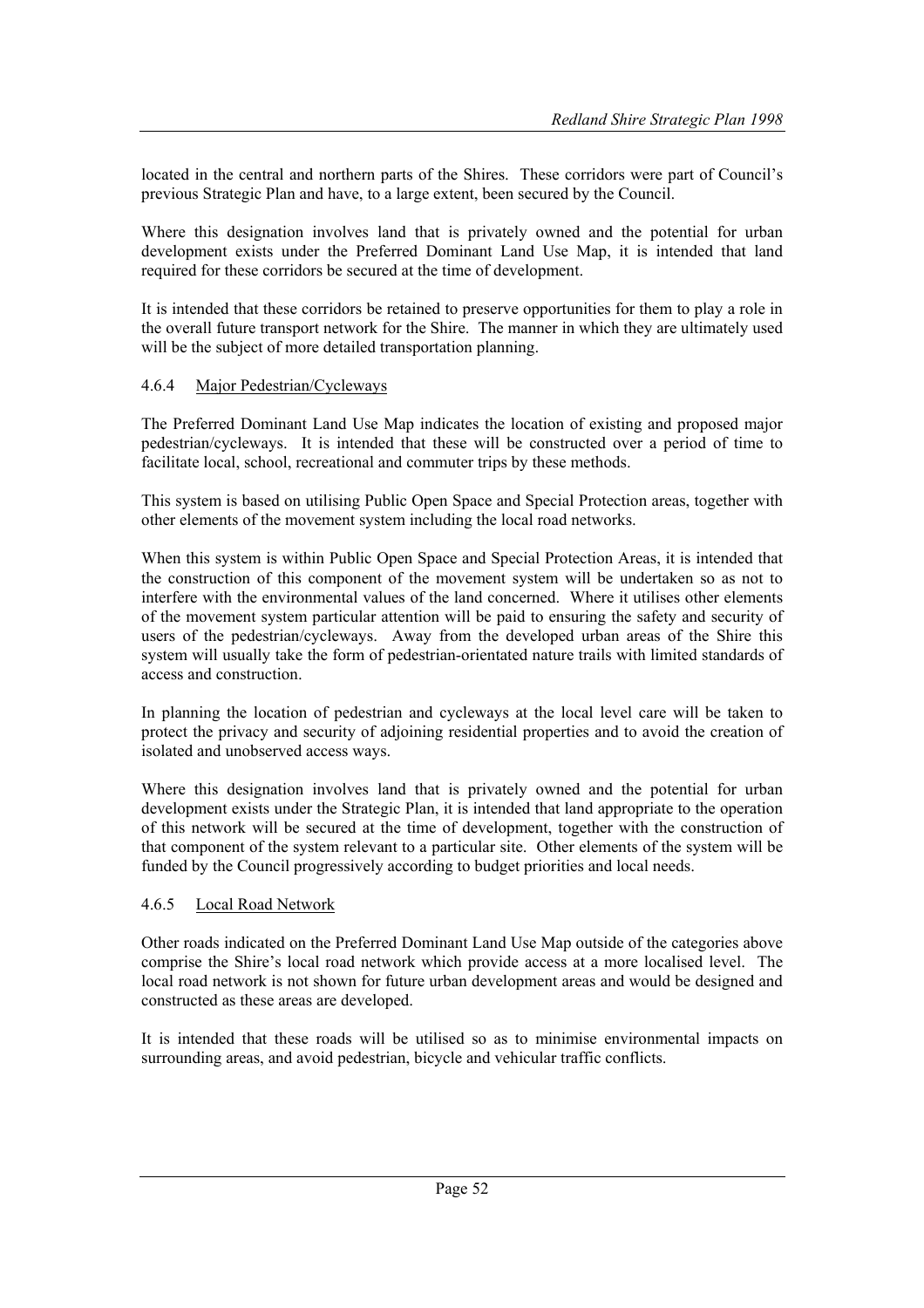located in the central and northern parts of the Shires. These corridors were part of Council's previous Strategic Plan and have, to a large extent, been secured by the Council.

Where this designation involves land that is privately owned and the potential for urban development exists under the Preferred Dominant Land Use Map, it is intended that land required for these corridors be secured at the time of development.

It is intended that these corridors be retained to preserve opportunities for them to play a role in the overall future transport network for the Shire. The manner in which they are ultimately used will be the subject of more detailed transportation planning.

#### 4.6.4 Major Pedestrian/Cycleways

The Preferred Dominant Land Use Map indicates the location of existing and proposed major pedestrian/cycleways. It is intended that these will be constructed over a period of time to facilitate local, school, recreational and commuter trips by these methods.

This system is based on utilising Public Open Space and Special Protection areas, together with other elements of the movement system including the local road networks.

When this system is within Public Open Space and Special Protection Areas, it is intended that the construction of this component of the movement system will be undertaken so as not to interfere with the environmental values of the land concerned. Where it utilises other elements of the movement system particular attention will be paid to ensuring the safety and security of users of the pedestrian/cycleways. Away from the developed urban areas of the Shire this system will usually take the form of pedestrian-orientated nature trails with limited standards of access and construction.

In planning the location of pedestrian and cycleways at the local level care will be taken to protect the privacy and security of adjoining residential properties and to avoid the creation of isolated and unobserved access ways.

Where this designation involves land that is privately owned and the potential for urban development exists under the Strategic Plan, it is intended that land appropriate to the operation of this network will be secured at the time of development, together with the construction of that component of the system relevant to a particular site. Other elements of the system will be funded by the Council progressively according to budget priorities and local needs.

#### 4.6.5 Local Road Network

Other roads indicated on the Preferred Dominant Land Use Map outside of the categories above comprise the Shire's local road network which provide access at a more localised level. The local road network is not shown for future urban development areas and would be designed and constructed as these areas are developed.

It is intended that these roads will be utilised so as to minimise environmental impacts on surrounding areas, and avoid pedestrian, bicycle and vehicular traffic conflicts.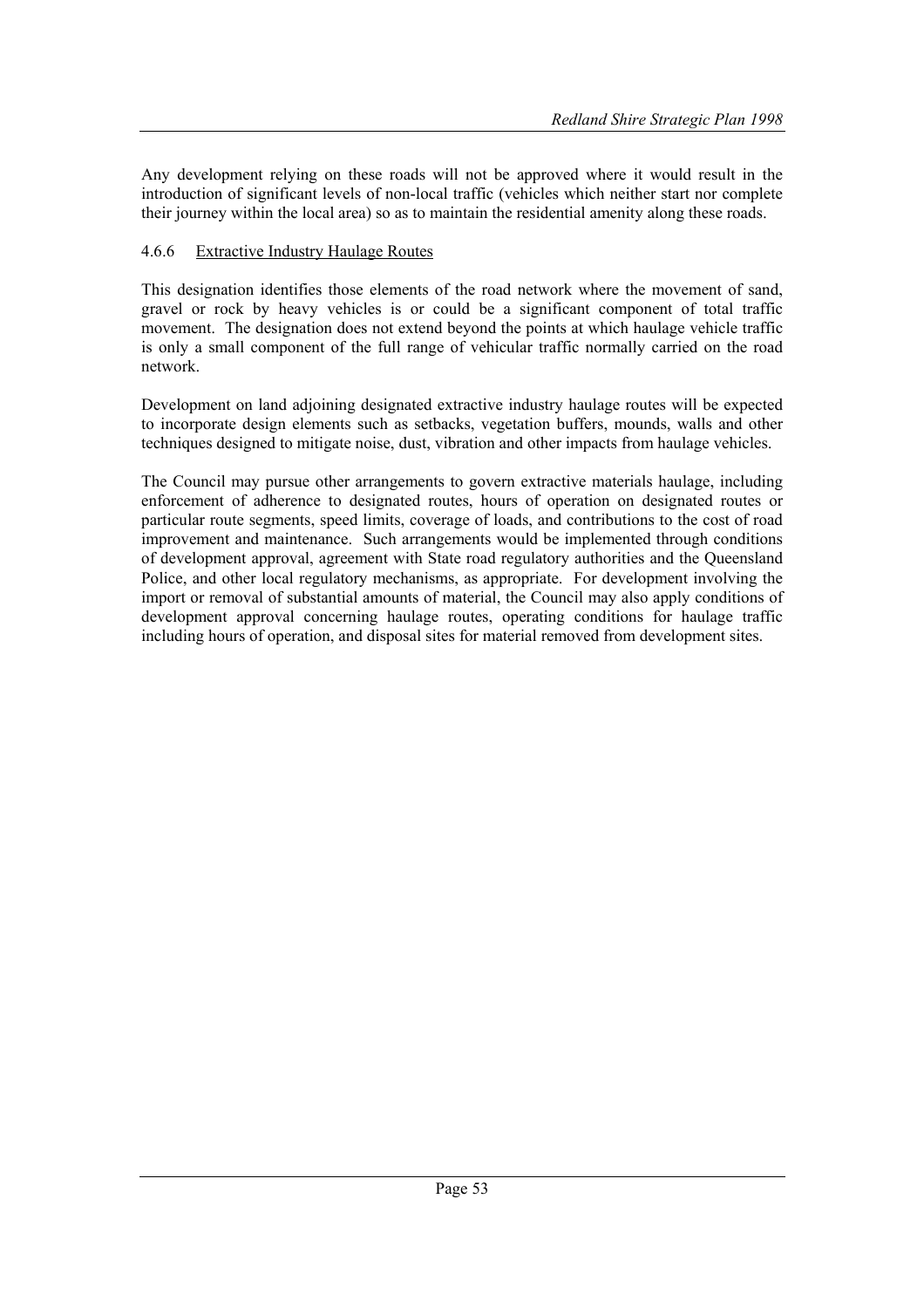Any development relying on these roads will not be approved where it would result in the introduction of significant levels of non-local traffic (vehicles which neither start nor complete their journey within the local area) so as to maintain the residential amenity along these roads.

#### 4.6.6 Extractive Industry Haulage Routes

This designation identifies those elements of the road network where the movement of sand, gravel or rock by heavy vehicles is or could be a significant component of total traffic movement. The designation does not extend beyond the points at which haulage vehicle traffic is only a small component of the full range of vehicular traffic normally carried on the road network.

Development on land adjoining designated extractive industry haulage routes will be expected to incorporate design elements such as setbacks, vegetation buffers, mounds, walls and other techniques designed to mitigate noise, dust, vibration and other impacts from haulage vehicles.

The Council may pursue other arrangements to govern extractive materials haulage, including enforcement of adherence to designated routes, hours of operation on designated routes or particular route segments, speed limits, coverage of loads, and contributions to the cost of road improvement and maintenance. Such arrangements would be implemented through conditions of development approval, agreement with State road regulatory authorities and the Queensland Police, and other local regulatory mechanisms, as appropriate. For development involving the import or removal of substantial amounts of material, the Council may also apply conditions of development approval concerning haulage routes, operating conditions for haulage traffic including hours of operation, and disposal sites for material removed from development sites.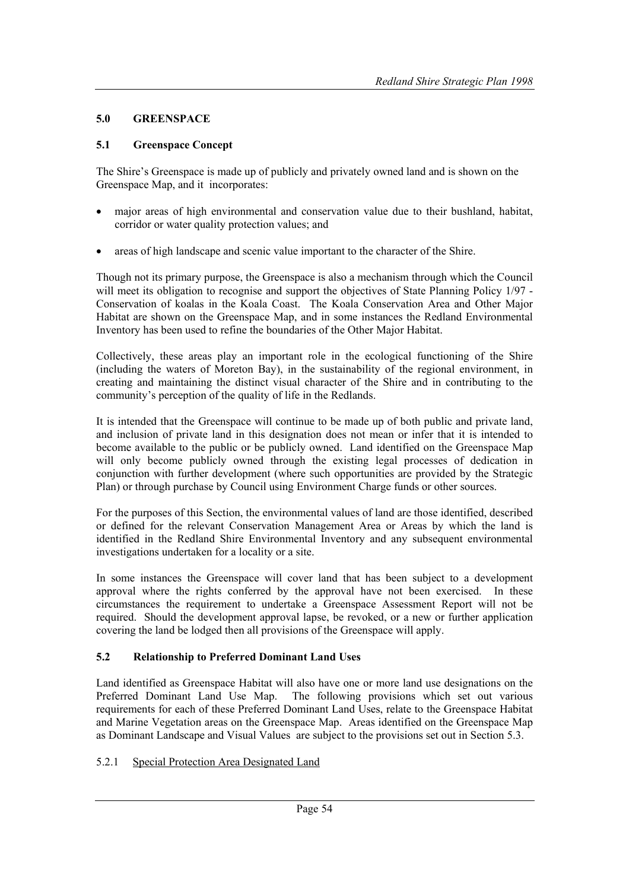## 5.0 GREENSPACE

### 5.1 Greenspace Concept

The Shire's Greenspace is made up of publicly and privately owned land and is shown on the Greenspace Map, and it incorporates:

- major areas of high environmental and conservation value due to their bushland, habitat, corridor or water quality protection values; and
- areas of high landscape and scenic value important to the character of the Shire.

Though not its primary purpose, the Greenspace is also a mechanism through which the Council will meet its obligation to recognise and support the objectives of State Planning Policy 1/97 - Conservation of koalas in the Koala Coast. The Koala Conservation Area and Other Major Habitat are shown on the Greenspace Map, and in some instances the Redland Environmental Inventory has been used to refine the boundaries of the Other Major Habitat.

Collectively, these areas play an important role in the ecological functioning of the Shire (including the waters of Moreton Bay), in the sustainability of the regional environment, in creating and maintaining the distinct visual character of the Shire and in contributing to the community's perception of the quality of life in the Redlands.

It is intended that the Greenspace will continue to be made up of both public and private land, and inclusion of private land in this designation does not mean or infer that it is intended to become available to the public or be publicly owned. Land identified on the Greenspace Map will only become publicly owned through the existing legal processes of dedication in conjunction with further development (where such opportunities are provided by the Strategic Plan) or through purchase by Council using Environment Charge funds or other sources.

For the purposes of this Section, the environmental values of land are those identified, described or defined for the relevant Conservation Management Area or Areas by which the land is identified in the Redland Shire Environmental Inventory and any subsequent environmental investigations undertaken for a locality or a site.

In some instances the Greenspace will cover land that has been subject to a development approval where the rights conferred by the approval have not been exercised. In these circumstances the requirement to undertake a Greenspace Assessment Report will not be required. Should the development approval lapse, be revoked, or a new or further application covering the land be lodged then all provisions of the Greenspace will apply.

### 5.2 Relationship to Preferred Dominant Land Uses

Land identified as Greenspace Habitat will also have one or more land use designations on the Preferred Dominant Land Use Map. The following provisions which set out various requirements for each of these Preferred Dominant Land Uses, relate to the Greenspace Habitat and Marine Vegetation areas on the Greenspace Map. Areas identified on the Greenspace Map as Dominant Landscape and Visual Values are subject to the provisions set out in Section 5.3.

5.2.1 Special Protection Area Designated Land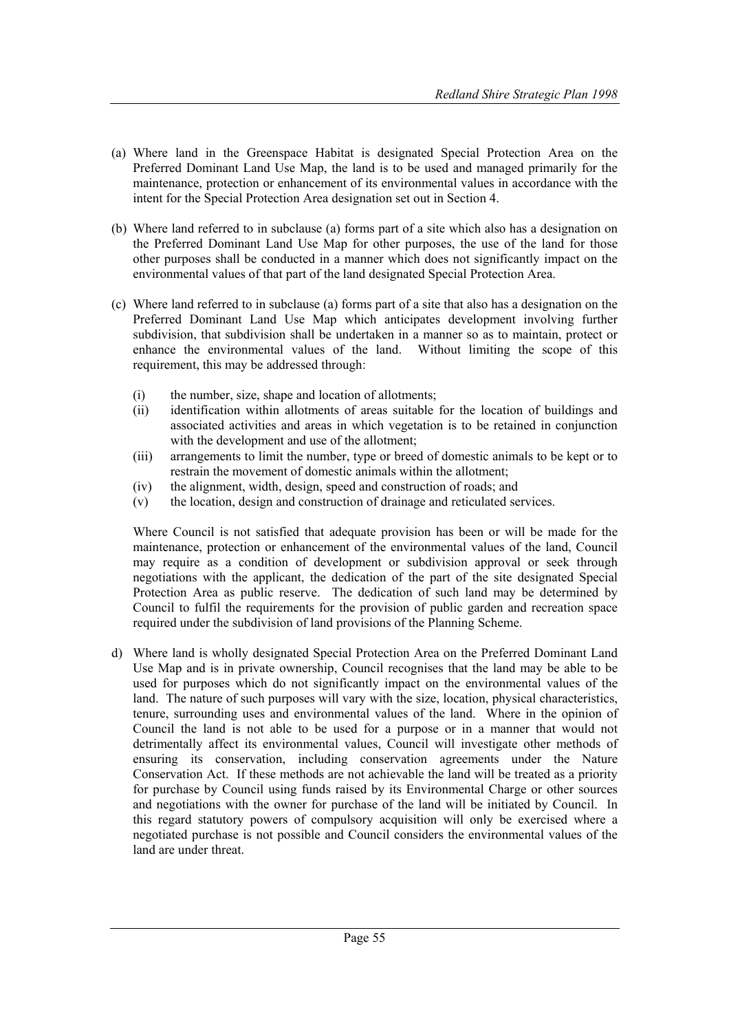(a) Where land in the Greenspace Habitat is designated Special Protection Area on the Preferred Dominant Land Use Map, the land is to be used and managed primarily for the maintenance, protection or enhancement of its environmental values in accordance with the intent for the Special Protection Area designation set out in Section 4.

(b) Where land referred to in subclause (a) forms part of a site which also has a designation on the Preferred Dominant Land Use Map for other purposes, the use of the land for those other purposes shall be conducted in a manner which does not significantly impact on the environmental values of that part of the land designated Special Protection Area.

(c) Where land referred to in subclause (a) forms part of a site that also has a designation on the Preferred Dominant Land Use Map which anticipates development involving further subdivision, that subdivision shall be undertaken in a manner so as to maintain, protect or enhance the environmental values of the land. Without limiting the scope of this requirement, this may be addressed through:

   (i) the number, size, shape and location of allotments;
   (ii) identification within allotments of areas suitable for the location of buildings and associated activities and areas in which vegetation is to be retained in conjunction with the development and use of the allotment;
   (iii) arrangements to limit the number, type or breed of domestic animals to be kept or to restrain the movement of domestic animals within the allotment;
   (iv) the alignment, width, design, speed and construction of roads; and
   (v) the location, design and construction of drainage and reticulated services.

   Where Council is not satisfied that adequate provision has been or will be made for the maintenance, protection or enhancement of the environmental values of the land, Council may require as a condition of development or subdivision approval or seek through negotiations with the applicant, the dedication of the part of the site designated Special Protection Area as public reserve. The dedication of such land may be determined by Council to fulfil the requirements for the provision of public garden and recreation space required under the subdivision of land provisions of the Planning Scheme.

d) Where land is wholly designated Special Protection Area on the Preferred Dominant Land Use Map and is in private ownership, Council recognises that the land may be able to be used for purposes which do not significantly impact on the environmental values of the land. The nature of such purposes will vary with the size, location, physical characteristics, tenure, surrounding uses and environmental values of the land. Where in the opinion of Council the land is not able to be used for a purpose or in a manner that would not detrimentally affect its environmental values, Council will investigate other methods of ensuring its conservation, including conservation agreements under the Nature Conservation Act. If these methods are not achievable the land will be treated as a priority for purchase by Council using funds raised by its Environmental Charge or other sources and negotiations with the owner for purchase of the land will be initiated by Council. In this regard statutory powers of compulsory acquisition will only be exercised where a negotiated purchase is not possible and Council considers the environmental values of the land are under threat.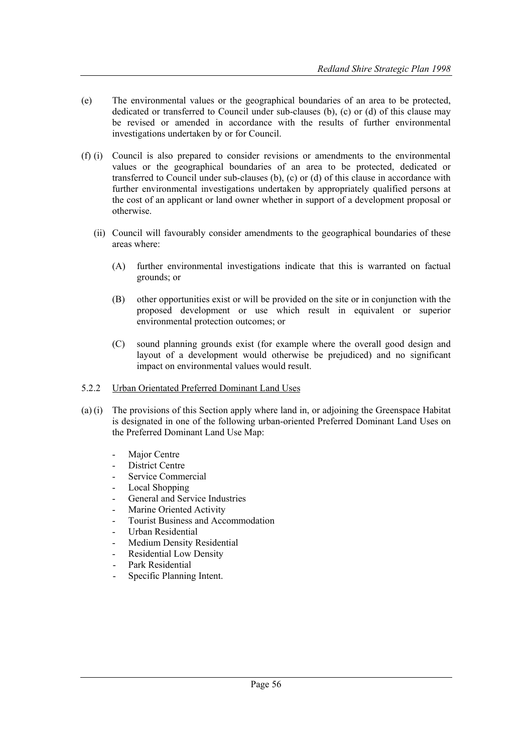(e) The environmental values or the geographical boundaries of an area to be protected, dedicated or transferred to Council under sub-clauses (b), (c) or (d) of this clause may be revised or amended in accordance with the results of further environmental investigations undertaken by or for Council.

(f) (i) Council is also prepared to consider revisions or amendments to the environmental values or the geographical boundaries of an area to be protected, dedicated or transferred to Council under sub-clauses (b), (c) or (d) of this clause in accordance with further environmental investigations undertaken by appropriately qualified persons at the cost of an applicant or land owner whether in support of a development proposal or otherwise.

(ii) Council will favourably consider amendments to the geographical boundaries of these areas where:

(A) further environmental investigations indicate that this is warranted on factual grounds; or

(B) other opportunities exist or will be provided on the site or in conjunction with the proposed development or use which result in equivalent or superior environmental protection outcomes; or

(C) sound planning grounds exist (for example where the overall good design and layout of a development would otherwise be prejudiced) and no significant impact on environmental values would result.

5.2.2 Urban Orientated Preferred Dominant Land Uses

(a) (i) The provisions of this Section apply where land in, or adjoining the Greenspace Habitat is designated in one of the following urban-oriented Preferred Dominant Land Uses on the Preferred Dominant Land Use Map:

- Major Centre
- District Centre
- Service Commercial
- Local Shopping
- General and Service Industries
- Marine Oriented Activity
- Tourist Business and Accommodation
- Urban Residential
- Medium Density Residential
- Residential Low Density
- Park Residential
- Specific Planning Intent.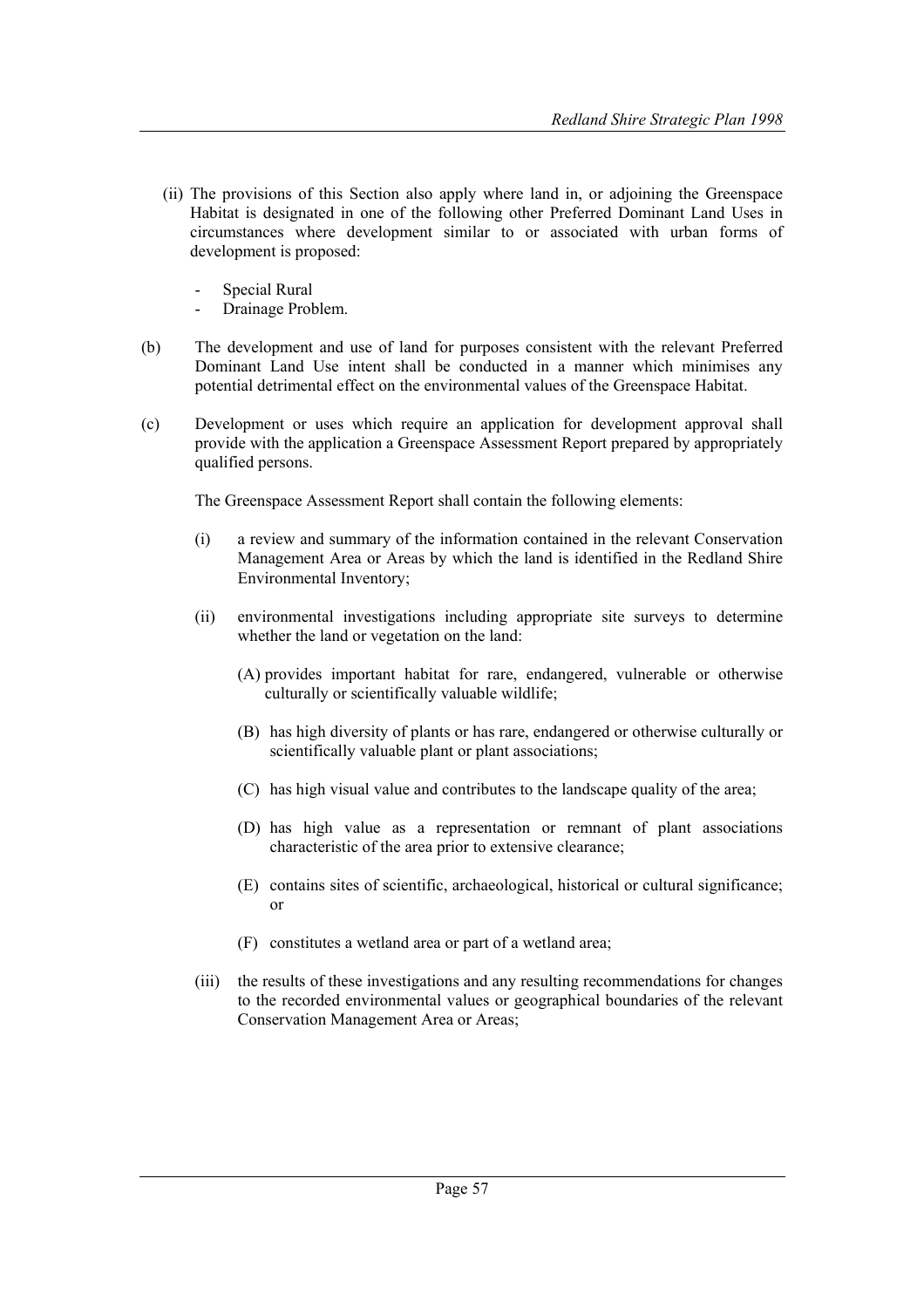(ii) The provisions of this Section also apply where land in, or adjoining the Greenspace Habitat is designated in one of the following other Preferred Dominant Land Uses in circumstances where development similar to or associated with urban forms of development is proposed:

- Special Rural
- Drainage Problem.

(b) The development and use of land for purposes consistent with the relevant Preferred Dominant Land Use intent shall be conducted in a manner which minimises any potential detrimental effect on the environmental values of the Greenspace Habitat.

(c) Development or uses which require an application for development approval shall provide with the application a Greenspace Assessment Report prepared by appropriately qualified persons.

The Greenspace Assessment Report shall contain the following elements:

(i) a review and summary of the information contained in the relevant Conservation Management Area or Areas by which the land is identified in the Redland Shire Environmental Inventory;

(ii) environmental investigations including appropriate site surveys to determine whether the land or vegetation on the land:

(A) provides important habitat for rare, endangered, vulnerable or otherwise culturally or scientifically valuable wildlife;

(B) has high diversity of plants or has rare, endangered or otherwise culturally or scientifically valuable plant or plant associations;

(C) has high visual value and contributes to the landscape quality of the area;

(D) has high value as a representation or remnant of plant associations characteristic of the area prior to extensive clearance;

(E) contains sites of scientific, archaeological, historical or cultural significance; or

(F) constitutes a wetland area or part of a wetland area;

(iii) the results of these investigations and any resulting recommendations for changes to the recorded environmental values or geographical boundaries of the relevant Conservation Management Area or Areas;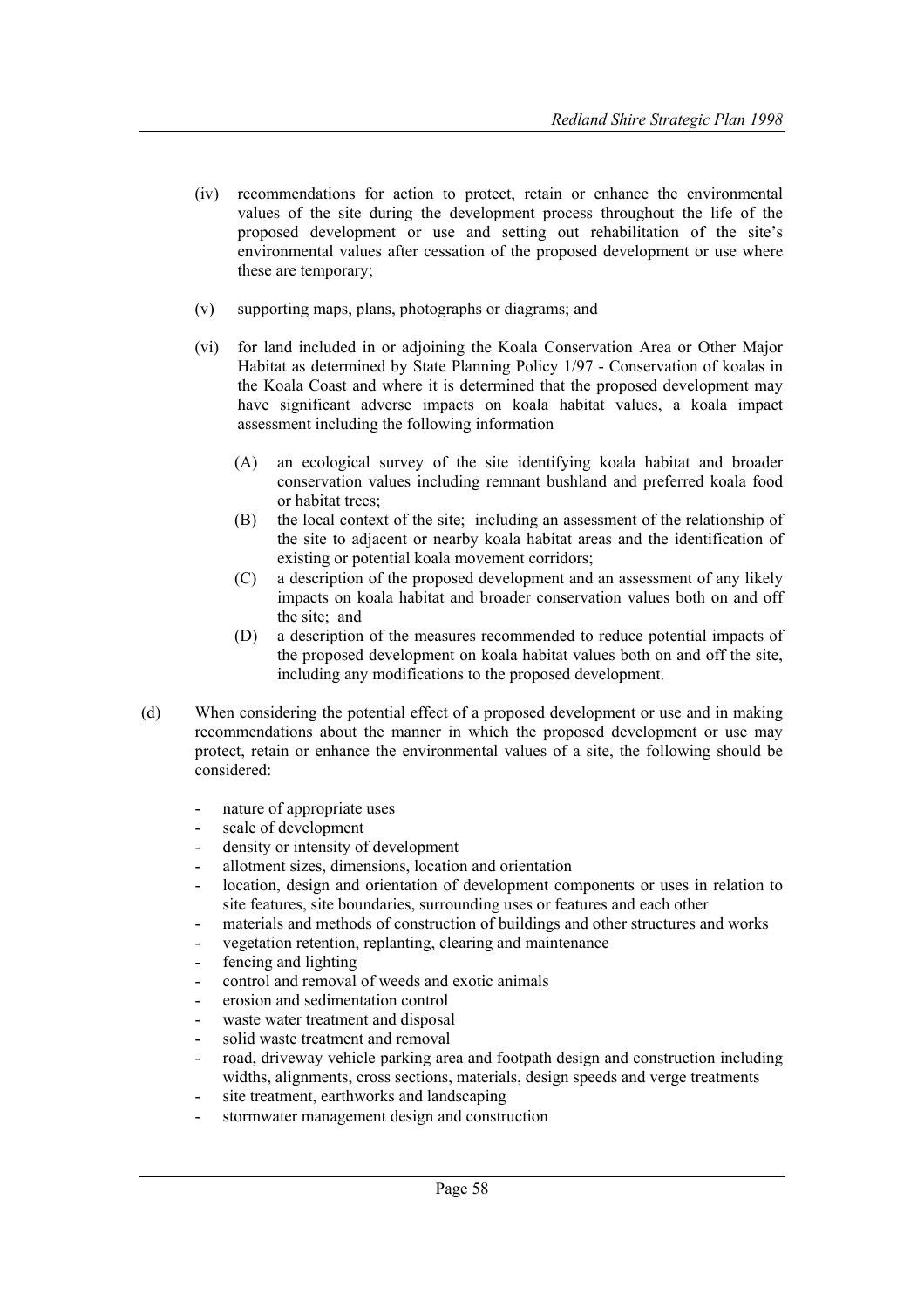(iv) recommendations for action to protect, retain or enhance the environmental values of the site during the development process throughout the life of the proposed development or use and setting out rehabilitation of the site's environmental values after cessation of the proposed development or use where these are temporary;

(v) supporting maps, plans, photographs or diagrams; and

(vi) for land included in or adjoining the Koala Conservation Area or Other Major Habitat as determined by State Planning Policy 1/97 - Conservation of koalas in the Koala Coast and where it is determined that the proposed development may have significant adverse impacts on koala habitat values, a koala impact assessment including the following information

   (A) an ecological survey of the site identifying koala habitat and broader conservation values including remnant bushland and preferred koala food or habitat trees;
   (B) the local context of the site; including an assessment of the relationship of the site to adjacent or nearby koala habitat areas and the identification of existing or potential koala movement corridors;
   (C) a description of the proposed development and an assessment of any likely impacts on koala habitat and broader conservation values both on and off the site; and
   (D) a description of the measures recommended to reduce potential impacts of the proposed development on koala habitat values both on and off the site, including any modifications to the proposed development.

(d) When considering the potential effect of a proposed development or use and in making recommendations about the manner in which the proposed development or use may protect, retain or enhance the environmental values of a site, the following should be considered:

- nature of appropriate uses
- scale of development
- density or intensity of development
- allotment sizes, dimensions, location and orientation
- location, design and orientation of development components or uses in relation to site features, site boundaries, surrounding uses or features and each other
- materials and methods of construction of buildings and other structures and works
- vegetation retention, replanting, clearing and maintenance
- fencing and lighting
- control and removal of weeds and exotic animals
- erosion and sedimentation control
- waste water treatment and disposal
- solid waste treatment and removal
- road, driveway vehicle parking area and footpath design and construction including widths, alignments, cross sections, materials, design speeds and verge treatments
- site treatment, earthworks and landscaping
- stormwater management design and construction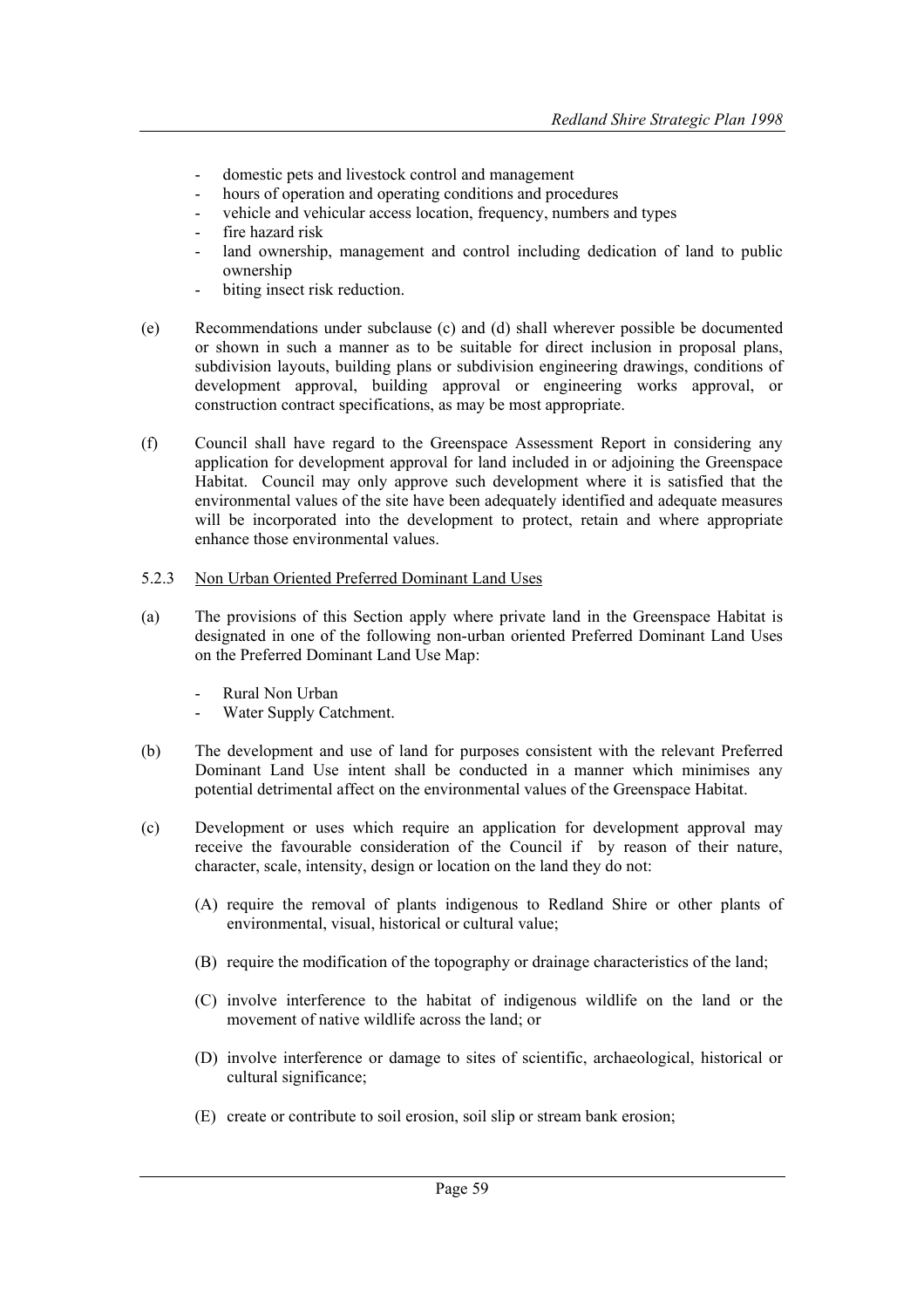- domestic pets and livestock control and management
- hours of operation and operating conditions and procedures
- vehicle and vehicular access location, frequency, numbers and types
- fire hazard risk
- land ownership, management and control including dedication of land to public ownership
- biting insect risk reduction.

(e) Recommendations under subclause (c) and (d) shall wherever possible be documented or shown in such a manner as to be suitable for direct inclusion in proposal plans, subdivision layouts, building plans or subdivision engineering drawings, conditions of development approval, building approval or engineering works approval, or construction contract specifications, as may be most appropriate.

(f) Council shall have regard to the Greenspace Assessment Report in considering any application for development approval for land included in or adjoining the Greenspace Habitat. Council may only approve such development where it is satisfied that the environmental values of the site have been adequately identified and adequate measures will be incorporated into the development to protect, retain and where appropriate enhance those environmental values.

5.2.3 Non Urban Oriented Preferred Dominant Land Uses

(a) The provisions of this Section apply where private land in the Greenspace Habitat is designated in one of the following non-urban oriented Preferred Dominant Land Uses on the Preferred Dominant Land Use Map:

- Rural Non Urban
- Water Supply Catchment.

(b) The development and use of land for purposes consistent with the relevant Preferred Dominant Land Use intent shall be conducted in a manner which minimises any potential detrimental affect on the environmental values of the Greenspace Habitat.

(c) Development or uses which require an application for development approval may receive the favourable consideration of the Council if by reason of their nature, character, scale, intensity, design or location on the land they do not:

(A) require the removal of plants indigenous to Redland Shire or other plants of environmental, visual, historical or cultural value;

(B) require the modification of the topography or drainage characteristics of the land;

(C) involve interference to the habitat of indigenous wildlife on the land or the movement of native wildlife across the land; or

(D) involve interference or damage to sites of scientific, archaeological, historical or cultural significance;

(E) create or contribute to soil erosion, soil slip or stream bank erosion;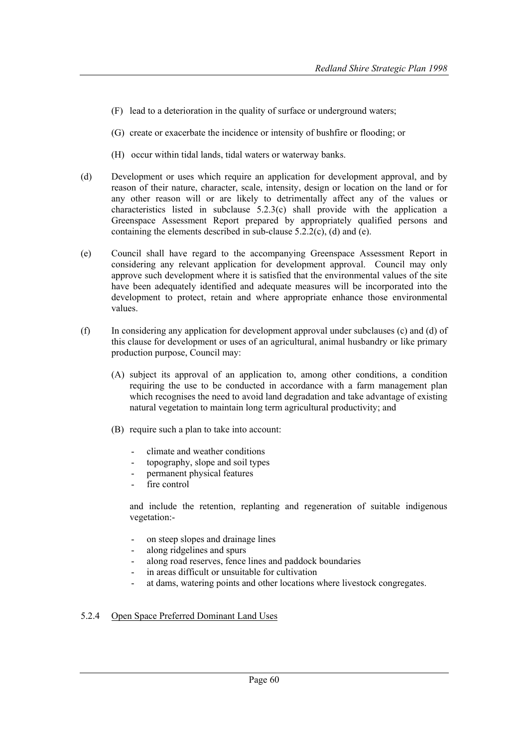(F) lead to a deterioration in the quality of surface or underground waters;

(G) create or exacerbate the incidence or intensity of bushfire or flooding; or

(H) occur within tidal lands, tidal waters or waterway banks.

(d) Development or uses which require an application for development approval, and by reason of their nature, character, scale, intensity, design or location on the land or for any other reason will or are likely to detrimentally affect any of the values or characteristics listed in subclause 5.2.3(c) shall provide with the application a Greenspace Assessment Report prepared by appropriately qualified persons and containing the elements described in sub-clause 5.2.2(c), (d) and (e).

(e) Council shall have regard to the accompanying Greenspace Assessment Report in considering any relevant application for development approval. Council may only approve such development where it is satisfied that the environmental values of the site have been adequately identified and adequate measures will be incorporated into the development to protect, retain and where appropriate enhance those environmental values.

(f) In considering any application for development approval under subclauses (c) and (d) of this clause for development or uses of an agricultural, animal husbandry or like primary production purpose, Council may:

(A) subject its approval of an application to, among other conditions, a condition requiring the use to be conducted in accordance with a farm management plan which recognises the need to avoid land degradation and take advantage of existing natural vegetation to maintain long term agricultural productivity; and

(B) require such a plan to take into account:

- climate and weather conditions
- topography, slope and soil types
- permanent physical features
- fire control

and include the retention, replanting and regeneration of suitable indigenous vegetation:-

- on steep slopes and drainage lines
- along ridgelines and spurs
- along road reserves, fence lines and paddock boundaries
- in areas difficult or unsuitable for cultivation
- at dams, watering points and other locations where livestock congregates.

5.2.4 Open Space Preferred Dominant Land Uses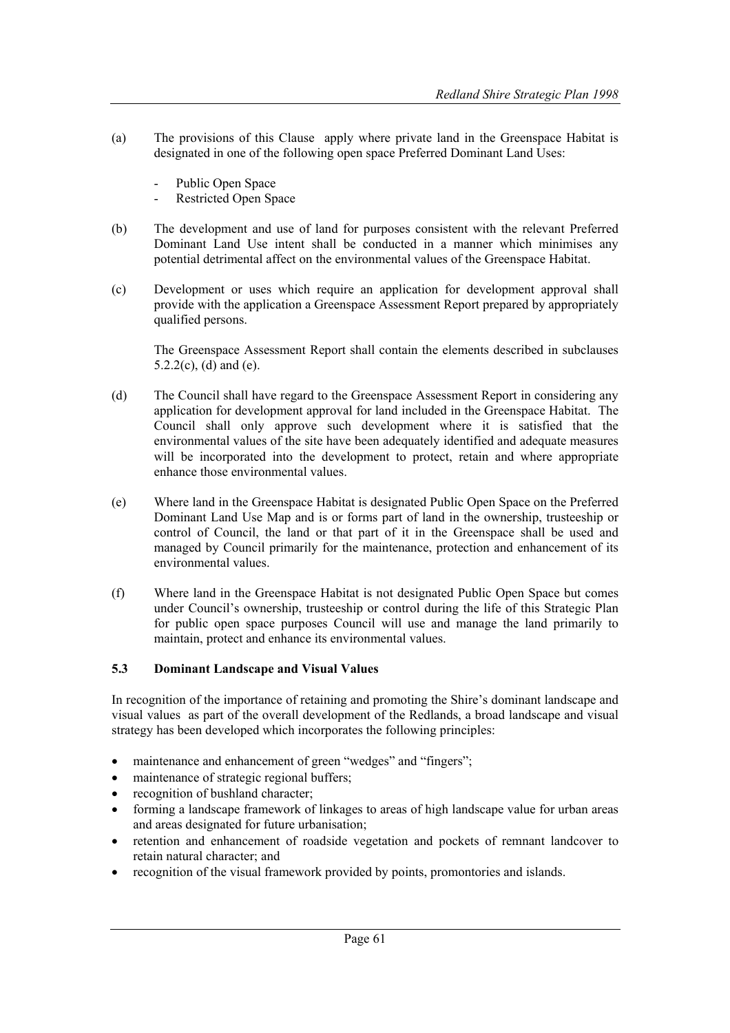(a) The provisions of this Clause apply where private land in the Greenspace Habitat is designated in one of the following open space Preferred Dominant Land Uses:

- Public Open Space
- Restricted Open Space

(b) The development and use of land for purposes consistent with the relevant Preferred Dominant Land Use intent shall be conducted in a manner which minimises any potential detrimental affect on the environmental values of the Greenspace Habitat.

(c) Development or uses which require an application for development approval shall provide with the application a Greenspace Assessment Report prepared by appropriately qualified persons.

The Greenspace Assessment Report shall contain the elements described in subclauses 5.2.2(c), (d) and (e).

(d) The Council shall have regard to the Greenspace Assessment Report in considering any application for development approval for land included in the Greenspace Habitat. The Council shall only approve such development where it is satisfied that the environmental values of the site have been adequately identified and adequate measures will be incorporated into the development to protect, retain and where appropriate enhance those environmental values.

(e) Where land in the Greenspace Habitat is designated Public Open Space on the Preferred Dominant Land Use Map and is or forms part of land in the ownership, trusteeship or control of Council, the land or that part of it in the Greenspace shall be used and managed by Council primarily for the maintenance, protection and enhancement of its environmental values.

(f) Where land in the Greenspace Habitat is not designated Public Open Space but comes under Council's ownership, trusteeship or control during the life of this Strategic Plan for public open space purposes Council will use and manage the land primarily to maintain, protect and enhance its environmental values.

### 5.3 Dominant Landscape and Visual Values

In recognition of the importance of retaining and promoting the Shire's dominant landscape and visual values as part of the overall development of the Redlands, a broad landscape and visual strategy has been developed which incorporates the following principles:

- maintenance and enhancement of green "wedges" and "fingers";
- maintenance of strategic regional buffers;
- recognition of bushland character;
- forming a landscape framework of linkages to areas of high landscape value for urban areas and areas designated for future urbanisation;
- retention and enhancement of roadside vegetation and pockets of remnant landcover to retain natural character; and
- recognition of the visual framework provided by points, promontories and islands.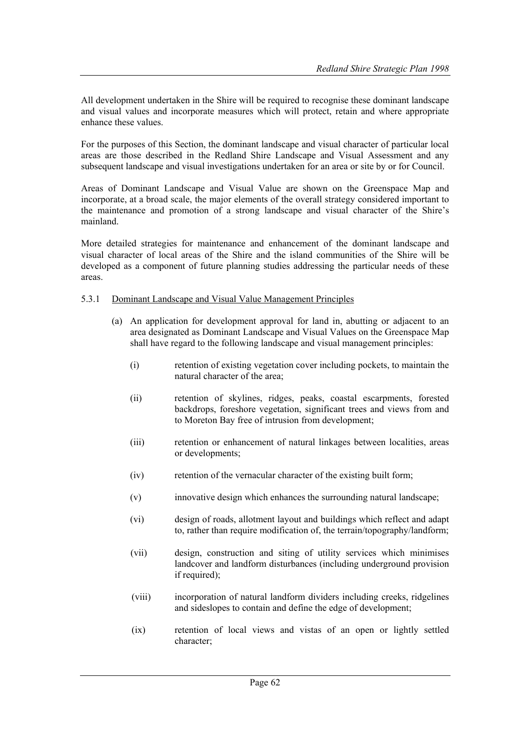All development undertaken in the Shire will be required to recognise these dominant landscape and visual values and incorporate measures which will protect, retain and where appropriate enhance these values.

For the purposes of this Section, the dominant landscape and visual character of particular local areas are those described in the Redland Shire Landscape and Visual Assessment and any subsequent landscape and visual investigations undertaken for an area or site by or for Council.

Areas of Dominant Landscape and Visual Value are shown on the Greenspace Map and incorporate, at a broad scale, the major elements of the overall strategy considered important to the maintenance and promotion of a strong landscape and visual character of the Shire's mainland.

More detailed strategies for maintenance and enhancement of the dominant landscape and visual character of local areas of the Shire and the island communities of the Shire will be developed as a component of future planning studies addressing the particular needs of these areas.

5.3.1 Dominant Landscape and Visual Value Management Principles

(a) An application for development approval for land in, abutting or adjacent to an area designated as Dominant Landscape and Visual Values on the Greenspace Map shall have regard to the following landscape and visual management principles:

(i) retention of existing vegetation cover including pockets, to maintain the natural character of the area;

(ii) retention of skylines, ridges, peaks, coastal escarpments, forested backdrops, foreshore vegetation, significant trees and views from and to Moreton Bay free of intrusion from development;

(iii) retention or enhancement of natural linkages between localities, areas or developments;

(iv) retention of the vernacular character of the existing built form;

(v) innovative design which enhances the surrounding natural landscape;

(vi) design of roads, allotment layout and buildings which reflect and adapt to, rather than require modification of, the terrain/topography/landform;

(vii) design, construction and siting of utility services which minimises landcover and landform disturbances (including underground provision if required);

(viii) incorporation of natural landform dividers including creeks, ridgelines and sideslopes to contain and define the edge of development;

(ix) retention of local views and vistas of an open or lightly settled character;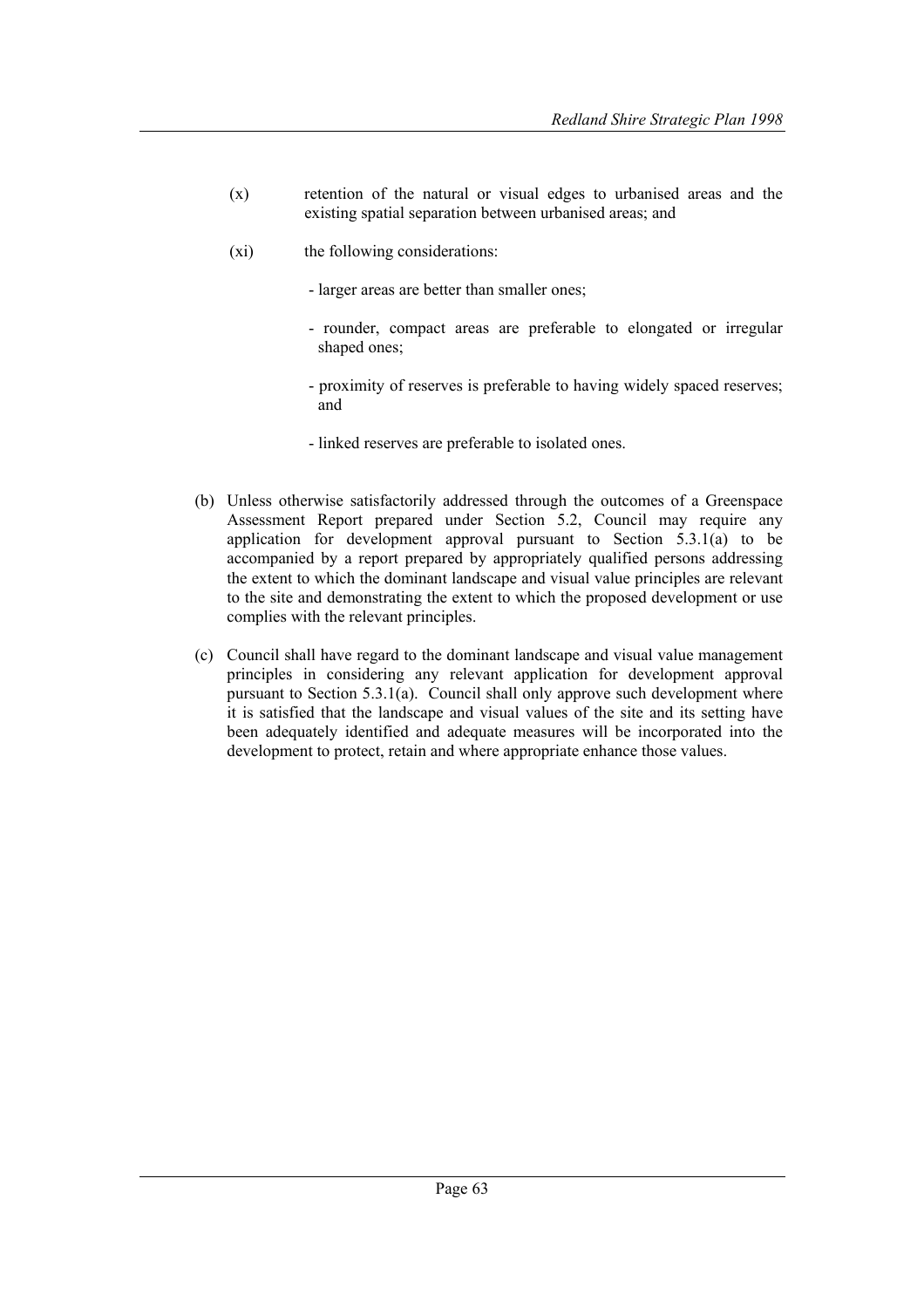(x) retention of the natural or visual edges to urbanised areas and the existing spatial separation between urbanised areas; and

(xi) the following considerations:

- larger areas are better than smaller ones;
- rounder, compact areas are preferable to elongated or irregular shaped ones;
- proximity of reserves is preferable to having widely spaced reserves; and
- linked reserves are preferable to isolated ones.

(b) Unless otherwise satisfactorily addressed through the outcomes of a Greenspace Assessment Report prepared under Section 5.2, Council may require any application for development approval pursuant to Section 5.3.1(a) to be accompanied by a report prepared by appropriately qualified persons addressing the extent to which the dominant landscape and visual value principles are relevant to the site and demonstrating the extent to which the proposed development or use complies with the relevant principles.

(c) Council shall have regard to the dominant landscape and visual value management principles in considering any relevant application for development approval pursuant to Section 5.3.1(a). Council shall only approve such development where it is satisfied that the landscape and visual values of the site and its setting have been adequately identified and adequate measures will be incorporated into the development to protect, retain and where appropriate enhance those values.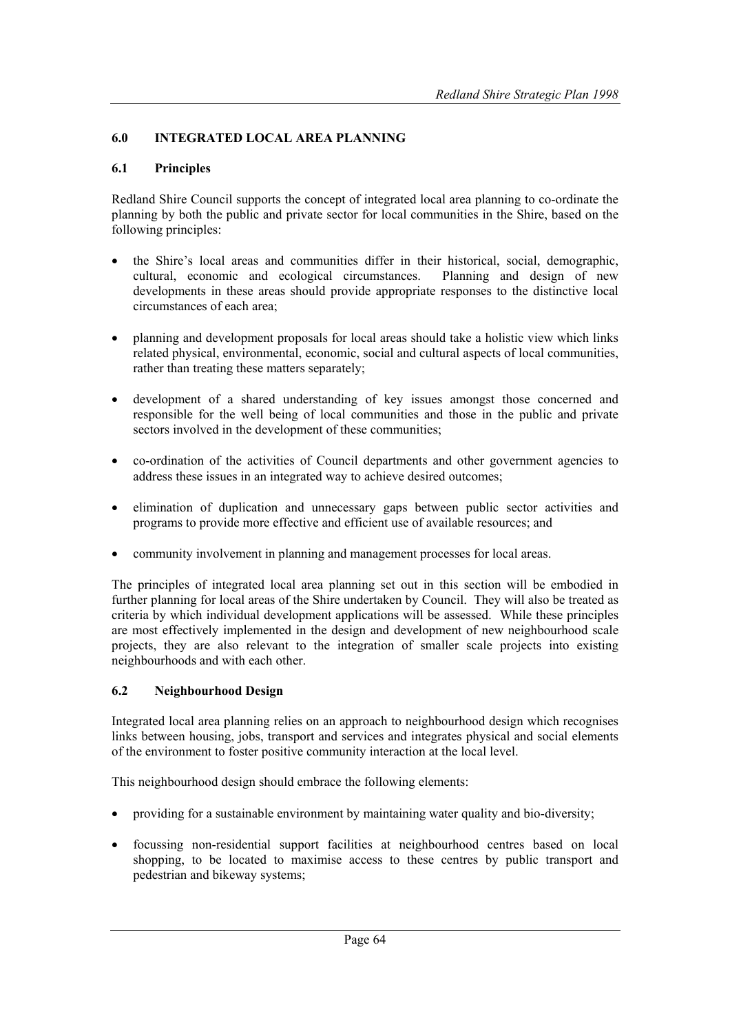## 6.0 INTEGRATED LOCAL AREA PLANNING

### 6.1 Principles

Redland Shire Council supports the concept of integrated local area planning to co-ordinate the planning by both the public and private sector for local communities in the Shire, based on the following principles:

- the Shire's local areas and communities differ in their historical, social, demographic, cultural, economic and ecological circumstances. Planning and design of new developments in these areas should provide appropriate responses to the distinctive local circumstances of each area;
- planning and development proposals for local areas should take a holistic view which links related physical, environmental, economic, social and cultural aspects of local communities, rather than treating these matters separately;
- development of a shared understanding of key issues amongst those concerned and responsible for the well being of local communities and those in the public and private sectors involved in the development of these communities;
- co-ordination of the activities of Council departments and other government agencies to address these issues in an integrated way to achieve desired outcomes;
- elimination of duplication and unnecessary gaps between public sector activities and programs to provide more effective and efficient use of available resources; and
- community involvement in planning and management processes for local areas.

The principles of integrated local area planning set out in this section will be embodied in further planning for local areas of the Shire undertaken by Council. They will also be treated as criteria by which individual development applications will be assessed. While these principles are most effectively implemented in the design and development of new neighbourhood scale projects, they are also relevant to the integration of smaller scale projects into existing neighbourhoods and with each other.

### 6.2 Neighbourhood Design

Integrated local area planning relies on an approach to neighbourhood design which recognises links between housing, jobs, transport and services and integrates physical and social elements of the environment to foster positive community interaction at the local level.

This neighbourhood design should embrace the following elements:

- providing for a sustainable environment by maintaining water quality and bio-diversity;
- focussing non-residential support facilities at neighbourhood centres based on local shopping, to be located to maximise access to these centres by public transport and pedestrian and bikeway systems;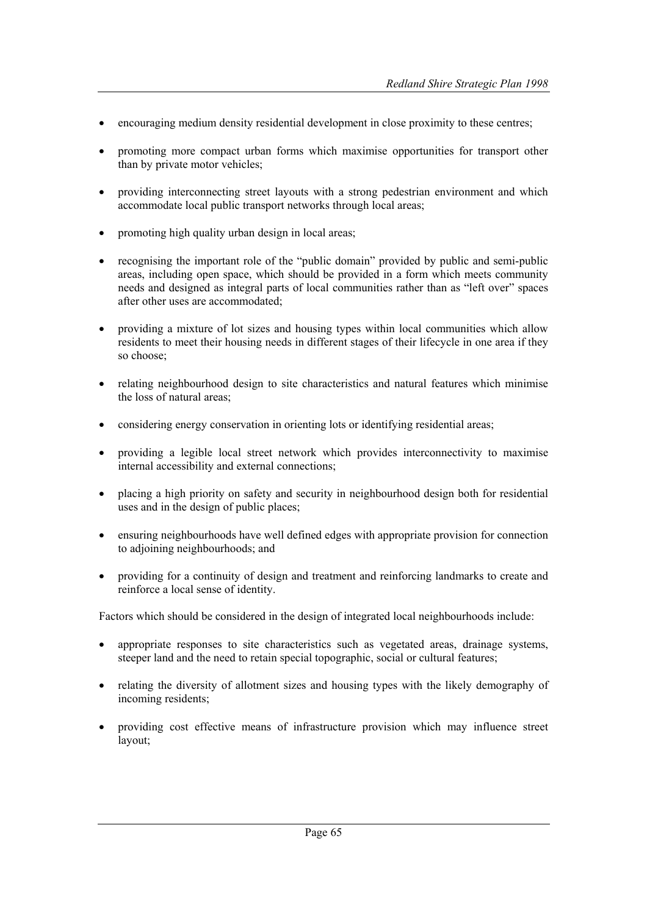- encouraging medium density residential development in close proximity to these centres;

- promoting more compact urban forms which maximise opportunities for transport other than by private motor vehicles;

- providing interconnecting street layouts with a strong pedestrian environment and which accommodate local public transport networks through local areas;

- promoting high quality urban design in local areas;

- recognising the important role of the "public domain" provided by public and semi-public areas, including open space, which should be provided in a form which meets community needs and designed as integral parts of local communities rather than as "left over" spaces after other uses are accommodated;

- providing a mixture of lot sizes and housing types within local communities which allow residents to meet their housing needs in different stages of their lifecycle in one area if they so choose;

- relating neighbourhood design to site characteristics and natural features which minimise the loss of natural areas;

- considering energy conservation in orienting lots or identifying residential areas;

- providing a legible local street network which provides interconnectivity to maximise internal accessibility and external connections;

- placing a high priority on safety and security in neighbourhood design both for residential uses and in the design of public places;

- ensuring neighbourhoods have well defined edges with appropriate provision for connection to adjoining neighbourhoods; and

- providing for a continuity of design and treatment and reinforcing landmarks to create and reinforce a local sense of identity.

Factors which should be considered in the design of integrated local neighbourhoods include:

- appropriate responses to site characteristics such as vegetated areas, drainage systems, steeper land and the need to retain special topographic, social or cultural features;

- relating the diversity of allotment sizes and housing types with the likely demography of incoming residents;

- providing cost effective means of infrastructure provision which may influence street layout;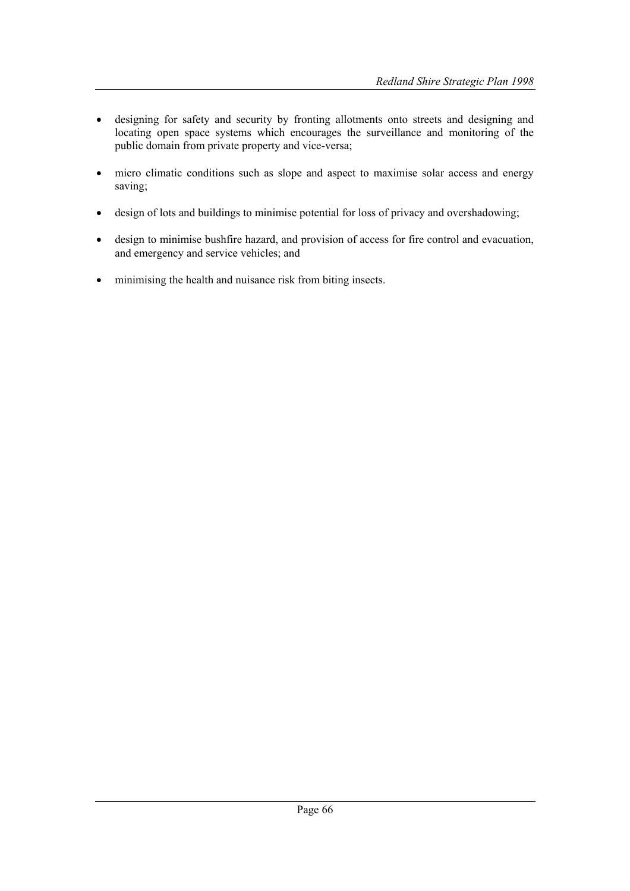- designing for safety and security by fronting allotments onto streets and designing and locating open space systems which encourages the surveillance and monitoring of the public domain from private property and vice-versa;

- micro climatic conditions such as slope and aspect to maximise solar access and energy saving;

- design of lots and buildings to minimise potential for loss of privacy and overshadowing;

- design to minimise bushfire hazard, and provision of access for fire control and evacuation, and emergency and service vehicles; and

- minimising the health and nuisance risk from biting insects.